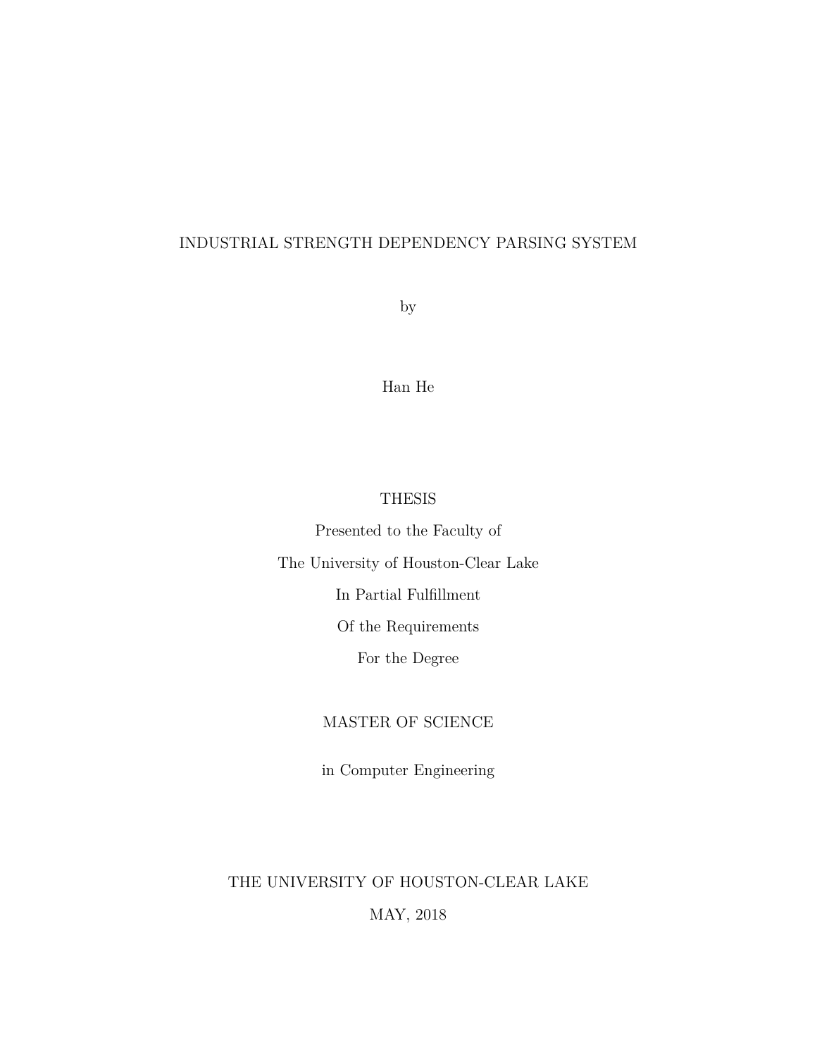# INDUSTRIAL STRENGTH DEPENDENCY PARSING SYSTEM

by

Han He

THESIS

Presented to the Faculty of

The University of Houston-Clear Lake

In Partial Fulfillment

Of the Requirements

For the Degree

MASTER OF SCIENCE

in Computer Engineering

THE UNIVERSITY OF HOUSTON-CLEAR LAKE

MAY, 2018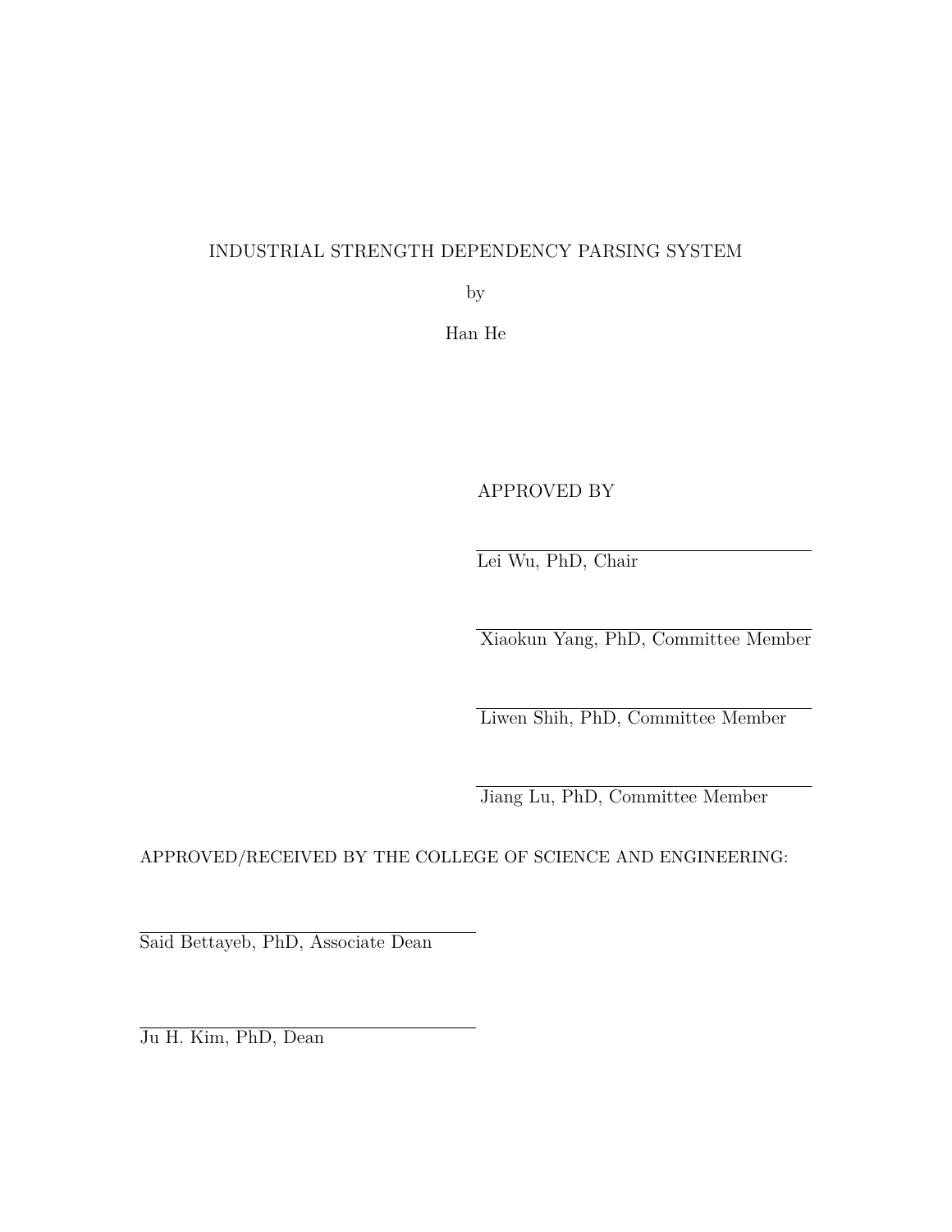INDUSTRIAL STRENGTH DEPENDENCY PARSING SYSTEM

by

Han He

APPROVED BY

---

Lei Wu, PhD, Chair

---

Xiaokun Yang, PhD, Committee Member

---

Liwen Shih, PhD, Committee Member

---

Jiang Lu, PhD, Committee Member

APPROVED/RECEIVED BY THE COLLEGE OF SCIENCE AND ENGINEERING:

---

Said Bettayeb, PhD, Associate Dean

---

Ju H. Kim, PhD, Dean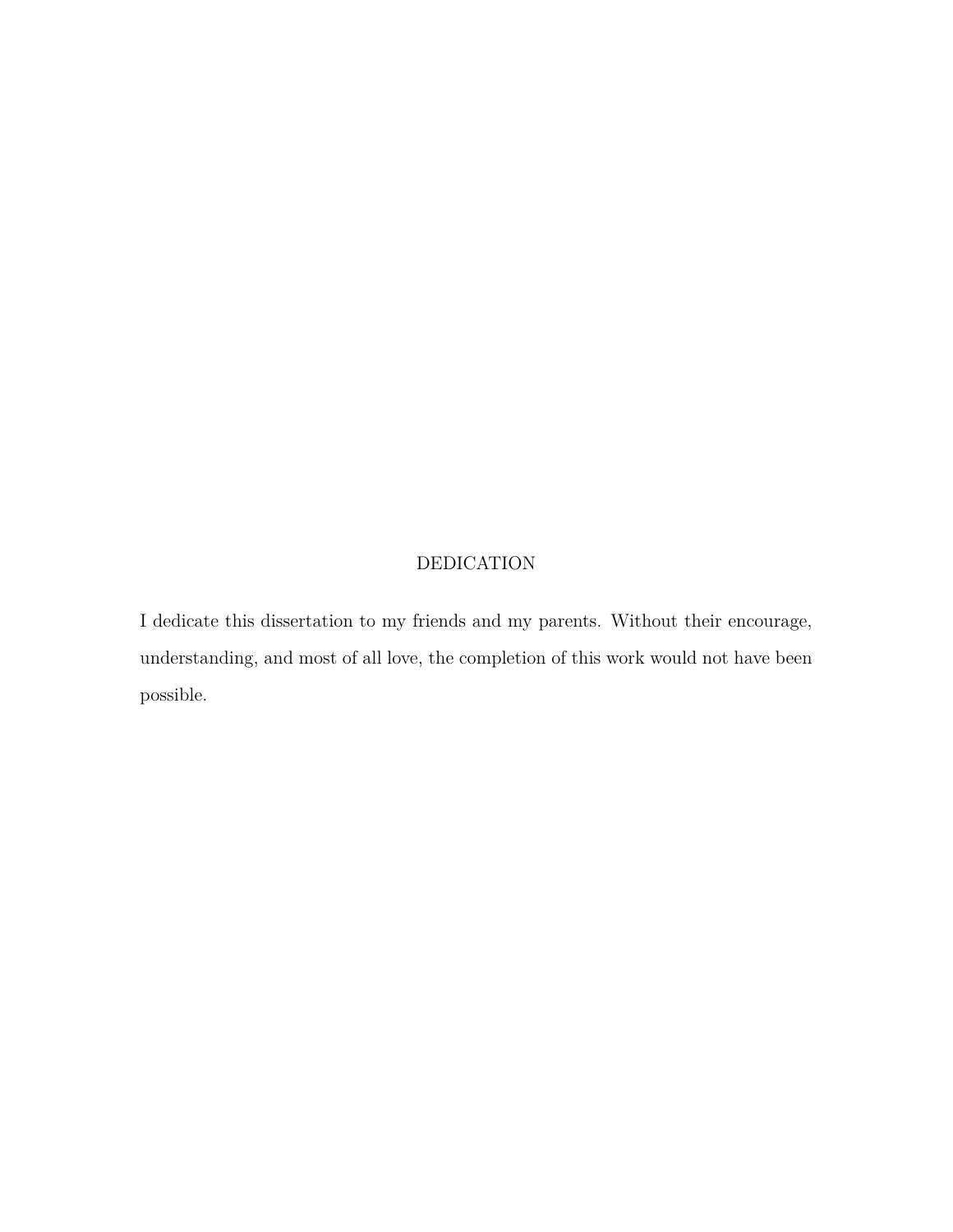# DEDICATION

I dedicate this dissertation to my friends and my parents. Without their encourage, understanding, and most of all love, the completion of this work would not have been possible.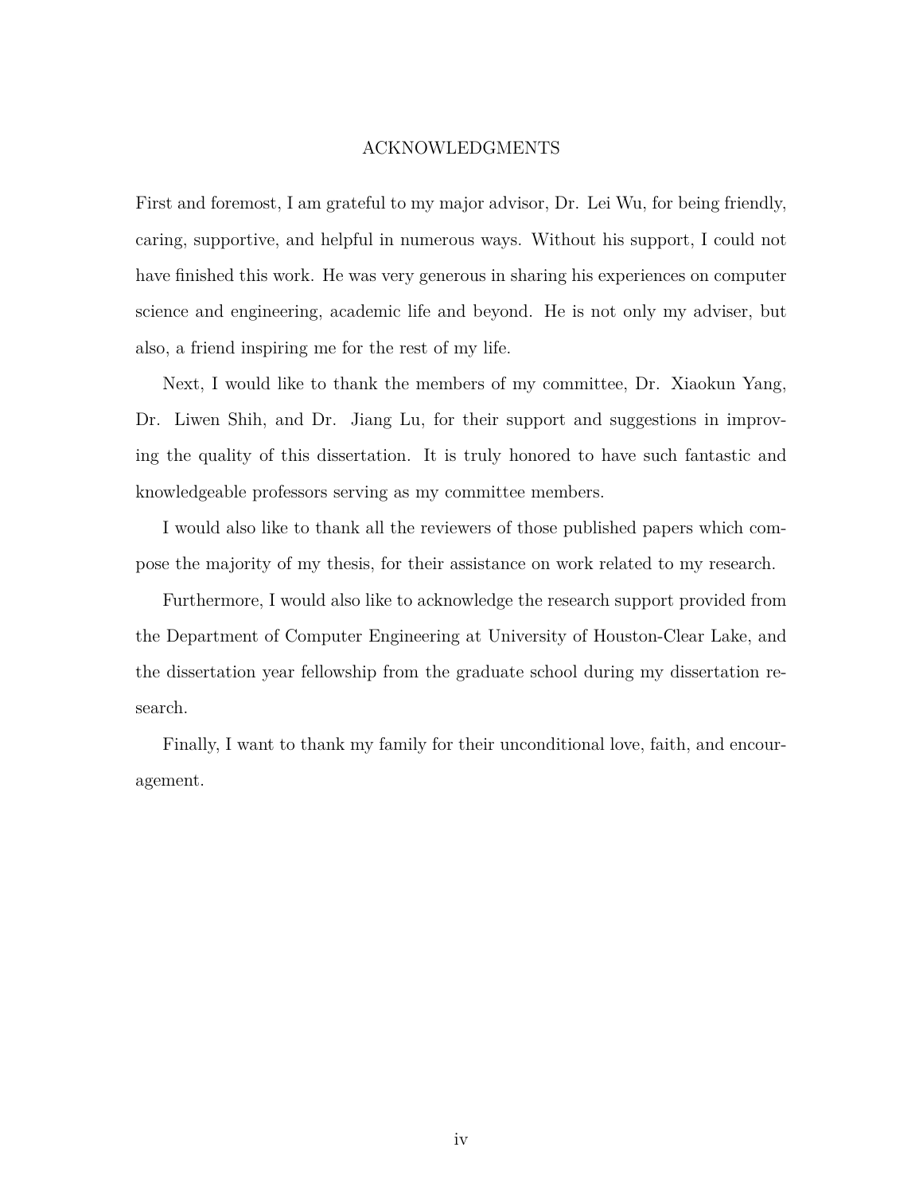# ACKNOWLEDGMENTS

First and foremost, I am grateful to my major advisor, Dr. Lei Wu, for being friendly, caring, supportive, and helpful in numerous ways. Without his support, I could not have finished this work. He was very generous in sharing his experiences on computer science and engineering, academic life and beyond. He is not only my adviser, but also, a friend inspiring me for the rest of my life.

Next, I would like to thank the members of my committee, Dr. Xiaokun Yang, Dr. Liwen Shih, and Dr. Jiang Lu, for their support and suggestions in improving the quality of this dissertation. It is truly honored to have such fantastic and knowledgeable professors serving as my committee members.

I would also like to thank all the reviewers of those published papers which compose the majority of my thesis, for their assistance on work related to my research.

Furthermore, I would also like to acknowledge the research support provided from the Department of Computer Engineering at University of Houston-Clear Lake, and the dissertation year fellowship from the graduate school during my dissertation research.

Finally, I want to thank my family for their unconditional love, faith, and encouragement.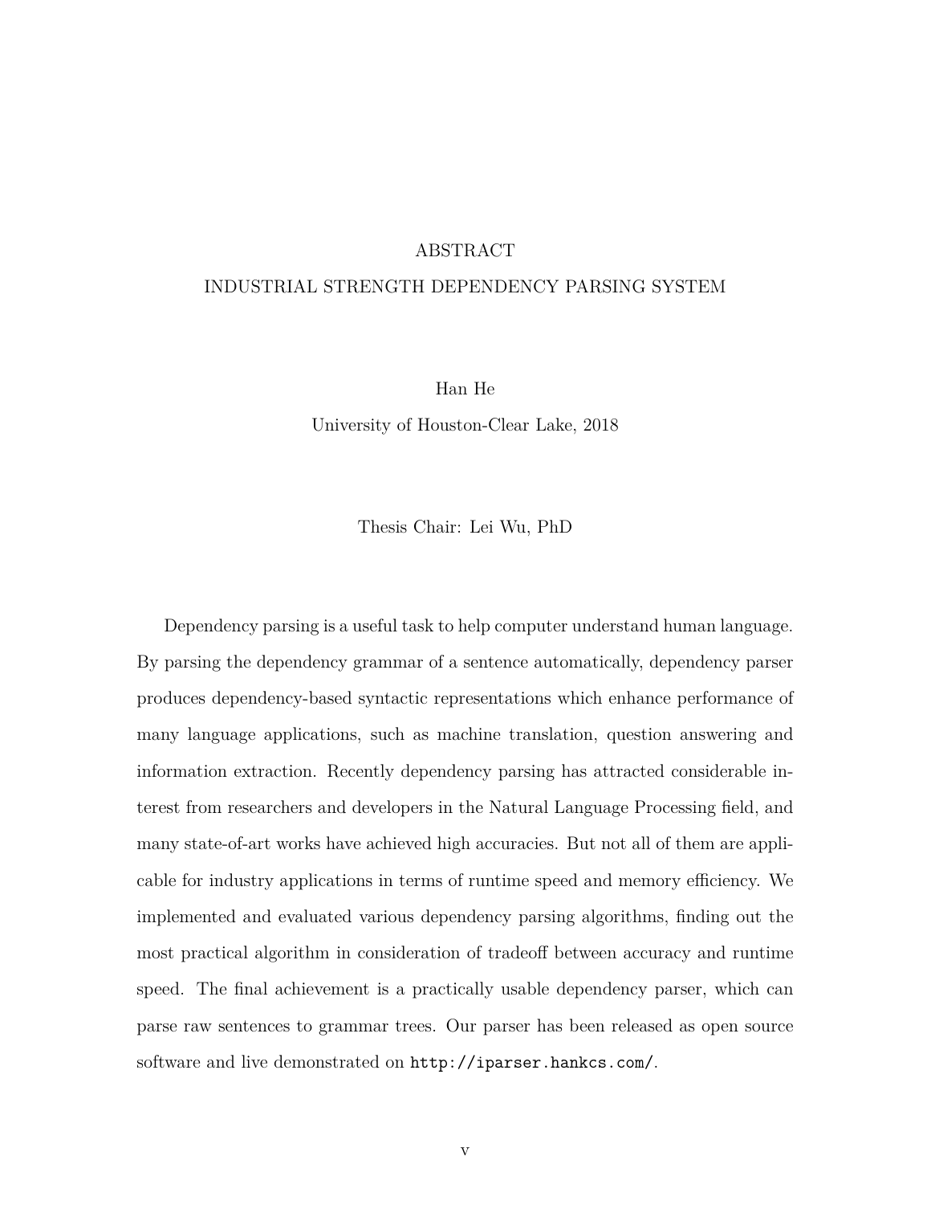# ABSTRACT

## INDUSTRIAL STRENGTH DEPENDENCY PARSING SYSTEM

Han He

University of Houston-Clear Lake, 2018

Thesis Chair: Lei Wu, PhD

Dependency parsing is a useful task to help computer understand human language. By parsing the dependency grammar of a sentence automatically, dependency parser produces dependency-based syntactic representations which enhance performance of many language applications, such as machine translation, question answering and information extraction. Recently dependency parsing has attracted considerable interest from researchers and developers in the Natural Language Processing field, and many state-of-art works have achieved high accuracies. But not all of them are applicable for industry applications in terms of runtime speed and memory efficiency. We implemented and evaluated various dependency parsing algorithms, finding out the most practical algorithm in consideration of tradeoff between accuracy and runtime speed. The final achievement is a practically usable dependency parser, which can parse raw sentences to grammar trees. Our parser has been released as open source software and live demonstrated on `http://iparser.hankcs.com/`.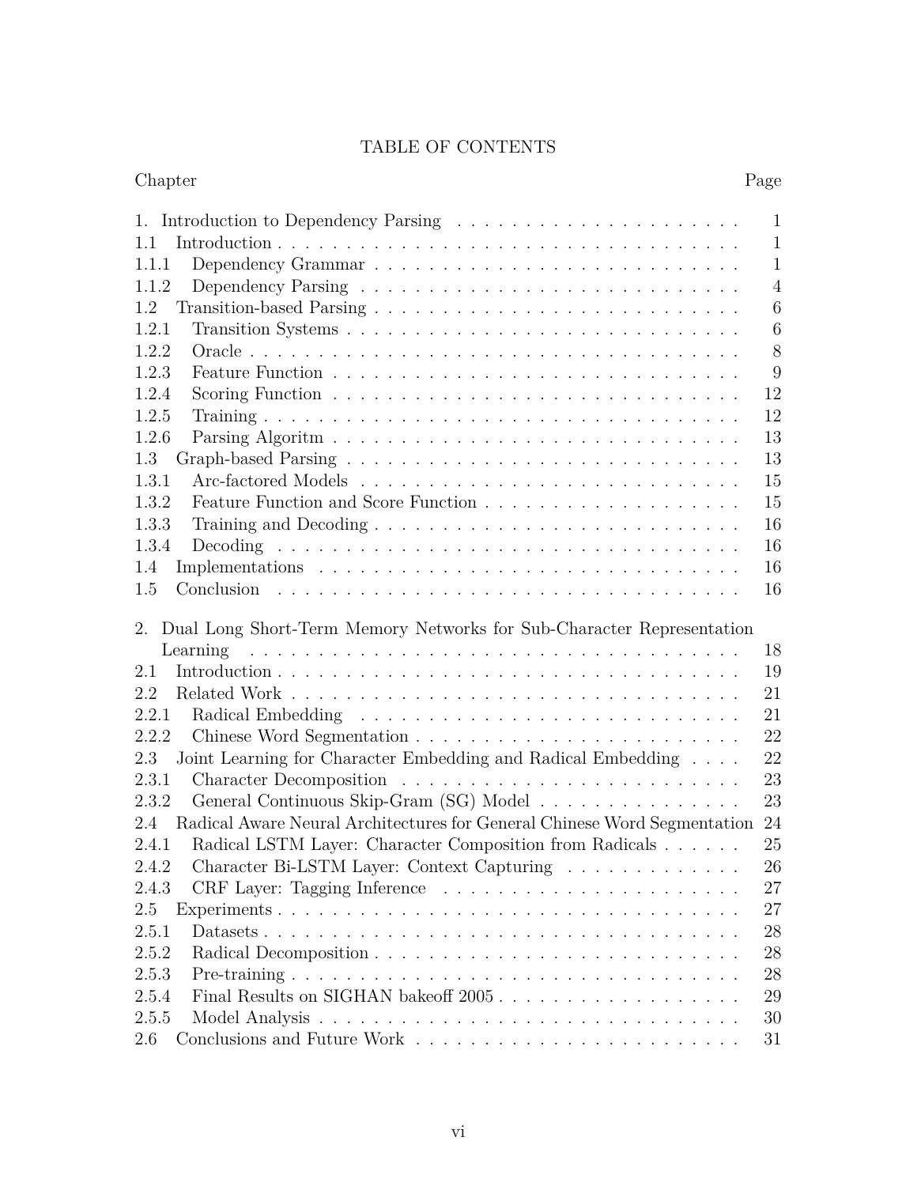# TABLE OF CONTENTS

| Chapter | Page |
| --- | --- |
| 1. Introduction to Dependency Parsing | 1 |
| 1.1 Introduction | 1 |
| 1.1.1 Dependency Grammar | 1 |
| 1.1.2 Dependency Parsing | 4 |
| 1.2 Transition-based Parsing | 6 |
| 1.2.1 Transition Systems | 6 |
| 1.2.2 Oracle | 8 |
| 1.2.3 Feature Function | 9 |
| 1.2.4 Scoring Function | 12 |
| 1.2.5 Training | 12 |
| 1.2.6 Parsing Algoritm | 13 |
| 1.3 Graph-based Parsing | 13 |
| 1.3.1 Arc-factored Models | 15 |
| 1.3.2 Feature Function and Score Function | 15 |
| 1.3.3 Training and Decoding | 16 |
| 1.3.4 Decoding | 16 |
| 1.4 Implementations | 16 |
| 1.5 Conclusion | 16 |
| 2. Dual Long Short-Term Memory Networks for Sub-Character Representation Learning | 18 |
| 2.1 Introduction | 19 |
| 2.2 Related Work | 21 |
| 2.2.1 Radical Embedding | 21 |
| 2.2.2 Chinese Word Segmentation | 22 |
| 2.3 Joint Learning for Character Embedding and Radical Embedding | 22 |
| 2.3.1 Character Decomposition | 23 |
| 2.3.2 General Continuous Skip-Gram (SG) Model | 23 |
| 2.4 Radical Aware Neural Architectures for General Chinese Word Segmentation | 24 |
| 2.4.1 Radical LSTM Layer: Character Composition from Radicals | 25 |
| 2.4.2 Character Bi-LSTM Layer: Context Capturing | 26 |
| 2.4.3 CRF Layer: Tagging Inference | 27 |
| 2.5 Experiments | 27 |
| 2.5.1 Datasets | 28 |
| 2.5.2 Radical Decomposition | 28 |
| 2.5.3 Pre-training | 28 |
| 2.5.4 Final Results on SIGHAN bakeoff 2005 | 29 |
| 2.5.5 Model Analysis | 30 |
| 2.6 Conclusions and Future Work | 31 |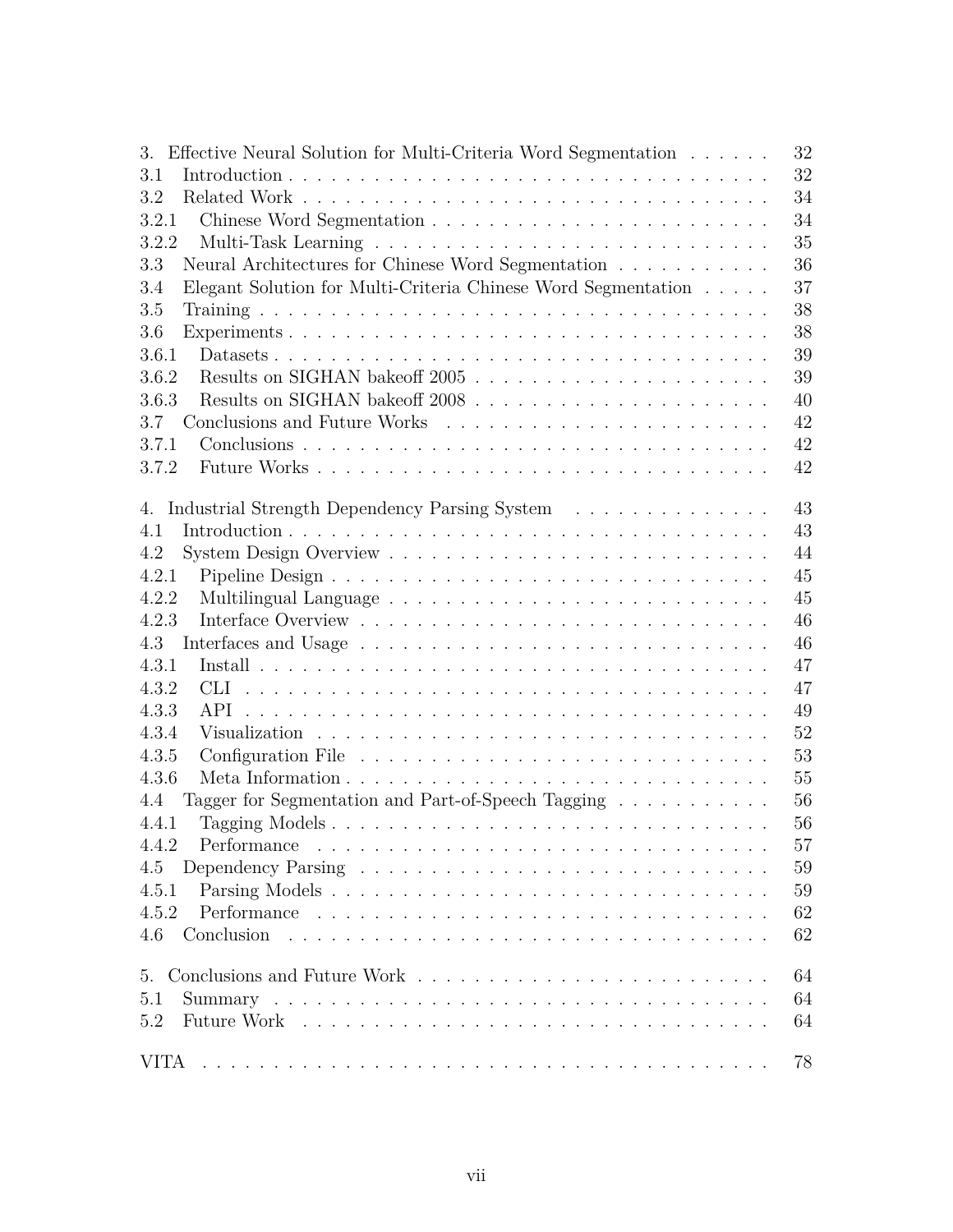3. Effective Neural Solution for Multi-Criteria Word Segmentation . . . . . . 32
3.1 Introduction . . . . . . . . . . . . . . . . . . . . . . . . . . . . . . . . . . . 32
3.2 Related Work . . . . . . . . . . . . . . . . . . . . . . . . . . . . . . . . . . 34
3.2.1 Chinese Word Segmentation . . . . . . . . . . . . . . . . . . . . . . . . 34
3.2.2 Multi-Task Learning . . . . . . . . . . . . . . . . . . . . . . . . . . . . 35
3.3 Neural Architectures for Chinese Word Segmentation . . . . . . . . . . . 36
3.4 Elegant Solution for Multi-Criteria Chinese Word Segmentation . . . . . 37
3.5 Training . . . . . . . . . . . . . . . . . . . . . . . . . . . . . . . . . . . . 38
3.6 Experiments . . . . . . . . . . . . . . . . . . . . . . . . . . . . . . . . . . 38
3.6.1 Datasets . . . . . . . . . . . . . . . . . . . . . . . . . . . . . . . . . . 39
3.6.2 Results on SIGHAN bakeoff 2005 . . . . . . . . . . . . . . . . . . . . . 39
3.6.3 Results on SIGHAN bakeoff 2008 . . . . . . . . . . . . . . . . . . . . . 40
3.7 Conclusions and Future Works . . . . . . . . . . . . . . . . . . . . . . . 42
3.7.1 Conclusions . . . . . . . . . . . . . . . . . . . . . . . . . . . . . . . . . 42
3.7.2 Future Works . . . . . . . . . . . . . . . . . . . . . . . . . . . . . . . . 42

4. Industrial Strength Dependency Parsing System . . . . . . . . . . . . . . 43
4.1 Introduction . . . . . . . . . . . . . . . . . . . . . . . . . . . . . . . . . . . 43
4.2 System Design Overview . . . . . . . . . . . . . . . . . . . . . . . . . . . 44
4.2.1 Pipeline Design . . . . . . . . . . . . . . . . . . . . . . . . . . . . . . . 45
4.2.2 Multilingual Language . . . . . . . . . . . . . . . . . . . . . . . . . . . 45
4.2.3 Interface Overview . . . . . . . . . . . . . . . . . . . . . . . . . . . . . 46
4.3 Interfaces and Usage . . . . . . . . . . . . . . . . . . . . . . . . . . . . . 46
4.3.1 Install . . . . . . . . . . . . . . . . . . . . . . . . . . . . . . . . . . . . 47
4.3.2 CLI . . . . . . . . . . . . . . . . . . . . . . . . . . . . . . . . . . . . . 47
4.3.3 API . . . . . . . . . . . . . . . . . . . . . . . . . . . . . . . . . . . . . 49
4.3.4 Visualization . . . . . . . . . . . . . . . . . . . . . . . . . . . . . . . . 52
4.3.5 Configuration File . . . . . . . . . . . . . . . . . . . . . . . . . . . . . 53
4.3.6 Meta Information . . . . . . . . . . . . . . . . . . . . . . . . . . . . . . 55
4.4 Tagger for Segmentation and Part-of-Speech Tagging . . . . . . . . . . . 56
4.4.1 Tagging Models . . . . . . . . . . . . . . . . . . . . . . . . . . . . . . . 56
4.4.2 Performance . . . . . . . . . . . . . . . . . . . . . . . . . . . . . . . . 57
4.5 Dependency Parsing . . . . . . . . . . . . . . . . . . . . . . . . . . . . . 59
4.5.1 Parsing Models . . . . . . . . . . . . . . . . . . . . . . . . . . . . . . . 59
4.5.2 Performance . . . . . . . . . . . . . . . . . . . . . . . . . . . . . . . . 62
4.6 Conclusion . . . . . . . . . . . . . . . . . . . . . . . . . . . . . . . . . . . 62

5. Conclusions and Future Work . . . . . . . . . . . . . . . . . . . . . . . . 64
5.1 Summary . . . . . . . . . . . . . . . . . . . . . . . . . . . . . . . . . . . . 64
5.2 Future Work . . . . . . . . . . . . . . . . . . . . . . . . . . . . . . . . . . 64

VITA . . . . . . . . . . . . . . . . . . . . . . . . . . . . . . . . . . . . . . . . 78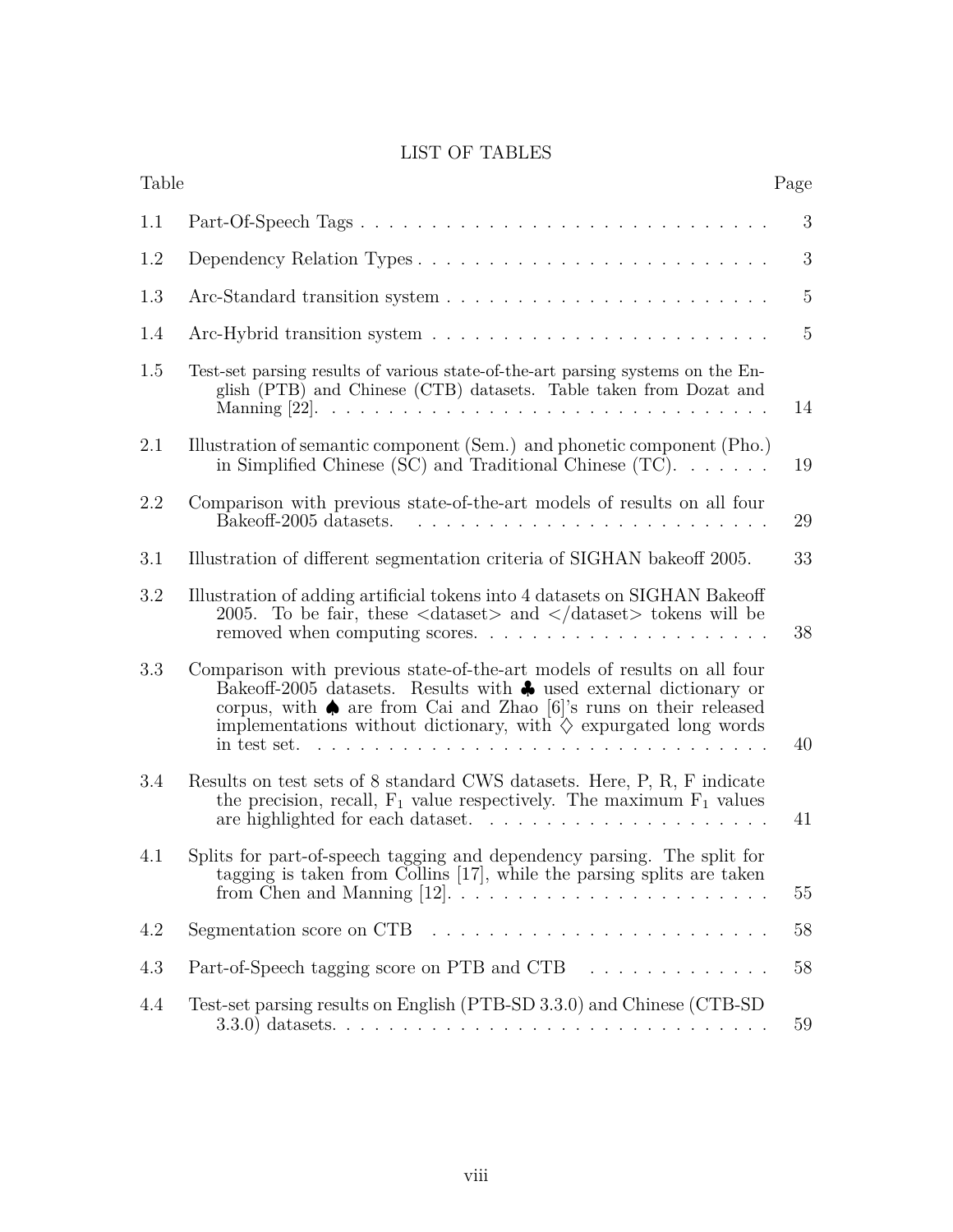# LIST OF TABLES

| Table | | Page |
|---|---|---|
| 1.1 | Part-Of-Speech Tags | 3 |
| 1.2 | Dependency Relation Types | 3 |
| 1.3 | Arc-Standard transition system | 5 |
| 1.4 | Arc-Hybrid transition system | 5 |
| 1.5 | Test-set parsing results of various state-of-the-art parsing systems on the English (PTB) and Chinese (CTB) datasets. Table taken from Dozat and Manning [22]. | 14 |
| 2.1 | Illustration of semantic component (Sem.) and phonetic component (Pho.) in Simplified Chinese (SC) and Traditional Chinese (TC). | 19 |
| 2.2 | Comparison with previous state-of-the-art models of results on all four Bakeoff-2005 datasets. | 29 |
| 3.1 | Illustration of different segmentation criteria of SIGHAN bakeoff 2005. | 33 |
| 3.2 | Illustration of adding artificial tokens into 4 datasets on SIGHAN Bakeoff 2005. To be fair, these <dataset> and </dataset> tokens will be removed when computing scores. | 38 |
| 3.3 | Comparison with previous state-of-the-art models of results on all four Bakeoff-2005 datasets. Results with ♣ used external dictionary or corpus, with ♠ are from Cai and Zhao [6]'s runs on their released implementations without dictionary, with ♢ expurgated long words in test set. | 40 |
| 3.4 | Results on test sets of 8 standard CWS datasets. Here, P, R, F indicate the precision, recall, $F_1$ value respectively. The maximum $F_1$ values are highlighted for each dataset. | 41 |
| 4.1 | Splits for part-of-speech tagging and dependency parsing. The split for tagging is taken from Collins [17], while the parsing splits are taken from Chen and Manning [12]. | 55 |
| 4.2 | Segmentation score on CTB | 58 |
| 4.3 | Part-of-Speech tagging score on PTB and CTB | 58 |
| 4.4 | Test-set parsing results on English (PTB-SD 3.3.0) and Chinese (CTB-SD 3.3.0) datasets. | 59 |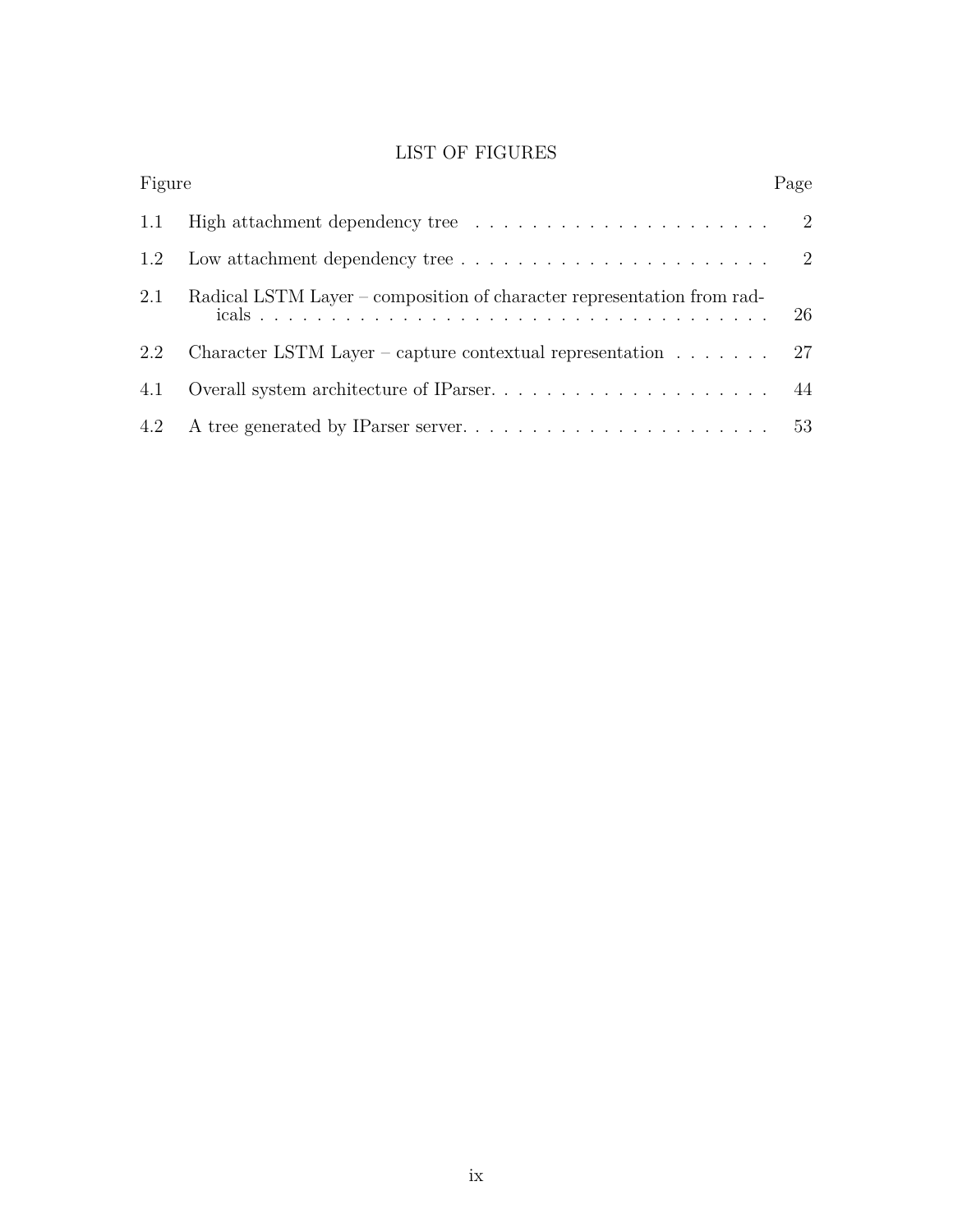# LIST OF FIGURES

| Figure | | Page |
| --- | --- | --- |
| 1.1 | High attachment dependency tree | 2 |
| 1.2 | Low attachment dependency tree | 2 |
| 2.1 | Radical LSTM Layer – composition of character representation from radicals | 26 |
| 2.2 | Character LSTM Layer – capture contextual representation | 27 |
| 4.1 | Overall system architecture of IParser. | 44 |
| 4.2 | A tree generated by IParser server. | 53 |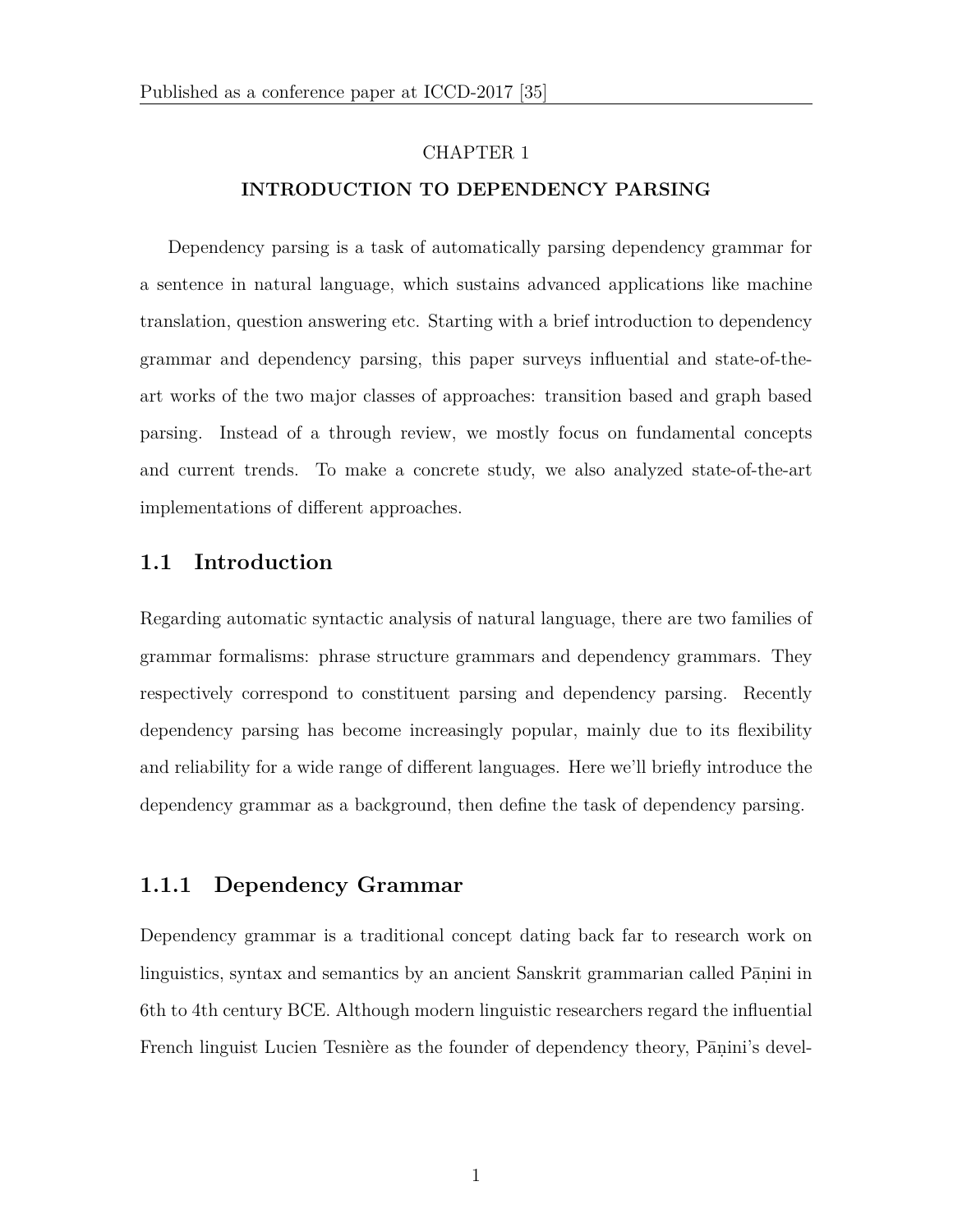# CHAPTER 1

# INTRODUCTION TO DEPENDENCY PARSING

Dependency parsing is a task of automatically parsing dependency grammar for a sentence in natural language, which sustains advanced applications like machine translation, question answering etc. Starting with a brief introduction to dependency grammar and dependency parsing, this paper surveys influential and state-of-the-art works of the two major classes of approaches: transition based and graph based parsing. Instead of a through review, we mostly focus on fundamental concepts and current trends. To make a concrete study, we also analyzed state-of-the-art implementations of different approaches.

## 1.1 Introduction

Regarding automatic syntactic analysis of natural language, there are two families of grammar formalisms: phrase structure grammars and dependency grammars. They respectively correspond to constituent parsing and dependency parsing. Recently dependency parsing has become increasingly popular, mainly due to its flexibility and reliability for a wide range of different languages. Here we'll briefly introduce the dependency grammar as a background, then define the task of dependency parsing.

### 1.1.1 Dependency Grammar

Dependency grammar is a traditional concept dating back far to research work on linguistics, syntax and semantics by an ancient Sanskrit grammarian called Pāṇini in 6th to 4th century BCE. Although modern linguistic researchers regard the influential French linguist Lucien Tesnière as the founder of dependency theory, Pāṇini's devel-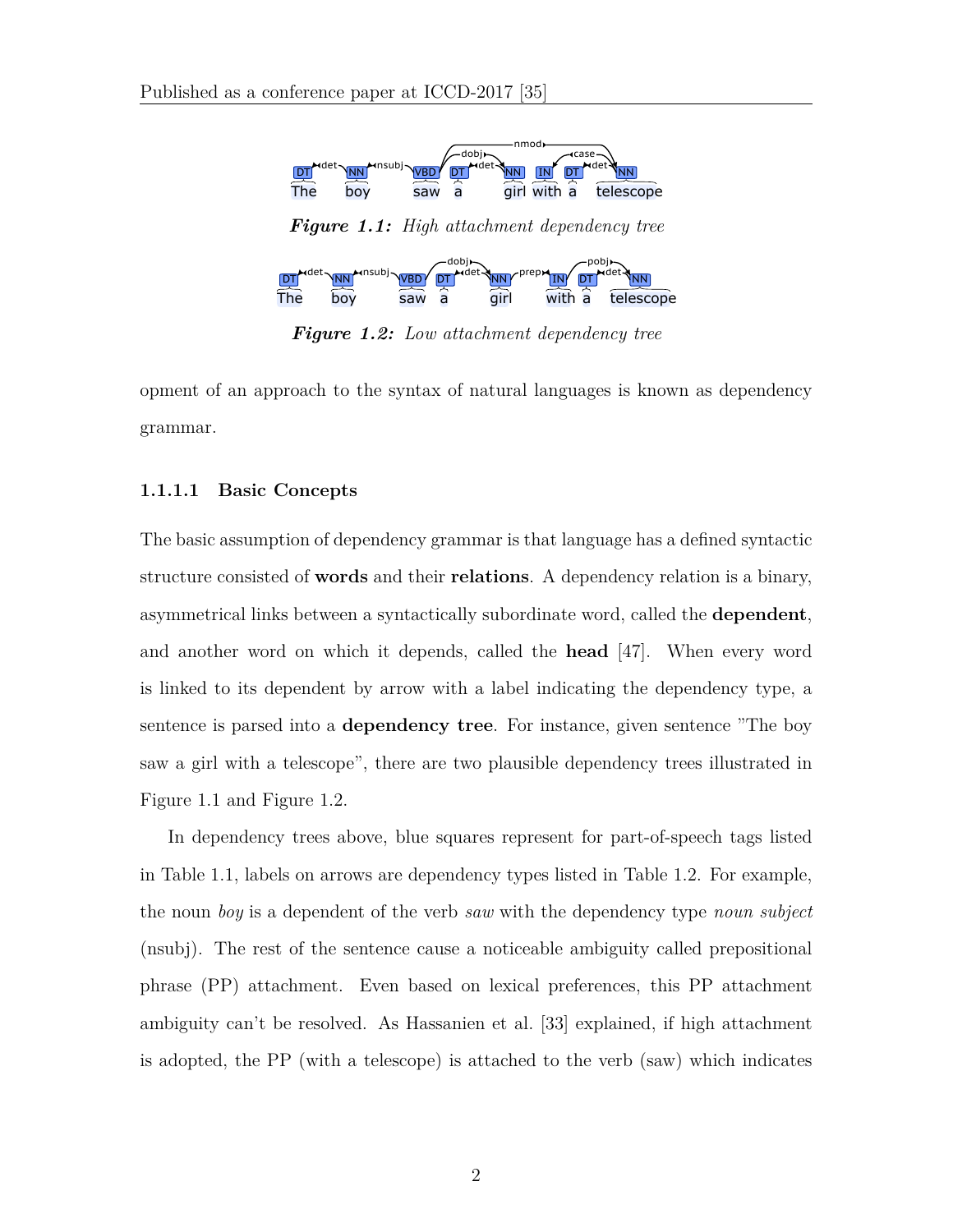**Figure 1.1:** *High attachment dependency tree*

**Figure 1.2:** *Low attachment dependency tree*

opment of an approach to the syntax of natural languages is known as dependency grammar.

#### 1.1.1.1 Basic Concepts

The basic assumption of dependency grammar is that language has a defined syntactic structure consisted of **words** and their **relations**. A dependency relation is a binary, asymmetrical links between a syntactically subordinate word, called the **dependent**, and another word on which it depends, called the **head** [47]. When every word is linked to its dependent by arrow with a label indicating the dependency type, a sentence is parsed into a **dependency tree**. For instance, given sentence "The boy saw a girl with a telescope", there are two plausible dependency trees illustrated in Figure 1.1 and Figure 1.2.

In dependency trees above, blue squares represent for part-of-speech tags listed in Table 1.1, labels on arrows are dependency types listed in Table 1.2. For example, the noun *boy* is a dependent of the verb *saw* with the dependency type *noun subject* (nsubj). The rest of the sentence cause a noticeable ambiguity called prepositional phrase (PP) attachment. Even based on lexical preferences, this PP attachment ambiguity can't be resolved. As Hassanien et al. [33] explained, if high attachment is adopted, the PP (with a telescope) is attached to the verb (saw) which indicates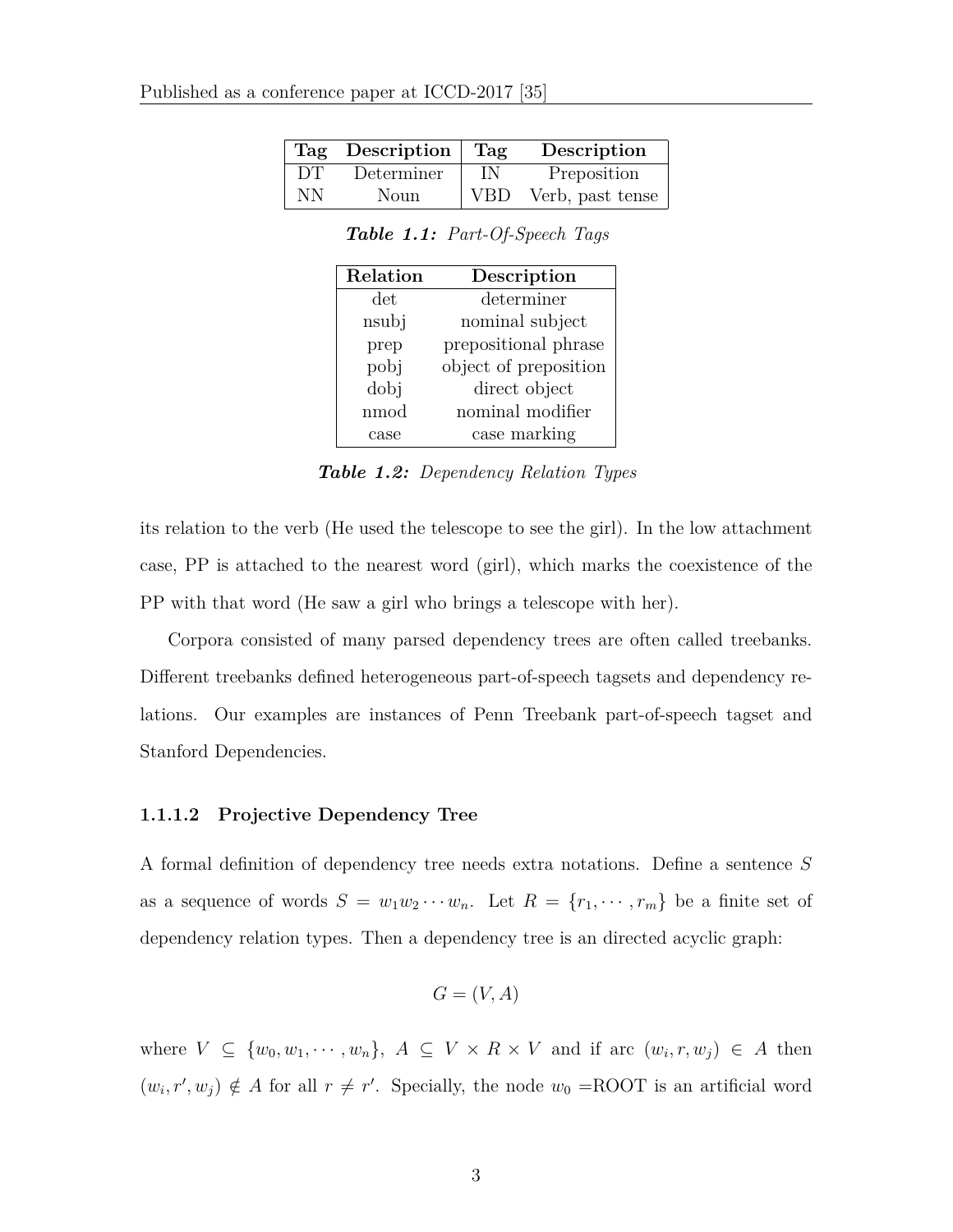| Tag | Description | Tag | Description |
|---|---|---|---|
| DT | Determiner | IN | Preposition |
| NN | Noun | VBD | Verb, past tense |

***Table 1.1:*** *Part-Of-Speech Tags*

| Relation | Description |
|---|---|
| det | determiner |
| nsubj | nominal subject |
| prep | prepositional phrase |
| pobj | object of preposition |
| dobj | direct object |
| nmod | nominal modifier |
| case | case marking |

***Table 1.2:*** *Dependency Relation Types*

its relation to the verb (He used the telescope to see the girl). In the low attachment case, PP is attached to the nearest word (girl), which marks the coexistence of the PP with that word (He saw a girl who brings a telescope with her).

Corpora consisted of many parsed dependency trees are often called treebanks. Different treebanks defined heterogeneous part-of-speech tagsets and dependency relations. Our examples are instances of Penn Treebank part-of-speech tagset and Stanford Dependencies.

#### 1.1.1.2 Projective Dependency Tree

A formal definition of dependency tree needs extra notations. Define a sentence $S$ as a sequence of words $S = w_1 w_2 \cdots w_n$. Let $R = \{r_1, \cdots, r_m\}$ be a finite set of dependency relation types. Then a dependency tree is an directed acyclic graph:

$$G = (V, A)$$

where $V \subseteq \{w_0, w_1, \cdots, w_n\}$, $A \subseteq V \times R \times V$ and if arc $(w_i, r, w_j) \in A$ then $(w_i, r', w_j) \notin A$ for all $r \neq r'$. Specially, the node $w_0$ =ROOT is an artificial word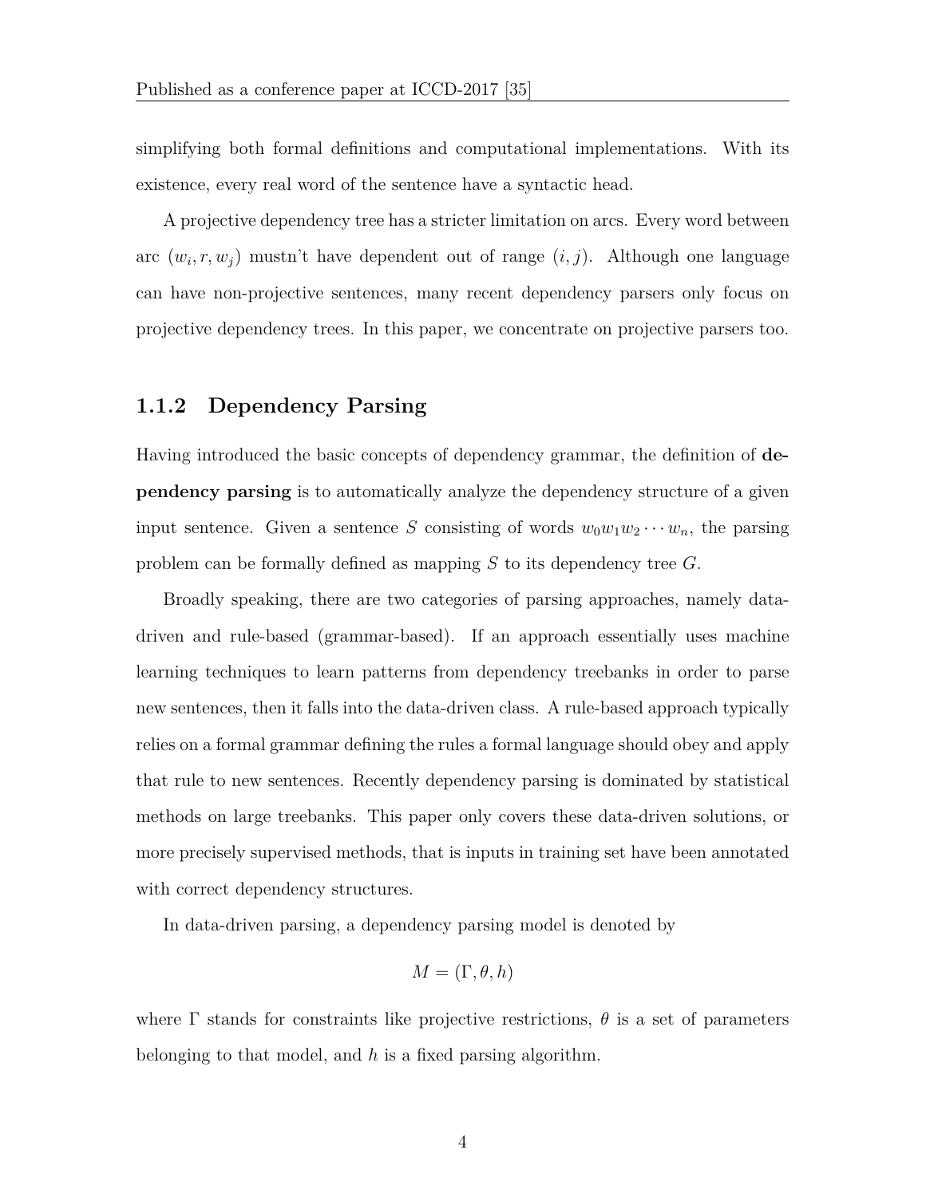simplifying both formal definitions and computational implementations. With its existence, every real word of the sentence have a syntactic head.

A projective dependency tree has a stricter limitation on arcs. Every word between arc $(w_i, r, w_j)$ mustn't have dependent out of range $(i, j)$. Although one language can have non-projective sentences, many recent dependency parsers only focus on projective dependency trees. In this paper, we concentrate on projective parsers too.

### 1.1.2 Dependency Parsing

Having introduced the basic concepts of dependency grammar, the definition of **dependency parsing** is to automatically analyze the dependency structure of a given input sentence. Given a sentence $S$ consisting of words $w_0 w_1 w_2 \cdots w_n$, the parsing problem can be formally defined as mapping $S$ to its dependency tree $G$.

Broadly speaking, there are two categories of parsing approaches, namely data-driven and rule-based (grammar-based). If an approach essentially uses machine learning techniques to learn patterns from dependency treebanks in order to parse new sentences, then it falls into the data-driven class. A rule-based approach typically relies on a formal grammar defining the rules a formal language should obey and apply that rule to new sentences. Recently dependency parsing is dominated by statistical methods on large treebanks. This paper only covers these data-driven solutions, or more precisely supervised methods, that is inputs in training set have been annotated with correct dependency structures.

In data-driven parsing, a dependency parsing model is denoted by

$$M = (\Gamma, \theta, h)$$

where $\Gamma$ stands for constraints like projective restrictions, $\theta$ is a set of parameters belonging to that model, and $h$ is a fixed parsing algorithm.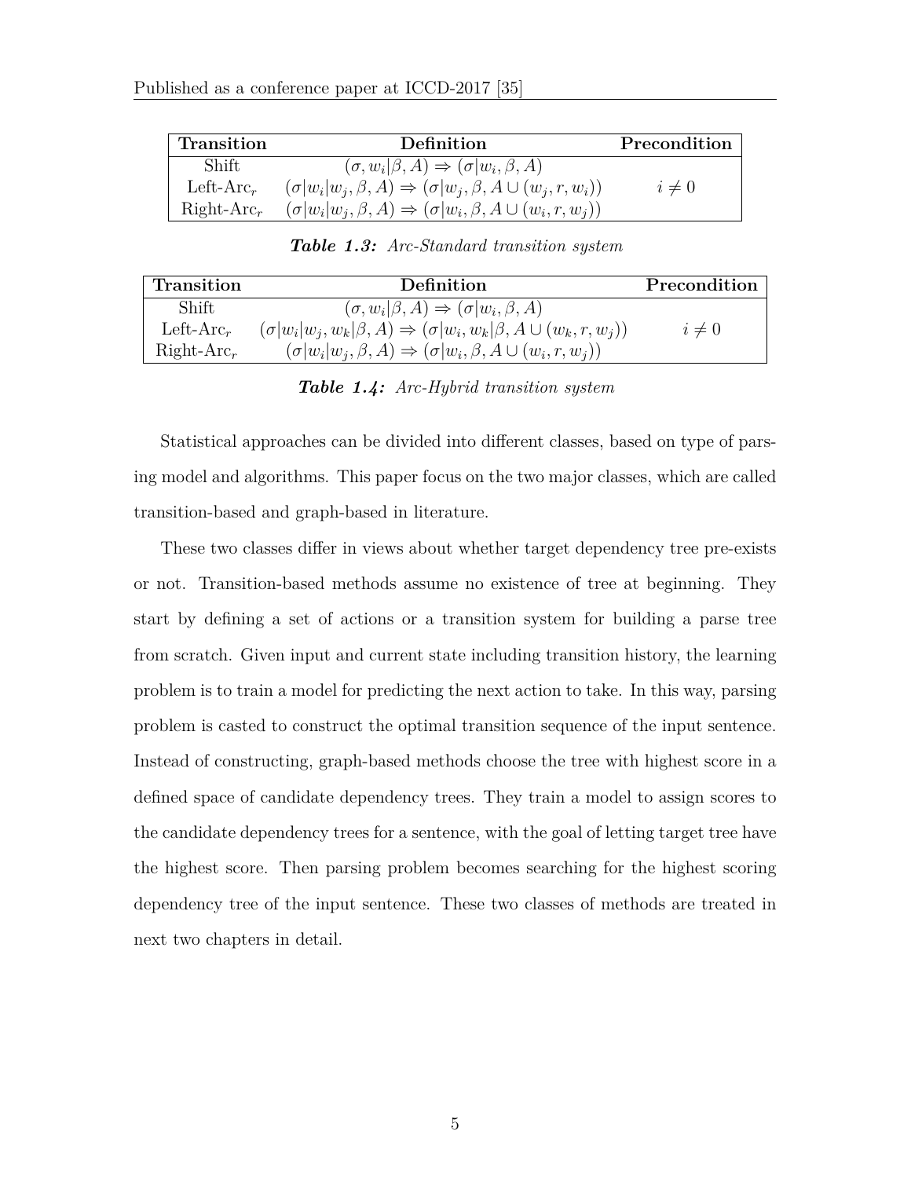| Transition | Definition | Precondition |
|---|---|---|
| Shift | $(\sigma, w_i\|\beta, A) \Rightarrow (\sigma\|w_i, \beta, A)$ | |
| Left-Arc$_r$ | $(\sigma\|w_i\|w_j, \beta, A) \Rightarrow (\sigma\|w_j, \beta, A \cup (w_j, r, w_i))$ | $i \neq 0$ |
| Right-Arc$_r$ | $(\sigma\|w_i\|w_j, \beta, A) \Rightarrow (\sigma\|w_i, \beta, A \cup (w_i, r, w_j))$ | |

***Table 1.3:*** *Arc-Standard transition system*

| Transition | Definition | Precondition |
|---|---|---|
| Shift | $(\sigma, w_i\|\beta, A) \Rightarrow (\sigma\|w_i, \beta, A)$ | |
| Left-Arc$_r$ | $(\sigma\|w_i\|w_j, w_k\|\beta, A) \Rightarrow (\sigma\|w_i, w_k\|\beta, A \cup (w_k, r, w_j))$ | $i \neq 0$ |
| Right-Arc$_r$ | $(\sigma\|w_i\|w_j, \beta, A) \Rightarrow (\sigma\|w_i, \beta, A \cup (w_i, r, w_j))$ | |

***Table 1.4:*** *Arc-Hybrid transition system*

Statistical approaches can be divided into different classes, based on type of parsing model and algorithms. This paper focus on the two major classes, which are called transition-based and graph-based in literature.

These two classes differ in views about whether target dependency tree pre-exists or not. Transition-based methods assume no existence of tree at beginning. They start by defining a set of actions or a transition system for building a parse tree from scratch. Given input and current state including transition history, the learning problem is to train a model for predicting the next action to take. In this way, parsing problem is casted to construct the optimal transition sequence of the input sentence. Instead of constructing, graph-based methods choose the tree with highest score in a defined space of candidate dependency trees. They train a model to assign scores to the candidate dependency trees for a sentence, with the goal of letting target tree have the highest score. Then parsing problem becomes searching for the highest scoring dependency tree of the input sentence. These two classes of methods are treated in next two chapters in detail.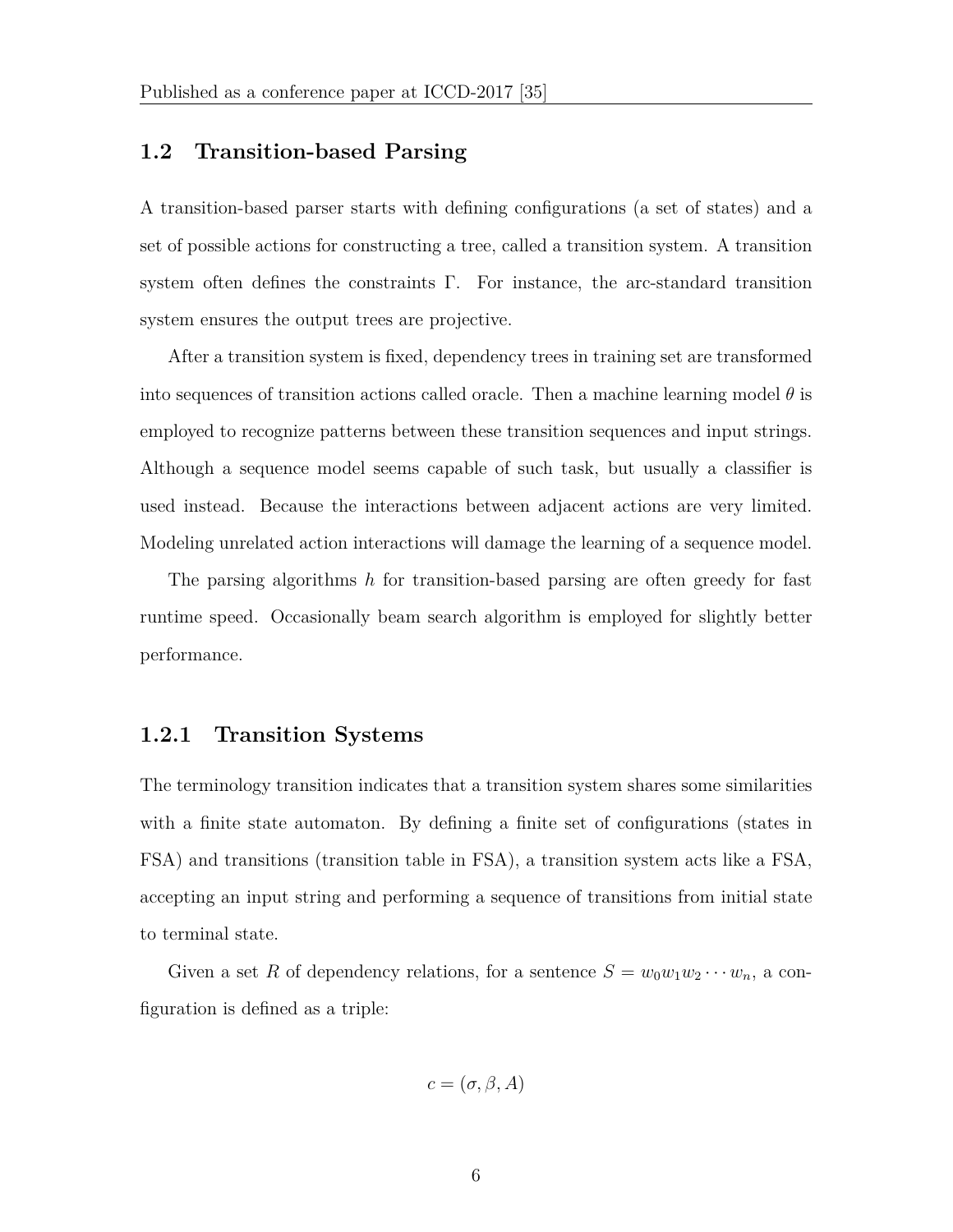## 1.2 Transition-based Parsing

A transition-based parser starts with defining configurations (a set of states) and a set of possible actions for constructing a tree, called a transition system. A transition system often defines the constraints $\Gamma$. For instance, the arc-standard transition system ensures the output trees are projective.

After a transition system is fixed, dependency trees in training set are transformed into sequences of transition actions called oracle. Then a machine learning model $\theta$ is employed to recognize patterns between these transition sequences and input strings. Although a sequence model seems capable of such task, but usually a classifier is used instead. Because the interactions between adjacent actions are very limited. Modeling unrelated action interactions will damage the learning of a sequence model.

The parsing algorithms $h$ for transition-based parsing are often greedy for fast runtime speed. Occasionally beam search algorithm is employed for slightly better performance.

### 1.2.1 Transition Systems

The terminology transition indicates that a transition system shares some similarities with a finite state automaton. By defining a finite set of configurations (states in FSA) and transitions (transition table in FSA), a transition system acts like a FSA, accepting an input string and performing a sequence of transitions from initial state to terminal state.

Given a set $R$ of dependency relations, for a sentence $S = w_0 w_1 w_2 \cdots w_n$, a configuration is defined as a triple:

$$c = (\sigma, \beta, A)$$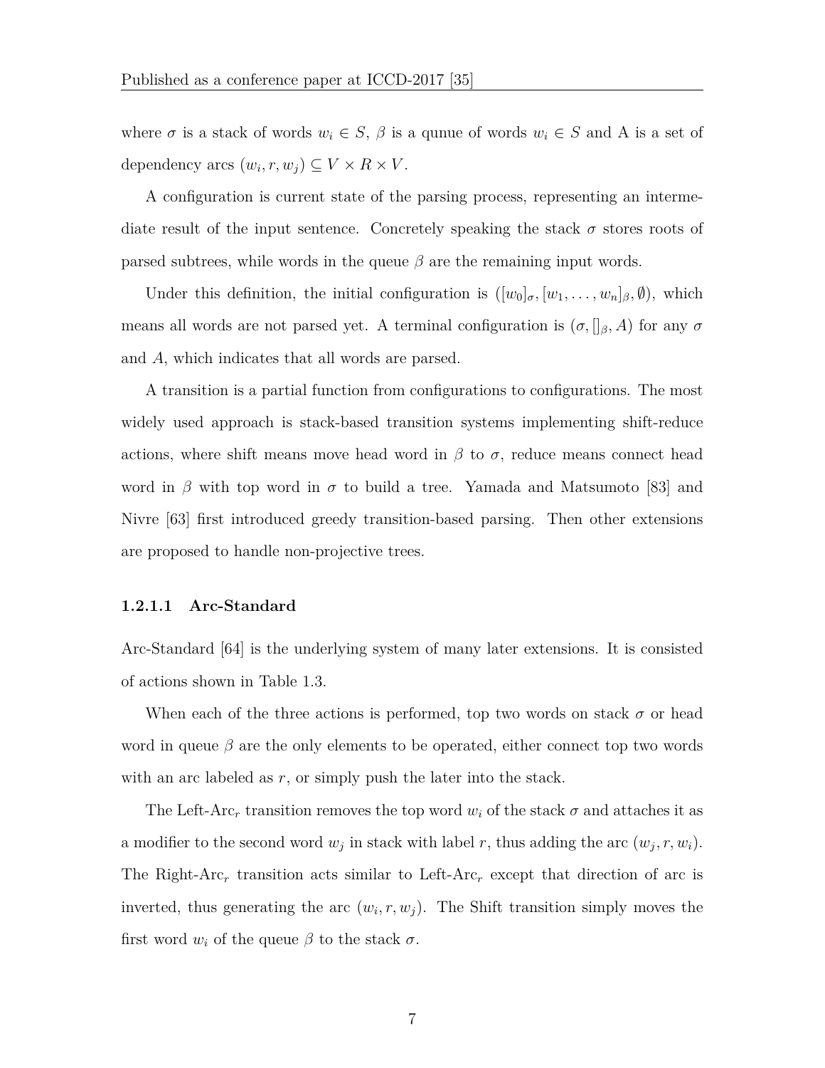where $\sigma$ is a stack of words $w_i \in S$, $\beta$ is a qunue of words $w_i \in S$ and A is a set of dependency arcs $(w_i, r, w_j) \subseteq V \times R \times V$.

A configuration is current state of the parsing process, representing an intermediate result of the input sentence. Concretely speaking the stack $\sigma$ stores roots of parsed subtrees, while words in the queue $\beta$ are the remaining input words.

Under this definition, the initial configuration is $([w_0]_\sigma, [w_1, \ldots, w_n]_\beta, \emptyset)$, which means all words are not parsed yet. A terminal configuration is $(\sigma, []_\beta, A)$ for any $\sigma$ and $A$, which indicates that all words are parsed.

A transition is a partial function from configurations to configurations. The most widely used approach is stack-based transition systems implementing shift-reduce actions, where shift means move head word in $\beta$ to $\sigma$, reduce means connect head word in $\beta$ with top word in $\sigma$ to build a tree. Yamada and Matsumoto [83] and Nivre [63] first introduced greedy transition-based parsing. Then other extensions are proposed to handle non-projective trees.

#### 1.2.1.1 Arc-Standard

Arc-Standard [64] is the underlying system of many later extensions. It is consisted of actions shown in Table 1.3.

When each of the three actions is performed, top two words on stack $\sigma$ or head word in queue $\beta$ are the only elements to be operated, either connect top two words with an arc labeled as $r$, or simply push the later into the stack.

The Left-Arc$_r$ transition removes the top word $w_i$ of the stack $\sigma$ and attaches it as a modifier to the second word $w_j$ in stack with label $r$, thus adding the arc $(w_j, r, w_i)$. The Right-Arc$_r$ transition acts similar to Left-Arc$_r$ except that direction of arc is inverted, thus generating the arc $(w_i, r, w_j)$. The Shift transition simply moves the first word $w_i$ of the queue $\beta$ to the stack $\sigma$.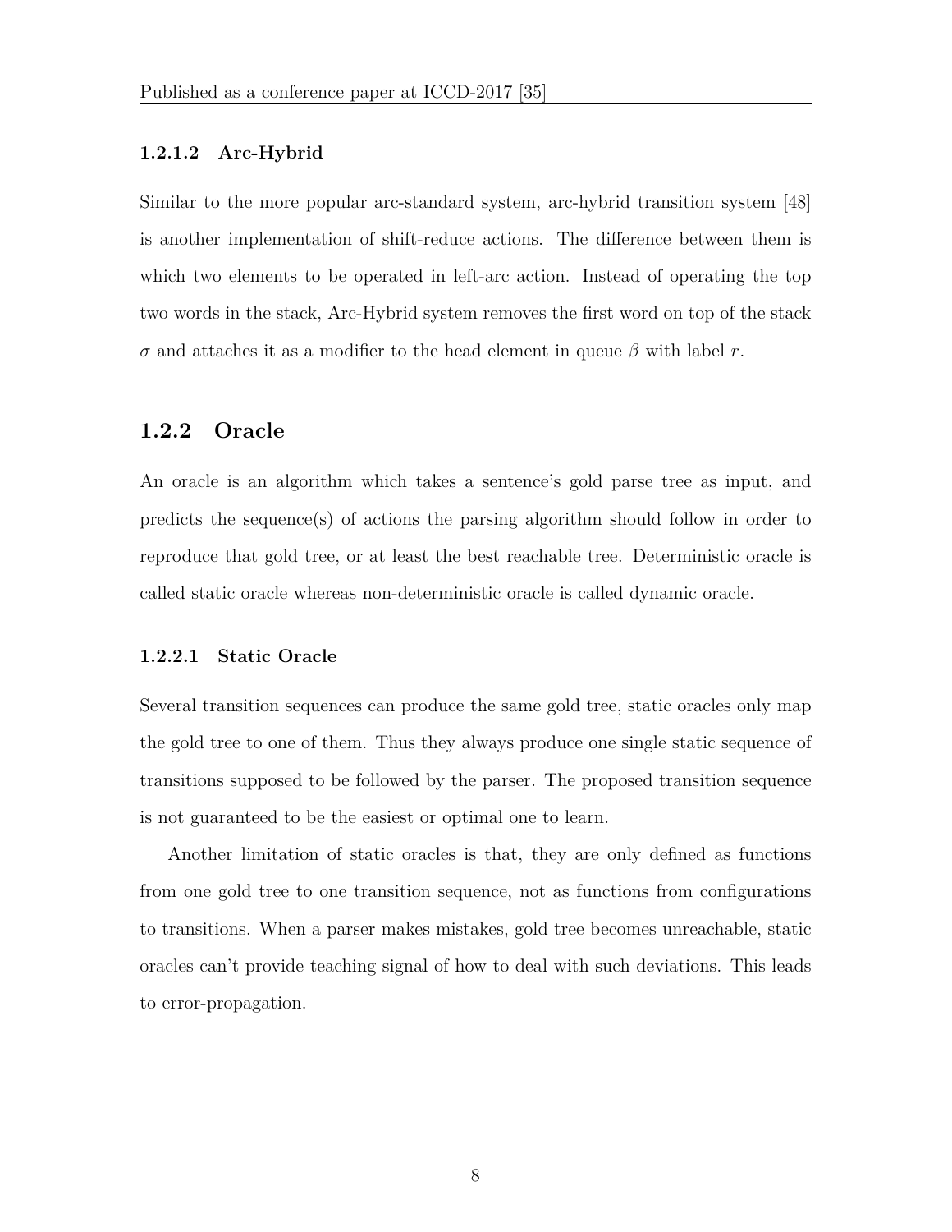#### 1.2.1.2 Arc-Hybrid

Similar to the more popular arc-standard system, arc-hybrid transition system [48] is another implementation of shift-reduce actions. The difference between them is which two elements to be operated in left-arc action. Instead of operating the top two words in the stack, Arc-Hybrid system removes the first word on top of the stack $\sigma$ and attaches it as a modifier to the head element in queue $\beta$ with label $r$.

### 1.2.2 Oracle

An oracle is an algorithm which takes a sentence's gold parse tree as input, and predicts the sequence(s) of actions the parsing algorithm should follow in order to reproduce that gold tree, or at least the best reachable tree. Deterministic oracle is called static oracle whereas non-deterministic oracle is called dynamic oracle.

#### 1.2.2.1 Static Oracle

Several transition sequences can produce the same gold tree, static oracles only map the gold tree to one of them. Thus they always produce one single static sequence of transitions supposed to be followed by the parser. The proposed transition sequence is not guaranteed to be the easiest or optimal one to learn.

Another limitation of static oracles is that, they are only defined as functions from one gold tree to one transition sequence, not as functions from configurations to transitions. When a parser makes mistakes, gold tree becomes unreachable, static oracles can't provide teaching signal of how to deal with such deviations. This leads to error-propagation.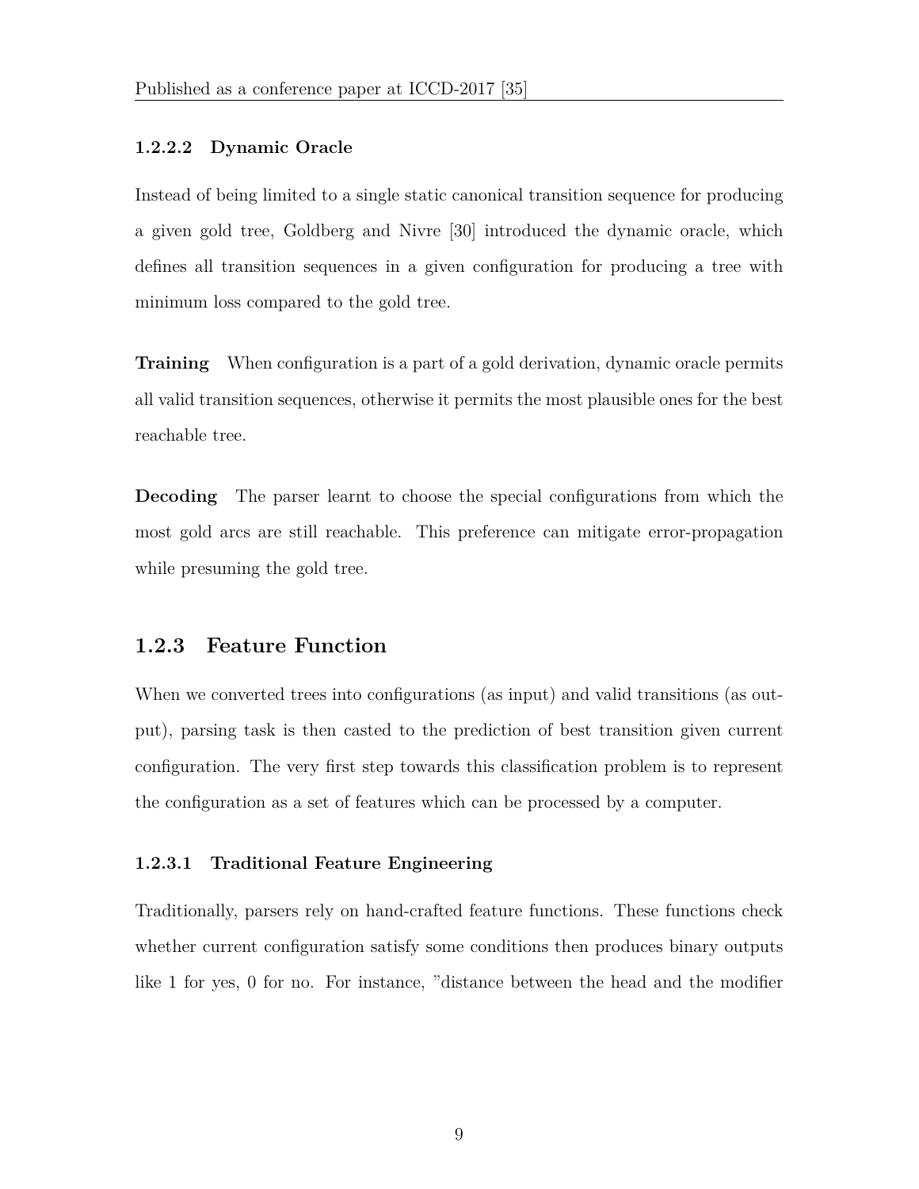#### 1.2.2.2 Dynamic Oracle

Instead of being limited to a single static canonical transition sequence for producing a given gold tree, Goldberg and Nivre [30] introduced the dynamic oracle, which defines all transition sequences in a given configuration for producing a tree with minimum loss compared to the gold tree.

**Training** When configuration is a part of a gold derivation, dynamic oracle permits all valid transition sequences, otherwise it permits the most plausible ones for the best reachable tree.

**Decoding** The parser learnt to choose the special configurations from which the most gold arcs are still reachable. This preference can mitigate error-propagation while presuming the gold tree.

### 1.2.3 Feature Function

When we converted trees into configurations (as input) and valid transitions (as output), parsing task is then casted to the prediction of best transition given current configuration. The very first step towards this classification problem is to represent the configuration as a set of features which can be processed by a computer.

#### 1.2.3.1 Traditional Feature Engineering

Traditionally, parsers rely on hand-crafted feature functions. These functions check whether current configuration satisfy some conditions then produces binary outputs like 1 for yes, 0 for no. For instance, "distance between the head and the modifier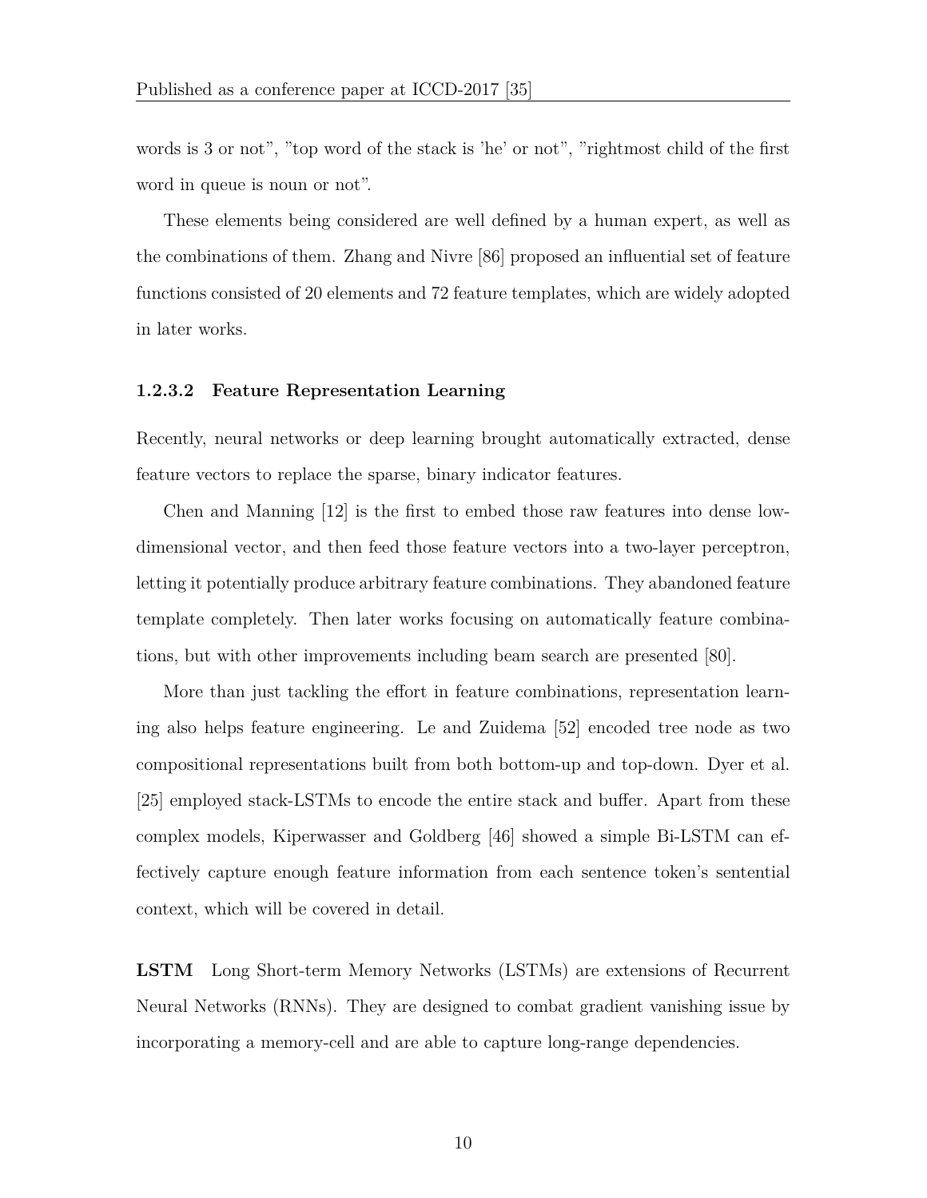words is 3 or not", "top word of the stack is 'he' or not", "rightmost child of the first word in queue is noun or not".

These elements being considered are well defined by a human expert, as well as the combinations of them. Zhang and Nivre [86] proposed an influential set of feature functions consisted of 20 elements and 72 feature templates, which are widely adopted in later works.

#### 1.2.3.2 Feature Representation Learning

Recently, neural networks or deep learning brought automatically extracted, dense feature vectors to replace the sparse, binary indicator features.

Chen and Manning [12] is the first to embed those raw features into dense low-dimensional vector, and then feed those feature vectors into a two-layer perceptron, letting it potentially produce arbitrary feature combinations. They abandoned feature template completely. Then later works focusing on automatically feature combinations, but with other improvements including beam search are presented [80].

More than just tackling the effort in feature combinations, representation learning also helps feature engineering. Le and Zuidema [52] encoded tree node as two compositional representations built from both bottom-up and top-down. Dyer et al. [25] employed stack-LSTMs to encode the entire stack and buffer. Apart from these complex models, Kiperwasser and Goldberg [46] showed a simple Bi-LSTM can effectively capture enough feature information from each sentence token's sentential context, which will be covered in detail.

**LSTM** Long Short-term Memory Networks (LSTMs) are extensions of Recurrent Neural Networks (RNNs). They are designed to combat gradient vanishing issue by incorporating a memory-cell and are able to capture long-range dependencies.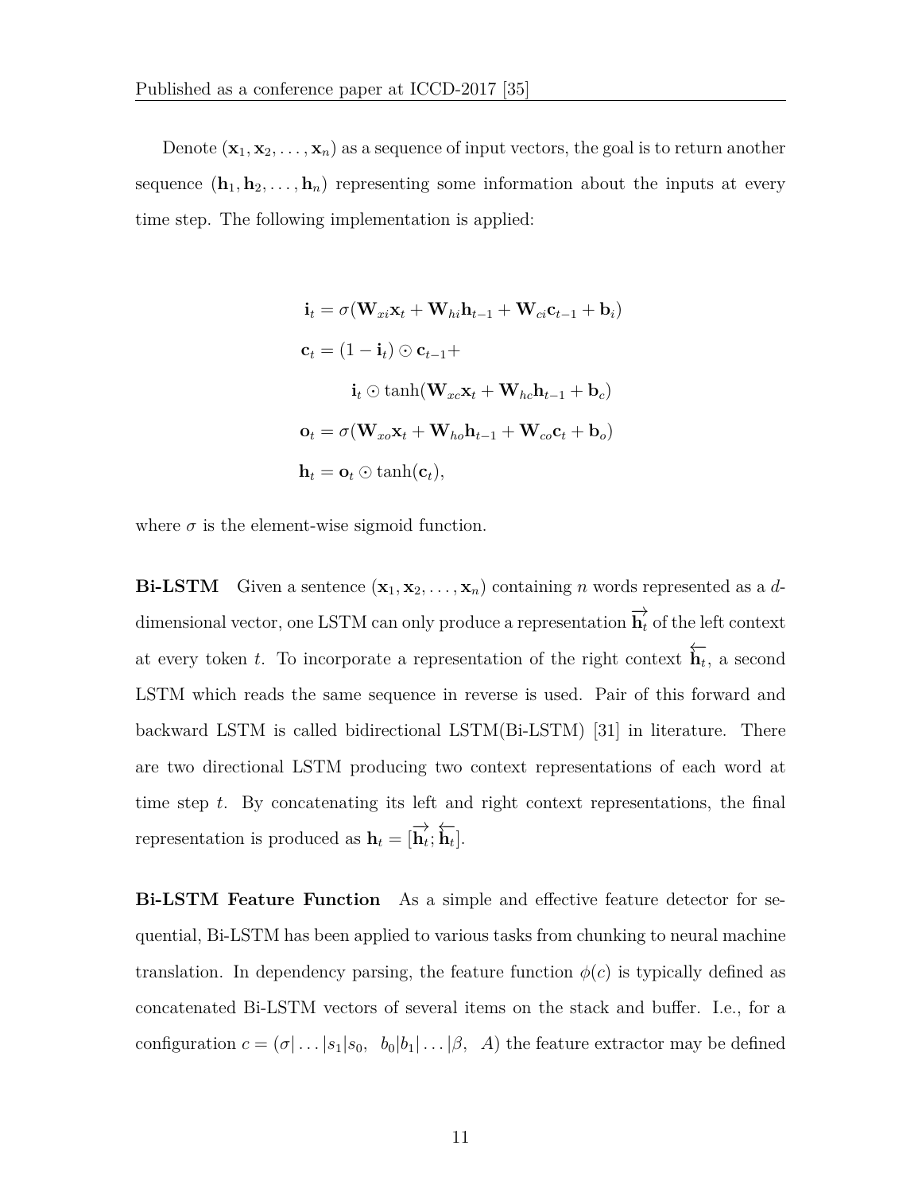Denote $(\mathbf{x}_1, \mathbf{x}_2, \ldots, \mathbf{x}_n)$ as a sequence of input vectors, the goal is to return another sequence $(\mathbf{h}_1, \mathbf{h}_2, \ldots, \mathbf{h}_n)$ representing some information about the inputs at every time step. The following implementation is applied:

$$
\begin{aligned}
\mathbf{i}_t &= \sigma(\mathbf{W}_{xi}\mathbf{x}_t + \mathbf{W}_{hi}\mathbf{h}_{t-1} + \mathbf{W}_{ci}\mathbf{c}_{t-1} + \mathbf{b}_i) \\
\mathbf{c}_t &= (1 - \mathbf{i}_t) \odot \mathbf{c}_{t-1} + \\
&\qquad \mathbf{i}_t \odot \tanh(\mathbf{W}_{xc}\mathbf{x}_t + \mathbf{W}_{hc}\mathbf{h}_{t-1} + \mathbf{b}_c) \\
\mathbf{o}_t &= \sigma(\mathbf{W}_{xo}\mathbf{x}_t + \mathbf{W}_{ho}\mathbf{h}_{t-1} + \mathbf{W}_{co}\mathbf{c}_t + \mathbf{b}_o) \\
\mathbf{h}_t &= \mathbf{o}_t \odot \tanh(\mathbf{c}_t),
\end{aligned}
$$

where $\sigma$ is the element-wise sigmoid function.

**Bi-LSTM** Given a sentence $(\mathbf{x}_1, \mathbf{x}_2, \ldots, \mathbf{x}_n)$ containing $n$ words represented as a $d$-dimensional vector, one LSTM can only produce a representation $\overrightarrow{\mathbf{h}_t}$ of the left context at every token $t$. To incorporate a representation of the right context $\overleftarrow{\mathbf{h}_t}$, a second LSTM which reads the same sequence in reverse is used. Pair of this forward and backward LSTM is called bidirectional LSTM(Bi-LSTM) [31] in literature. There are two directional LSTM producing two context representations of each word at time step $t$. By concatenating its left and right context representations, the final representation is produced as $\mathbf{h}_t = [\overrightarrow{\mathbf{h}_t}; \overleftarrow{\mathbf{h}_t}]$.

**Bi-LSTM Feature Function** As a simple and effective feature detector for sequential, Bi-LSTM has been applied to various tasks from chunking to neural machine translation. In dependency parsing, the feature function $\phi(c)$ is typically defined as concatenated Bi-LSTM vectors of several items on the stack and buffer. I.e., for a configuration $c = (\sigma|\ldots|s_1|s_0,\ \ b_0|b_1|\ldots|\beta,\ \ A)$ the feature extractor may be defined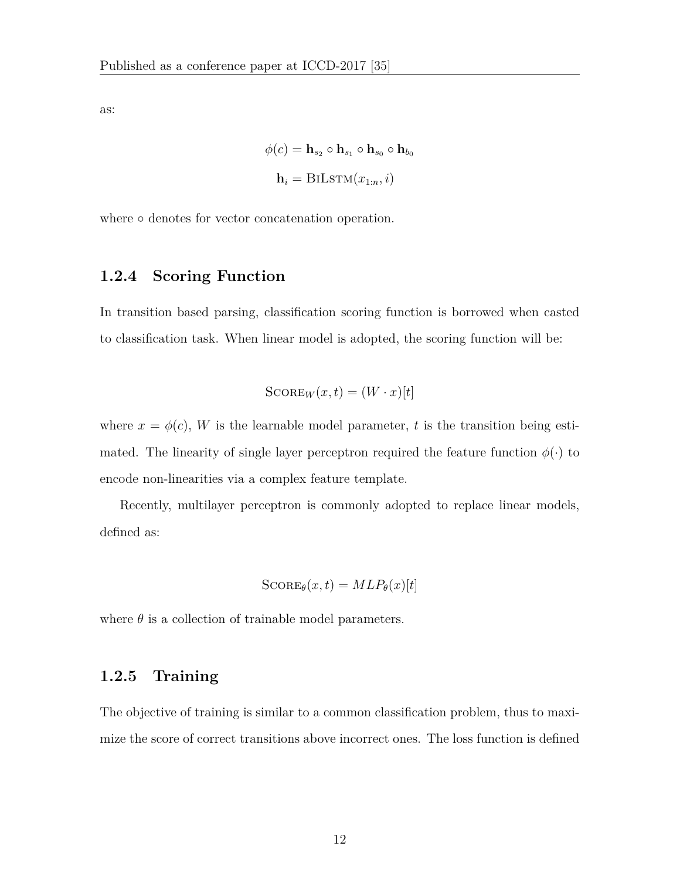as:

$$\phi(c) = \mathbf{h}_{s_2} \circ \mathbf{h}_{s_1} \circ \mathbf{h}_{s_0} \circ \mathbf{h}_{b_0}$$

$$\mathbf{h}_i = \textsc{BiLstm}(x_{1:n}, i)$$

where $\circ$ denotes for vector concatenation operation.

### 1.2.4 Scoring Function

In transition based parsing, classification scoring function is borrowed when casted to classification task. When linear model is adopted, the scoring function will be:

$$\textsc{Score}_W(x, t) = (W \cdot x)[t]$$

where $x = \phi(c)$, $W$ is the learnable model parameter, $t$ is the transition being estimated. The linearity of single layer perceptron required the feature function $\phi(\cdot)$ to encode non-linearities via a complex feature template.

Recently, multilayer perceptron is commonly adopted to replace linear models, defined as:

$$\textsc{Score}_\theta(x, t) = MLP_\theta(x)[t]$$

where $\theta$ is a collection of trainable model parameters.

### 1.2.5 Training

The objective of training is similar to a common classification problem, thus to maximize the score of correct transitions above incorrect ones. The loss function is defined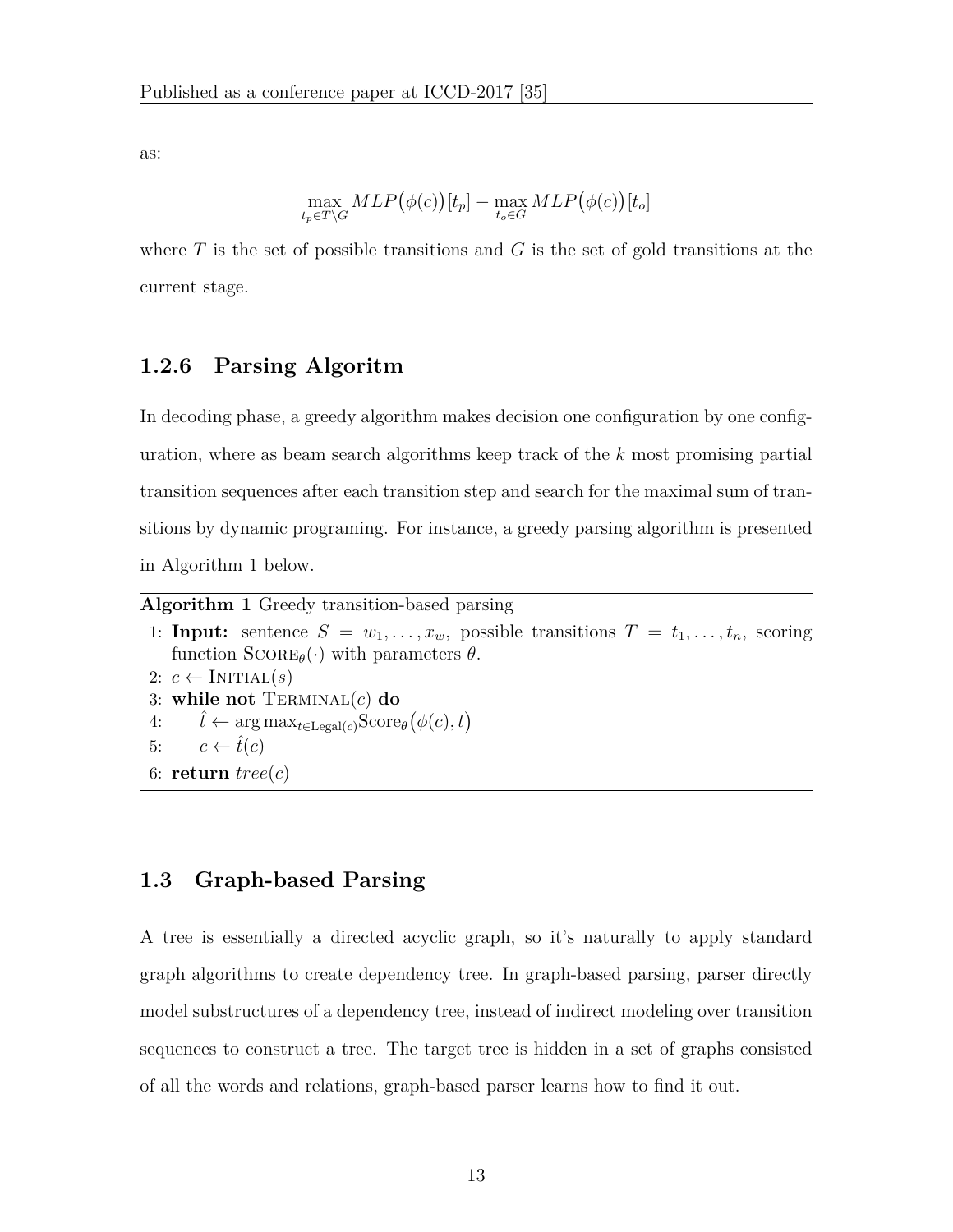as:

$$\max_{t_p \in T \setminus G} MLP\big(\phi(c)\big)[t_p] - \max_{t_o \in G} MLP\big(\phi(c)\big)[t_o]$$

where $T$ is the set of possible transitions and $G$ is the set of gold transitions at the current stage.

### 1.2.6 Parsing Algoritm

In decoding phase, a greedy algorithm makes decision one configuration by one configuration, where as beam search algorithms keep track of the $k$ most promising partial transition sequences after each transition step and search for the maximal sum of transitions by dynamic programing. For instance, a greedy parsing algorithm is presented in Algorithm 1 below.

**Algorithm 1** Greedy transition-based parsing

1: **Input:** sentence $S = w_1, \ldots, x_w$, possible transitions $T = t_1, \ldots, t_n$, scoring function $\text{SCORE}_\theta(\cdot)$ with parameters $\theta$.
2: $c \leftarrow \text{INITIAL}(s)$
3: **while not** $\text{TERMINAL}(c)$ **do**
4: $\quad \hat{t} \leftarrow \arg\max_{t \in \text{Legal}(c)} \text{Score}_\theta\big(\phi(c), t\big)$
5: $\quad c \leftarrow \hat{t}(c)$
6: **return** $tree(c)$

## 1.3 Graph-based Parsing

A tree is essentially a directed acyclic graph, so it's naturally to apply standard graph algorithms to create dependency tree. In graph-based parsing, parser directly model substructures of a dependency tree, instead of indirect modeling over transition sequences to construct a tree. The target tree is hidden in a set of graphs consisted of all the words and relations, graph-based parser learns how to find it out.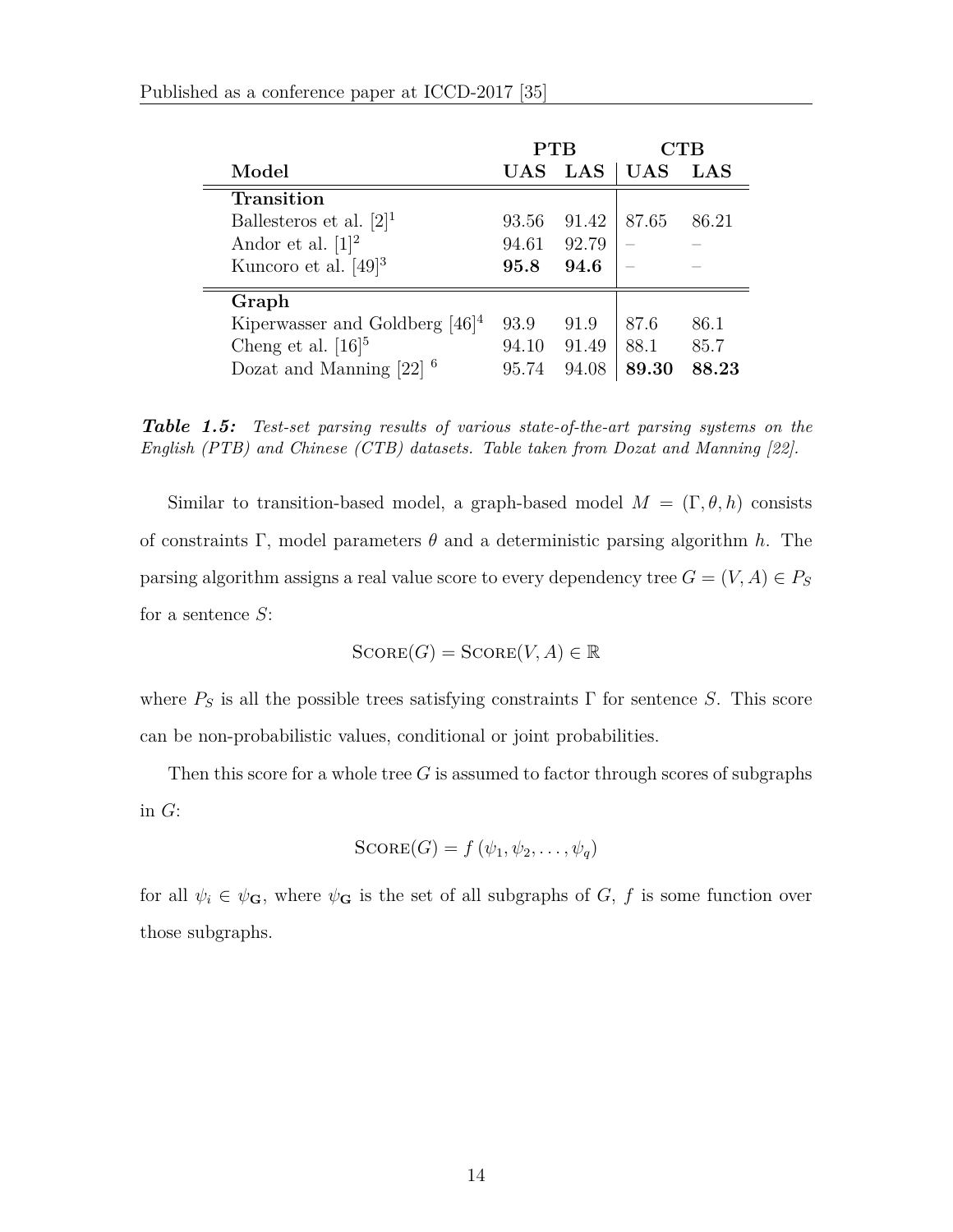| Model | PTB | | CTB | |
|---|---|---|---|---|
| | **UAS** | **LAS** | **UAS** | **LAS** |
| **Transition** | | | | |
| Ballesteros et al. [2][1] | 93.56 | 91.42 | 87.65 | 86.21 |
| Andor et al. [1][2] | 94.61 | 92.79 | – | – |
| Kuncoro et al. [49][3] | **95.8** | **94.6** | – | – |
| **Graph** | | | | |
| Kiperwasser and Goldberg [46][4] | 93.9 | 91.9 | 87.6 | 86.1 |
| Cheng et al. [16][5] | 94.10 | 91.49 | 88.1 | 85.7 |
| Dozat and Manning [22] [6] | 95.74 | 94.08 | **89.30** | **88.23** |

***Table 1.5:*** *Test-set parsing results of various state-of-the-art parsing systems on the English (PTB) and Chinese (CTB) datasets. Table taken from Dozat and Manning [22].*

Similar to transition-based model, a graph-based model $M = (\Gamma, \theta, h)$ consists of constraints $\Gamma$, model parameters $\theta$ and a deterministic parsing algorithm $h$. The parsing algorithm assigns a real value score to every dependency tree $G = (V, A) \in P_S$ for a sentence $S$:

$$\textsc{Score}(G) = \textsc{Score}(V, A) \in \mathbb{R}$$

where $P_S$ is all the possible trees satisfying constraints $\Gamma$ for sentence $S$. This score can be non-probabilistic values, conditional or joint probabilities.

Then this score for a whole tree $G$ is assumed to factor through scores of subgraphs in $G$:

$$\textsc{Score}(G) = f\left(\psi_1, \psi_2, \ldots, \psi_q\right)$$

for all $\psi_i \in \psi_{\mathbf{G}}$, where $\psi_{\mathbf{G}}$ is the set of all subgraphs of $G$, $f$ is some function over those subgraphs.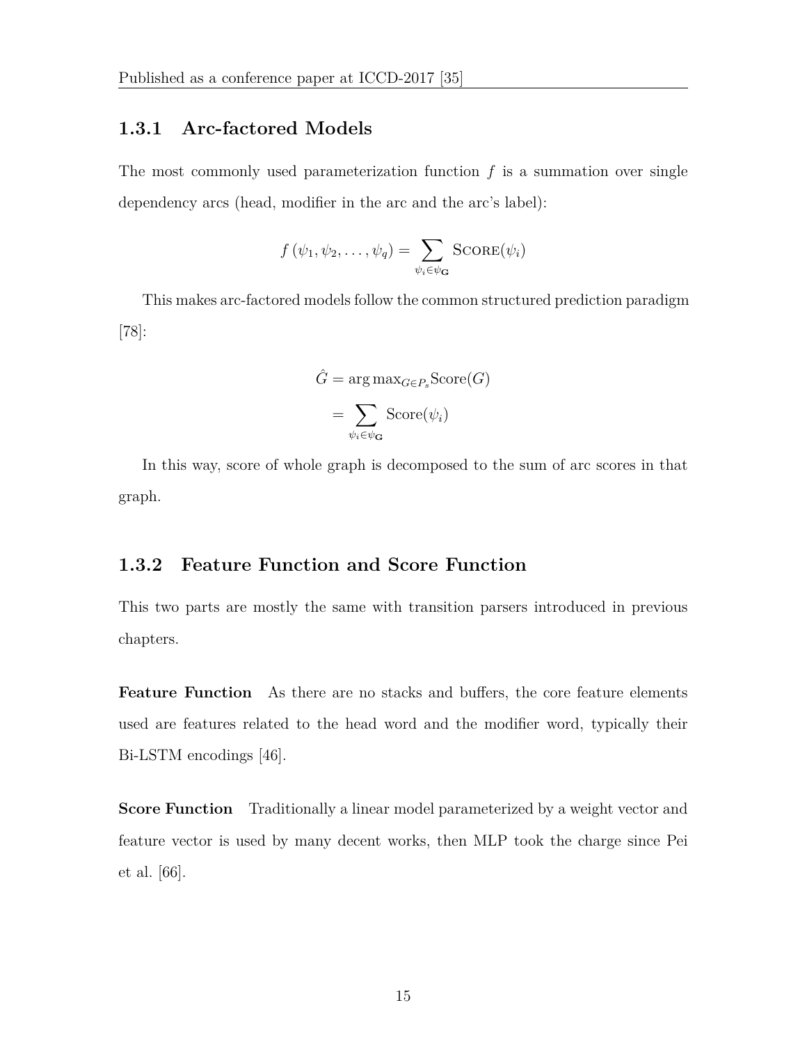### 1.3.1 Arc-factored Models

The most commonly used parameterization function $f$ is a summation over single dependency arcs (head, modifier in the arc and the arc's label):

$$f(\psi_1, \psi_2, \ldots, \psi_q) = \sum_{\psi_i \in \psi_{\mathbf{G}}} \textsc{Score}(\psi_i)$$

This makes arc-factored models follow the common structured prediction paradigm [78]:

$$\begin{aligned}\hat{G} &= \arg\max\nolimits_{G \in P_s} \text{Score}(G) \\ &= \sum_{\psi_i \in \psi_{\mathbf{G}}} \text{Score}(\psi_i)\end{aligned}$$

In this way, score of whole graph is decomposed to the sum of arc scores in that graph.

### 1.3.2 Feature Function and Score Function

This two parts are mostly the same with transition parsers introduced in previous chapters.

**Feature Function** As there are no stacks and buffers, the core feature elements used are features related to the head word and the modifier word, typically their Bi-LSTM encodings [46].

**Score Function** Traditionally a linear model parameterized by a weight vector and feature vector is used by many decent works, then MLP took the charge since Pei et al. [66].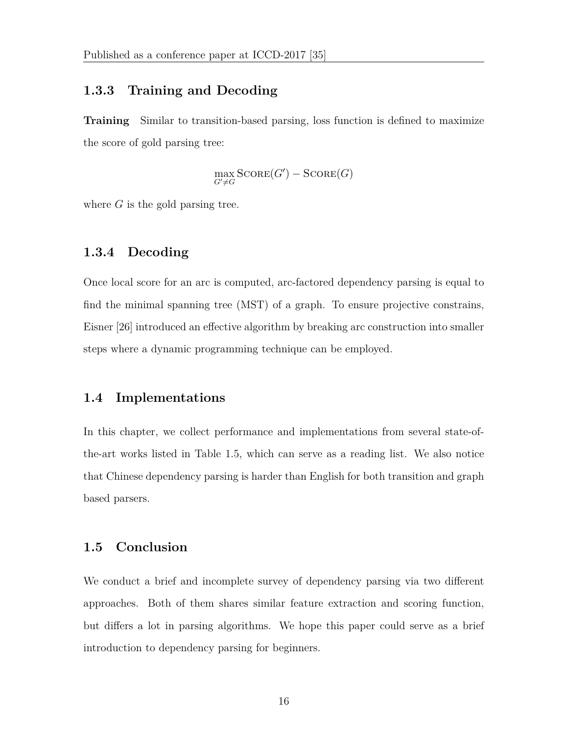### 1.3.3 Training and Decoding

**Training** Similar to transition-based parsing, loss function is defined to maximize the score of gold parsing tree:

$$\max_{G' \neq G} \textsc{Score}(G') - \textsc{Score}(G)$$

where $G$ is the gold parsing tree.

### 1.3.4 Decoding

Once local score for an arc is computed, arc-factored dependency parsing is equal to find the minimal spanning tree (MST) of a graph. To ensure projective constrains, Eisner [26] introduced an effective algorithm by breaking arc construction into smaller steps where a dynamic programming technique can be employed.

## 1.4 Implementations

In this chapter, we collect performance and implementations from several state-of-the-art works listed in Table 1.5, which can serve as a reading list. We also notice that Chinese dependency parsing is harder than English for both transition and graph based parsers.

## 1.5 Conclusion

We conduct a brief and incomplete survey of dependency parsing via two different approaches. Both of them shares similar feature extraction and scoring function, but differs a lot in parsing algorithms. We hope this paper could serve as a brief introduction to dependency parsing for beginners.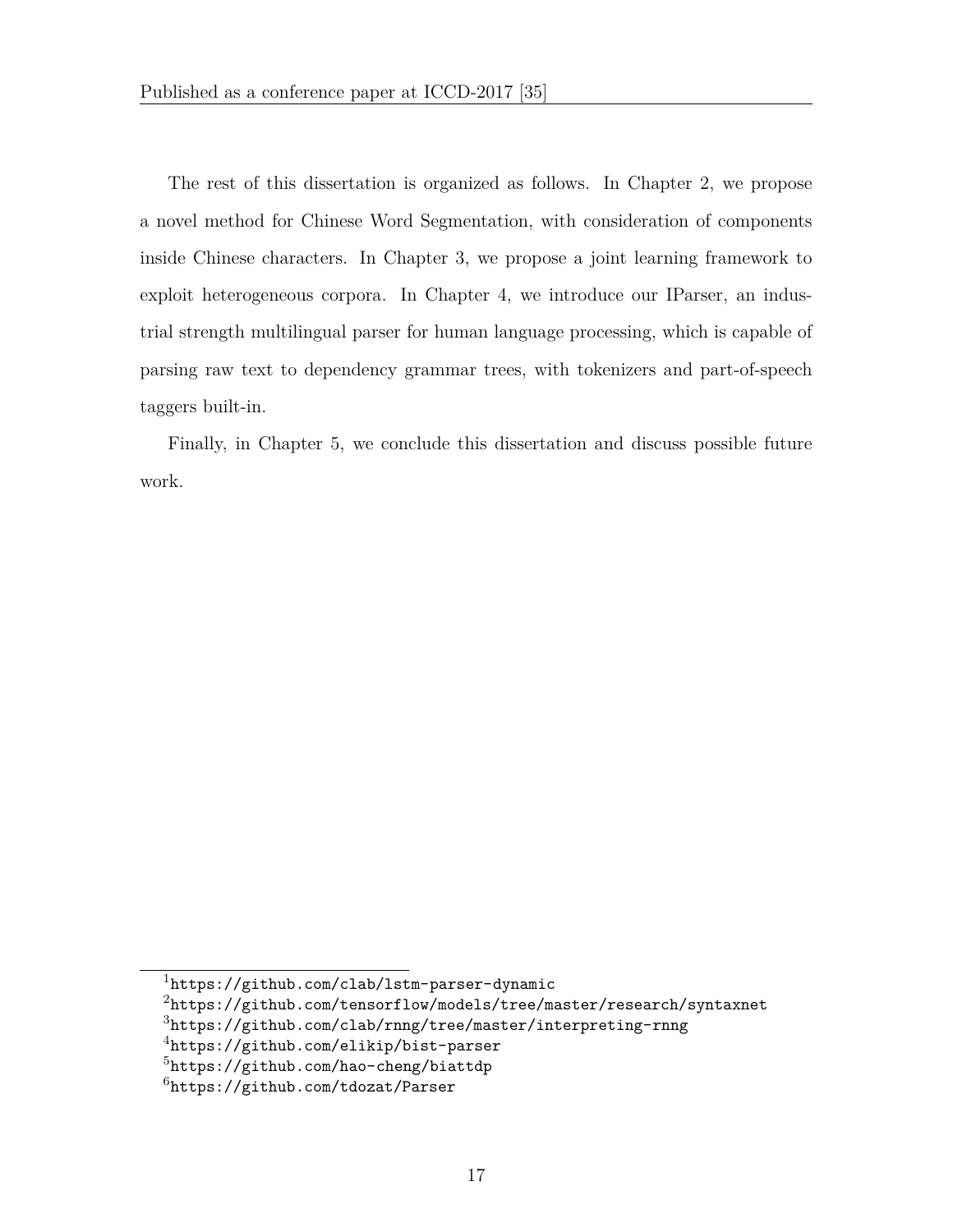The rest of this dissertation is organized as follows. In Chapter 2, we propose a novel method for Chinese Word Segmentation, with consideration of components inside Chinese characters. In Chapter 3, we propose a joint learning framework to exploit heterogeneous corpora. In Chapter 4, we introduce our IParser, an industrial strength multilingual parser for human language processing, which is capable of parsing raw text to dependency grammar trees, with tokenizers and part-of-speech taggers built-in.

Finally, in Chapter 5, we conclude this dissertation and discuss possible future work.

[1] https://github.com/clab/lstm-parser-dynamic

[2] https://github.com/tensorflow/models/tree/master/research/syntaxnet

[3] https://github.com/clab/rnng/tree/master/interpreting-rnng

[4] https://github.com/elikip/bist-parser

[5] https://github.com/hao-cheng/biattdp

[6] https://github.com/tdozat/Parser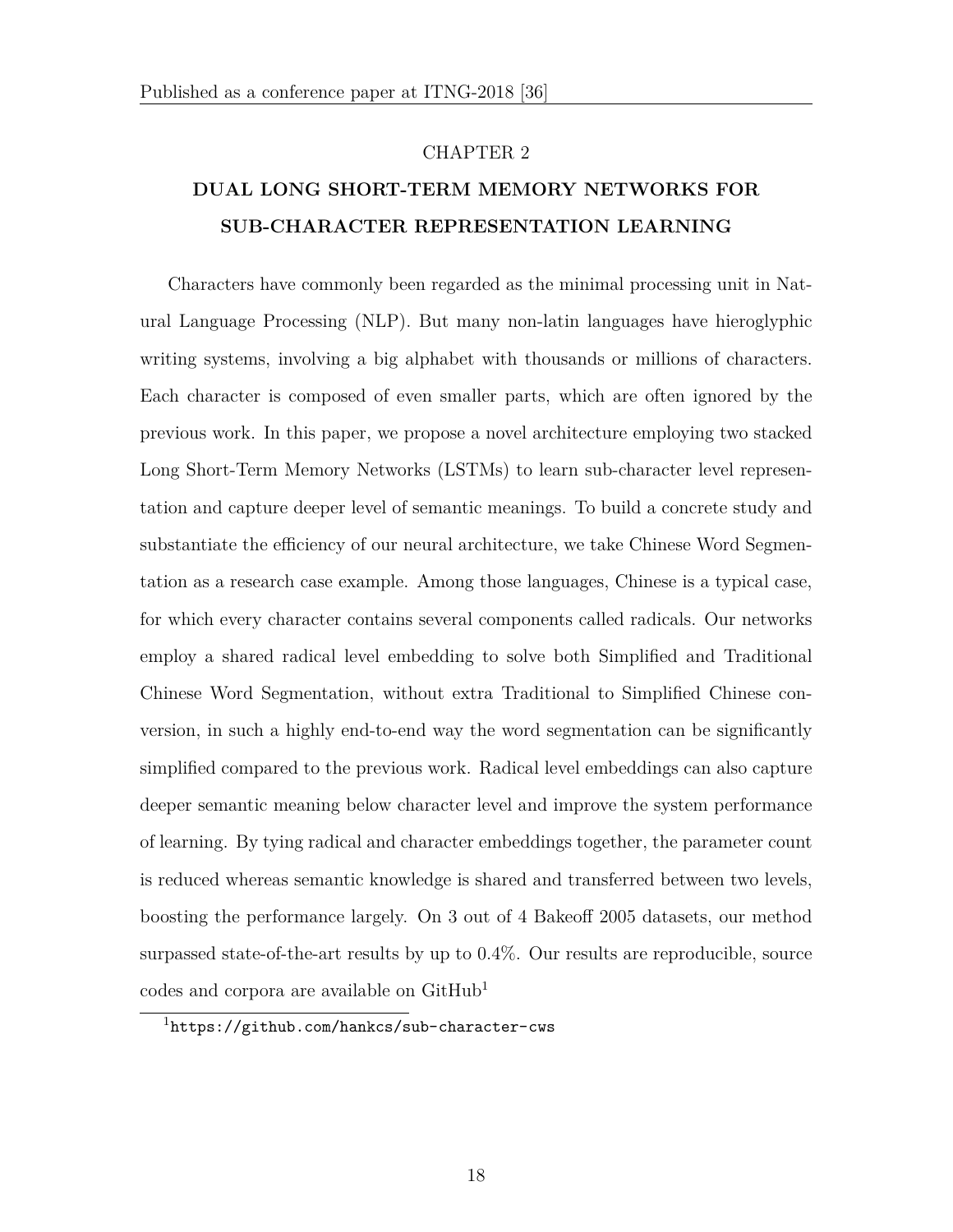Published as a conference paper at ITNG-2018 [36]

# CHAPTER 2

# DUAL LONG SHORT-TERM MEMORY NETWORKS FOR SUB-CHARACTER REPRESENTATION LEARNING

Characters have commonly been regarded as the minimal processing unit in Natural Language Processing (NLP). But many non-latin languages have hieroglyphic writing systems, involving a big alphabet with thousands or millions of characters. Each character is composed of even smaller parts, which are often ignored by the previous work. In this paper, we propose a novel architecture employing two stacked Long Short-Term Memory Networks (LSTMs) to learn sub-character level representation and capture deeper level of semantic meanings. To build a concrete study and substantiate the efficiency of our neural architecture, we take Chinese Word Segmentation as a research case example. Among those languages, Chinese is a typical case, for which every character contains several components called radicals. Our networks employ a shared radical level embedding to solve both Simplified and Traditional Chinese Word Segmentation, without extra Traditional to Simplified Chinese conversion, in such a highly end-to-end way the word segmentation can be significantly simplified compared to the previous work. Radical level embeddings can also capture deeper semantic meaning below character level and improve the system performance of learning. By tying radical and character embeddings together, the parameter count is reduced whereas semantic knowledge is shared and transferred between two levels, boosting the performance largely. On 3 out of 4 Bakeoff 2005 datasets, our method surpassed state-of-the-art results by up to 0.4%. Our results are reproducible, source codes and corpora are available on GitHub[1]

[1] https://github.com/hankcs/sub-character-cws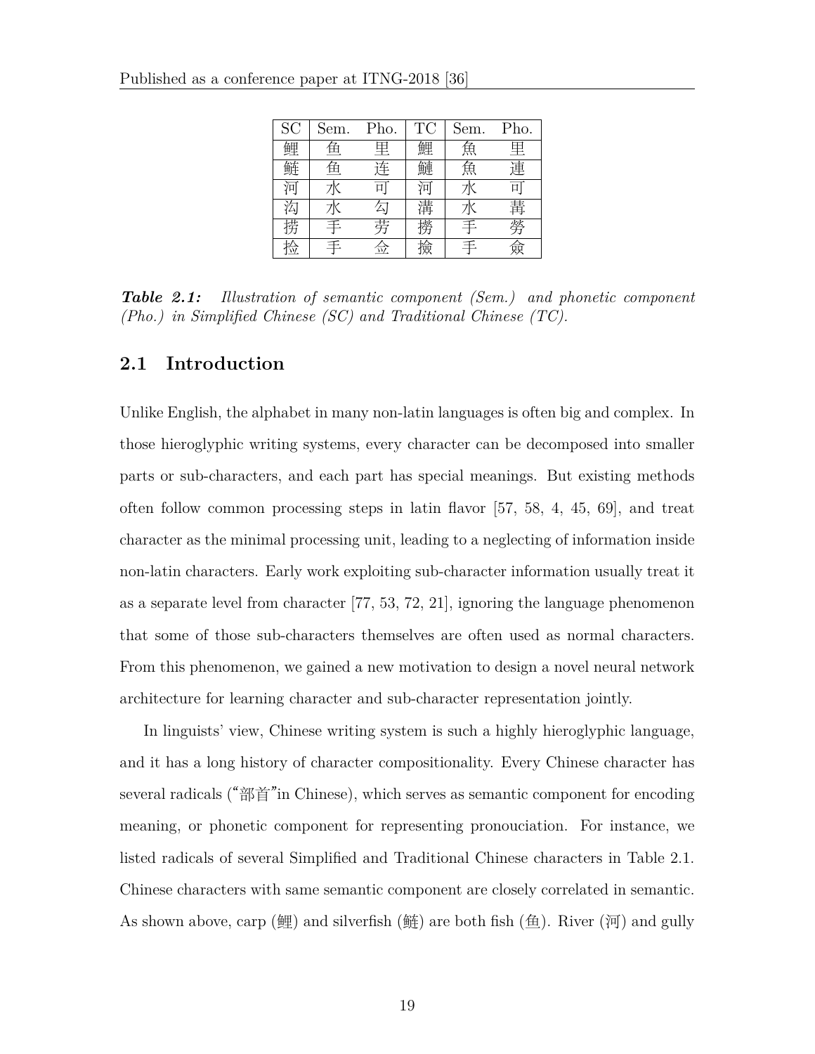| SC | Sem. | Pho. | TC | Sem. | Pho. |
| --- | --- | --- | --- | --- | --- |
| 鲤 | 鱼 | 里 | 鯉 | 魚 | 里 |
| 鲢 | 鱼 | 连 | 鰱 | 魚 | 連 |
| 河 | 水 | 可 | 河 | 水 | 可 |
| 沟 | 水 | 勾 | 溝 | 水 | 冓 |
| 捞 | 手 | 劳 | 撈 | 手 | 勞 |
| 捡 | 手 | 佥 | 撿 | 手 | 僉 |

***Table 2.1:*** *Illustration of semantic component (Sem.) and phonetic component (Pho.) in Simplified Chinese (SC) and Traditional Chinese (TC).*

## 2.1 Introduction

Unlike English, the alphabet in many non-latin languages is often big and complex. In those hieroglyphic writing systems, every character can be decomposed into smaller parts or sub-characters, and each part has special meanings. But existing methods often follow common processing steps in latin flavor [57, 58, 4, 45, 69], and treat character as the minimal processing unit, leading to a neglecting of information inside non-latin characters. Early work exploiting sub-character information usually treat it as a separate level from character [77, 53, 72, 21], ignoring the language phenomenon that some of those sub-characters themselves are often used as normal characters. From this phenomenon, we gained a new motivation to design a novel neural network architecture for learning character and sub-character representation jointly.

In linguists' view, Chinese writing system is such a highly hieroglyphic language, and it has a long history of character compositionality. Every Chinese character has several radicals ("部首"in Chinese), which serves as semantic component for encoding meaning, or phonetic component for representing pronouciation. For instance, we listed radicals of several Simplified and Traditional Chinese characters in Table 2.1. Chinese characters with same semantic component are closely correlated in semantic. As shown above, carp (鲤) and silverfish (鲢) are both fish (鱼). River (河) and gully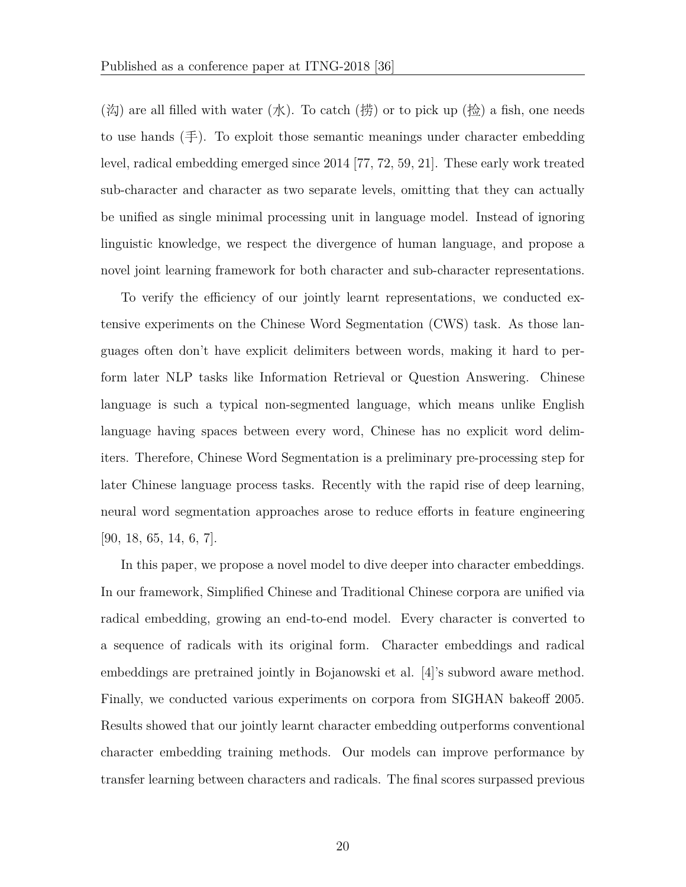(沟) are all filled with water (水). To catch (捞) or to pick up (捡) a fish, one needs to use hands (手). To exploit those semantic meanings under character embedding level, radical embedding emerged since 2014 [77, 72, 59, 21]. These early work treated sub-character and character as two separate levels, omitting that they can actually be unified as single minimal processing unit in language model. Instead of ignoring linguistic knowledge, we respect the divergence of human language, and propose a novel joint learning framework for both character and sub-character representations.

To verify the efficiency of our jointly learnt representations, we conducted extensive experiments on the Chinese Word Segmentation (CWS) task. As those languages often don't have explicit delimiters between words, making it hard to perform later NLP tasks like Information Retrieval or Question Answering. Chinese language is such a typical non-segmented language, which means unlike English language having spaces between every word, Chinese has no explicit word delimiters. Therefore, Chinese Word Segmentation is a preliminary pre-processing step for later Chinese language process tasks. Recently with the rapid rise of deep learning, neural word segmentation approaches arose to reduce efforts in feature engineering [90, 18, 65, 14, 6, 7].

In this paper, we propose a novel model to dive deeper into character embeddings. In our framework, Simplified Chinese and Traditional Chinese corpora are unified via radical embedding, growing an end-to-end model. Every character is converted to a sequence of radicals with its original form. Character embeddings and radical embeddings are pretrained jointly in Bojanowski et al. [4]'s subword aware method. Finally, we conducted various experiments on corpora from SIGHAN bakeoff 2005. Results showed that our jointly learnt character embedding outperforms conventional character embedding training methods. Our models can improve performance by transfer learning between characters and radicals. The final scores surpassed previous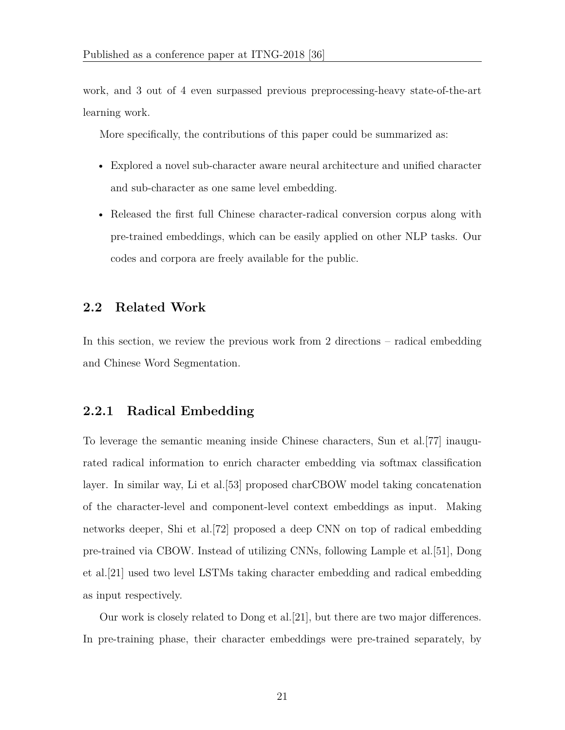work, and 3 out of 4 even surpassed previous preprocessing-heavy state-of-the-art learning work.

More specifically, the contributions of this paper could be summarized as:

- Explored a novel sub-character aware neural architecture and unified character and sub-character as one same level embedding.
- Released the first full Chinese character-radical conversion corpus along with pre-trained embeddings, which can be easily applied on other NLP tasks. Our codes and corpora are freely available for the public.

## 2.2 Related Work

In this section, we review the previous work from 2 directions – radical embedding and Chinese Word Segmentation.

### 2.2.1 Radical Embedding

To leverage the semantic meaning inside Chinese characters, Sun et al.[77] inaugurated radical information to enrich character embedding via softmax classification layer. In similar way, Li et al.[53] proposed charCBOW model taking concatenation of the character-level and component-level context embeddings as input. Making networks deeper, Shi et al.[72] proposed a deep CNN on top of radical embedding pre-trained via CBOW. Instead of utilizing CNNs, following Lample et al.[51], Dong et al.[21] used two level LSTMs taking character embedding and radical embedding as input respectively.

Our work is closely related to Dong et al.[21], but there are two major differences. In pre-training phase, their character embeddings were pre-trained separately, by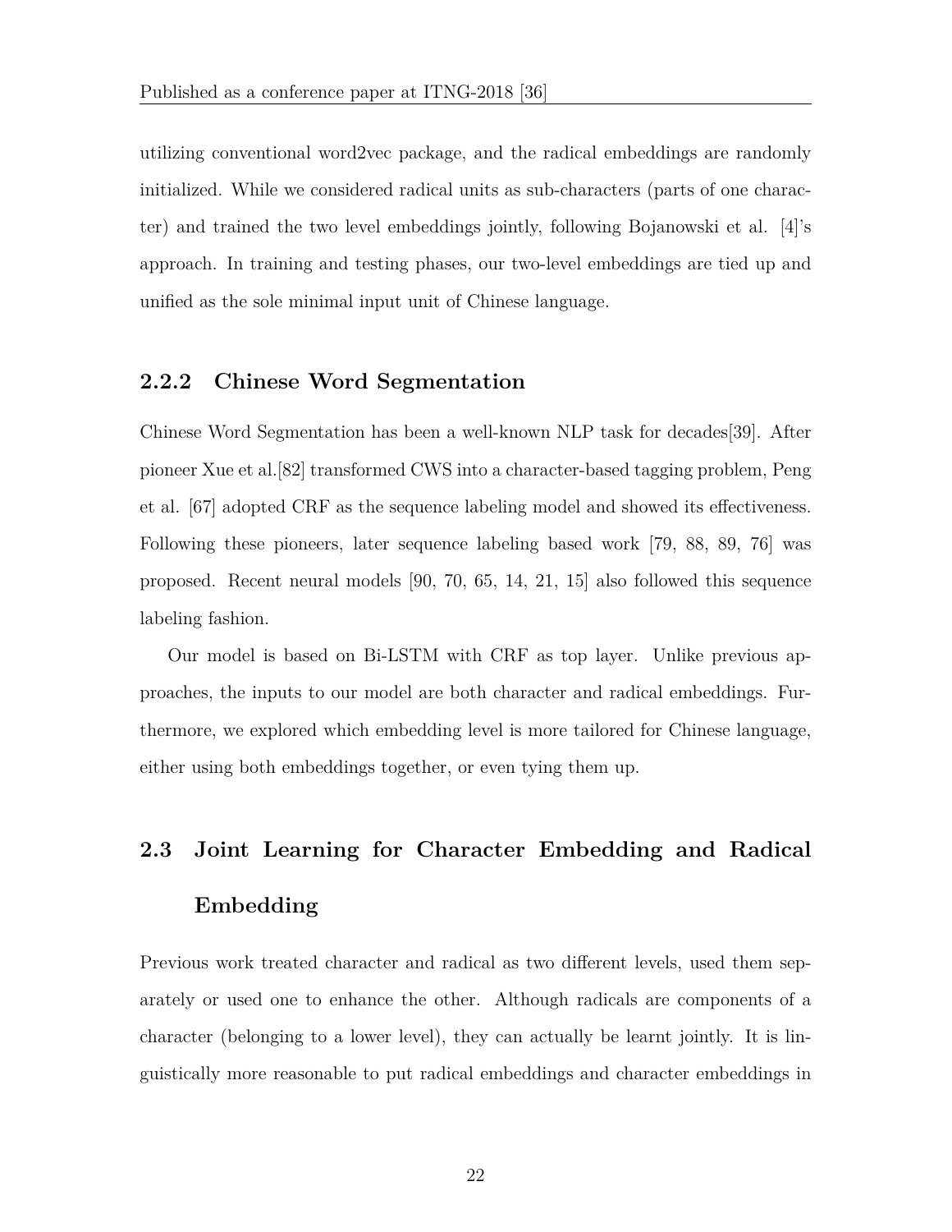utilizing conventional word2vec package, and the radical embeddings are randomly initialized. While we considered radical units as sub-characters (parts of one character) and trained the two level embeddings jointly, following Bojanowski et al. [4]'s approach. In training and testing phases, our two-level embeddings are tied up and unified as the sole minimal input unit of Chinese language.

### 2.2.2 Chinese Word Segmentation

Chinese Word Segmentation has been a well-known NLP task for decades[39]. After pioneer Xue et al.[82] transformed CWS into a character-based tagging problem, Peng et al. [67] adopted CRF as the sequence labeling model and showed its effectiveness. Following these pioneers, later sequence labeling based work [79, 88, 89, 76] was proposed. Recent neural models [90, 70, 65, 14, 21, 15] also followed this sequence labeling fashion.

Our model is based on Bi-LSTM with CRF as top layer. Unlike previous approaches, the inputs to our model are both character and radical embeddings. Furthermore, we explored which embedding level is more tailored for Chinese language, either using both embeddings together, or even tying them up.

## 2.3 Joint Learning for Character Embedding and Radical Embedding

Previous work treated character and radical as two different levels, used them separately or used one to enhance the other. Although radicals are components of a character (belonging to a lower level), they can actually be learnt jointly. It is linguistically more reasonable to put radical embeddings and character embeddings in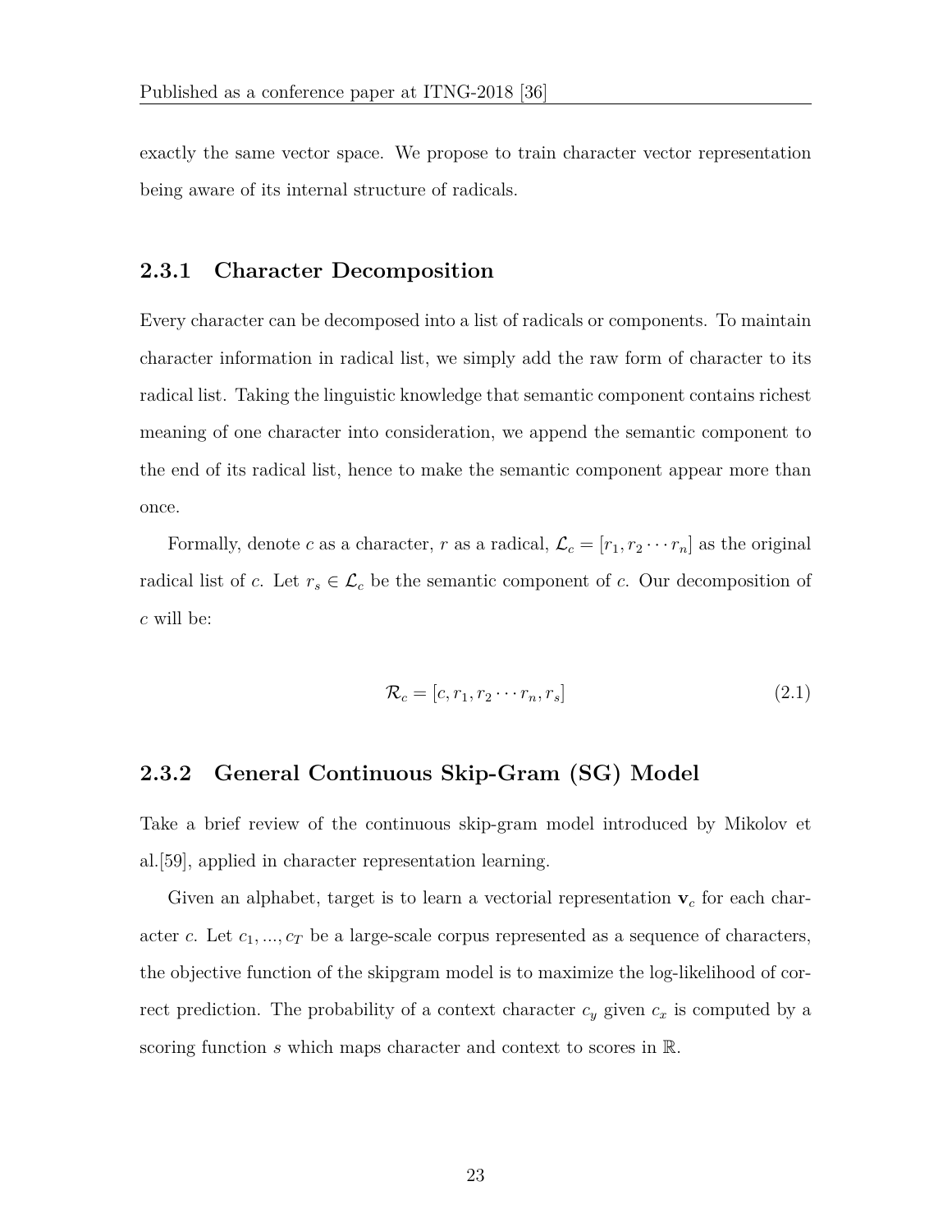exactly the same vector space. We propose to train character vector representation being aware of its internal structure of radicals.

### 2.3.1 Character Decomposition

Every character can be decomposed into a list of radicals or components. To maintain character information in radical list, we simply add the raw form of character to its radical list. Taking the linguistic knowledge that semantic component contains richest meaning of one character into consideration, we append the semantic component to the end of its radical list, hence to make the semantic component appear more than once.

Formally, denote $c$ as a character, $r$ as a radical, $\mathcal{L}_c = [r_1, r_2 \cdots r_n]$ as the original radical list of $c$. Let $r_s \in \mathcal{L}_c$ be the semantic component of $c$. Our decomposition of $c$ will be:

$$\mathcal{R}_c = [c, r_1, r_2 \cdots r_n, r_s] \tag{2.1}$$

### 2.3.2 General Continuous Skip-Gram (SG) Model

Take a brief review of the continuous skip-gram model introduced by Mikolov et al.[59], applied in character representation learning.

Given an alphabet, target is to learn a vectorial representation $\mathbf{v}_c$ for each character $c$. Let $c_1, ..., c_T$ be a large-scale corpus represented as a sequence of characters, the objective function of the skipgram model is to maximize the log-likelihood of correct prediction. The probability of a context character $c_y$ given $c_x$ is computed by a scoring function $s$ which maps character and context to scores in $\mathbb{R}$.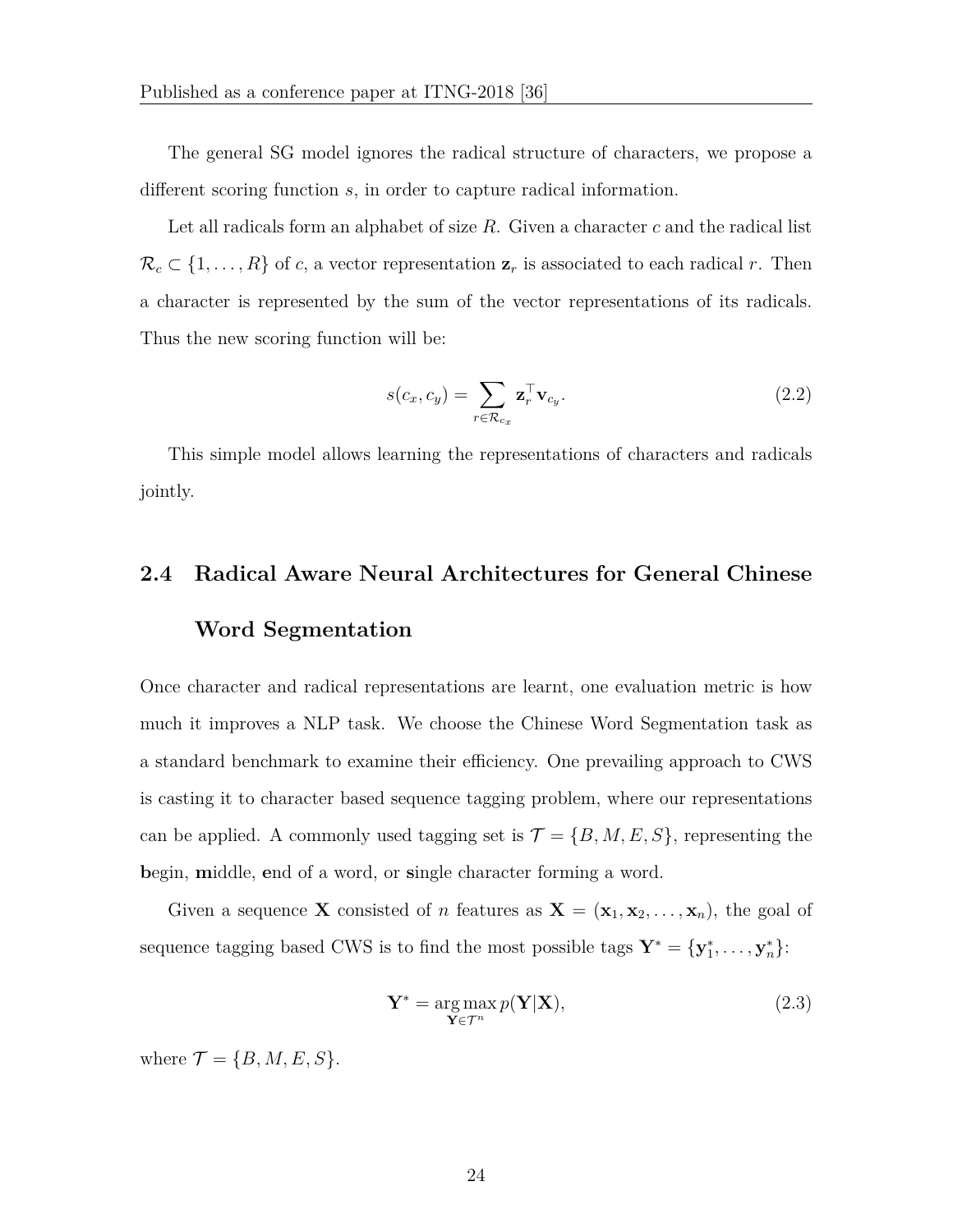The general SG model ignores the radical structure of characters, we propose a different scoring function $s$, in order to capture radical information.

Let all radicals form an alphabet of size $R$. Given a character $c$ and the radical list $\mathcal{R}_c \subset \{1, \ldots, R\}$ of $c$, a vector representation $\mathbf{z}_r$ is associated to each radical $r$. Then a character is represented by the sum of the vector representations of its radicals. Thus the new scoring function will be:

$$s(c_x, c_y) = \sum_{r \in \mathcal{R}_{c_x}} \mathbf{z}_r^\top \mathbf{v}_{c_y}. \tag{2.2}$$

This simple model allows learning the representations of characters and radicals jointly.

## 2.4 Radical Aware Neural Architectures for General Chinese Word Segmentation

Once character and radical representations are learnt, one evaluation metric is how much it improves a NLP task. We choose the Chinese Word Segmentation task as a standard benchmark to examine their efficiency. One prevailing approach to CWS is casting it to character based sequence tagging problem, where our representations can be applied. A commonly used tagging set is $\mathcal{T} = \{B, M, E, S\}$, representing the **b**egin, **m**iddle, **e**nd of a word, or **s**ingle character forming a word.

Given a sequence $\mathbf{X}$ consisted of $n$ features as $\mathbf{X} = (\mathbf{x}_1, \mathbf{x}_2, \ldots, \mathbf{x}_n)$, the goal of sequence tagging based CWS is to find the most possible tags $\mathbf{Y}^* = \{\mathbf{y}_1^*, \ldots, \mathbf{y}_n^*\}$:

$$\mathbf{Y}^* = \underset{\mathbf{Y} \in \mathcal{T}^n}{\arg\max}\, p(\mathbf{Y}|\mathbf{X}), \tag{2.3}$$

where $\mathcal{T} = \{B, M, E, S\}$.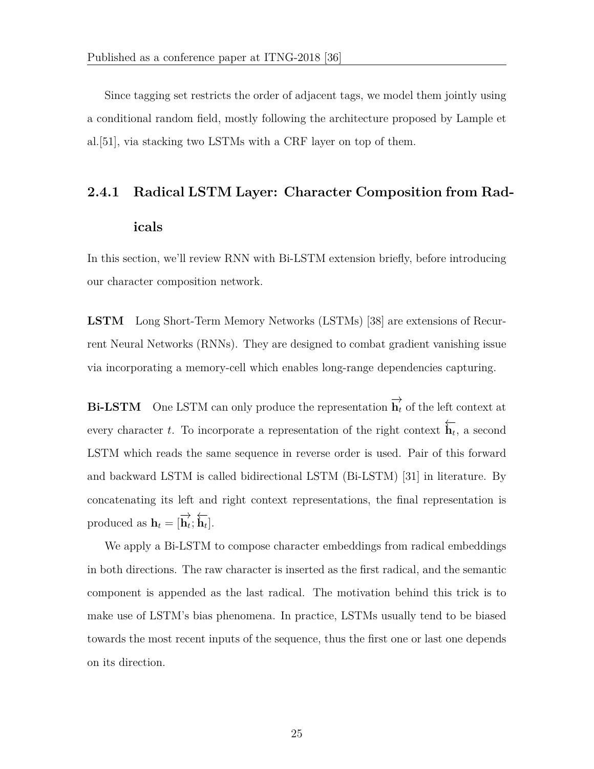Since tagging set restricts the order of adjacent tags, we model them jointly using a conditional random field, mostly following the architecture proposed by Lample et al.[51], via stacking two LSTMs with a CRF layer on top of them.

### 2.4.1 Radical LSTM Layer: Character Composition from Radicals

In this section, we'll review RNN with Bi-LSTM extension briefly, before introducing our character composition network.

**LSTM** Long Short-Term Memory Networks (LSTMs) [38] are extensions of Recurrent Neural Networks (RNNs). They are designed to combat gradient vanishing issue via incorporating a memory-cell which enables long-range dependencies capturing.

**Bi-LSTM** One LSTM can only produce the representation $\overrightarrow{\mathbf{h}_t}$ of the left context at every character $t$. To incorporate a representation of the right context $\overleftarrow{\mathbf{h}_t}$, a second LSTM which reads the same sequence in reverse order is used. Pair of this forward and backward LSTM is called bidirectional LSTM (Bi-LSTM) [31] in literature. By concatenating its left and right context representations, the final representation is produced as $\mathbf{h}_t = [\overrightarrow{\mathbf{h}_t}; \overleftarrow{\mathbf{h}_t}]$.

We apply a Bi-LSTM to compose character embeddings from radical embeddings in both directions. The raw character is inserted as the first radical, and the semantic component is appended as the last radical. The motivation behind this trick is to make use of LSTM's bias phenomena. In practice, LSTMs usually tend to be biased towards the most recent inputs of the sequence, thus the first one or last one depends on its direction.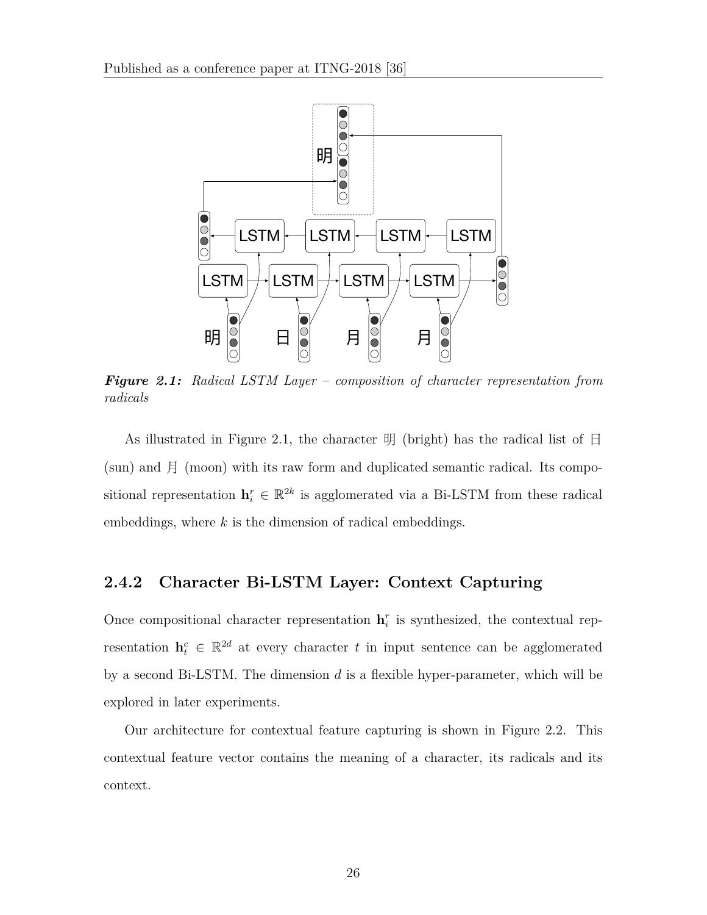*Figure 2.1: Radical LSTM Layer – composition of character representation from radicals*

As illustrated in Figure 2.1, the character 明 (bright) has the radical list of 日 (sun) and 月 (moon) with its raw form and duplicated semantic radical. Its compositional representation $\mathbf{h}_i^r \in \mathbb{R}^{2k}$ is agglomerated via a Bi-LSTM from these radical embeddings, where $k$ is the dimension of radical embeddings.

### 2.4.2 Character Bi-LSTM Layer: Context Capturing

Once compositional character representation $\mathbf{h}_i^r$ is synthesized, the contextual representation $\mathbf{h}_t^c \in \mathbb{R}^{2d}$ at every character $t$ in input sentence can be agglomerated by a second Bi-LSTM. The dimension $d$ is a flexible hyper-parameter, which will be explored in later experiments.

Our architecture for contextual feature capturing is shown in Figure 2.2. This contextual feature vector contains the meaning of a character, its radicals and its context.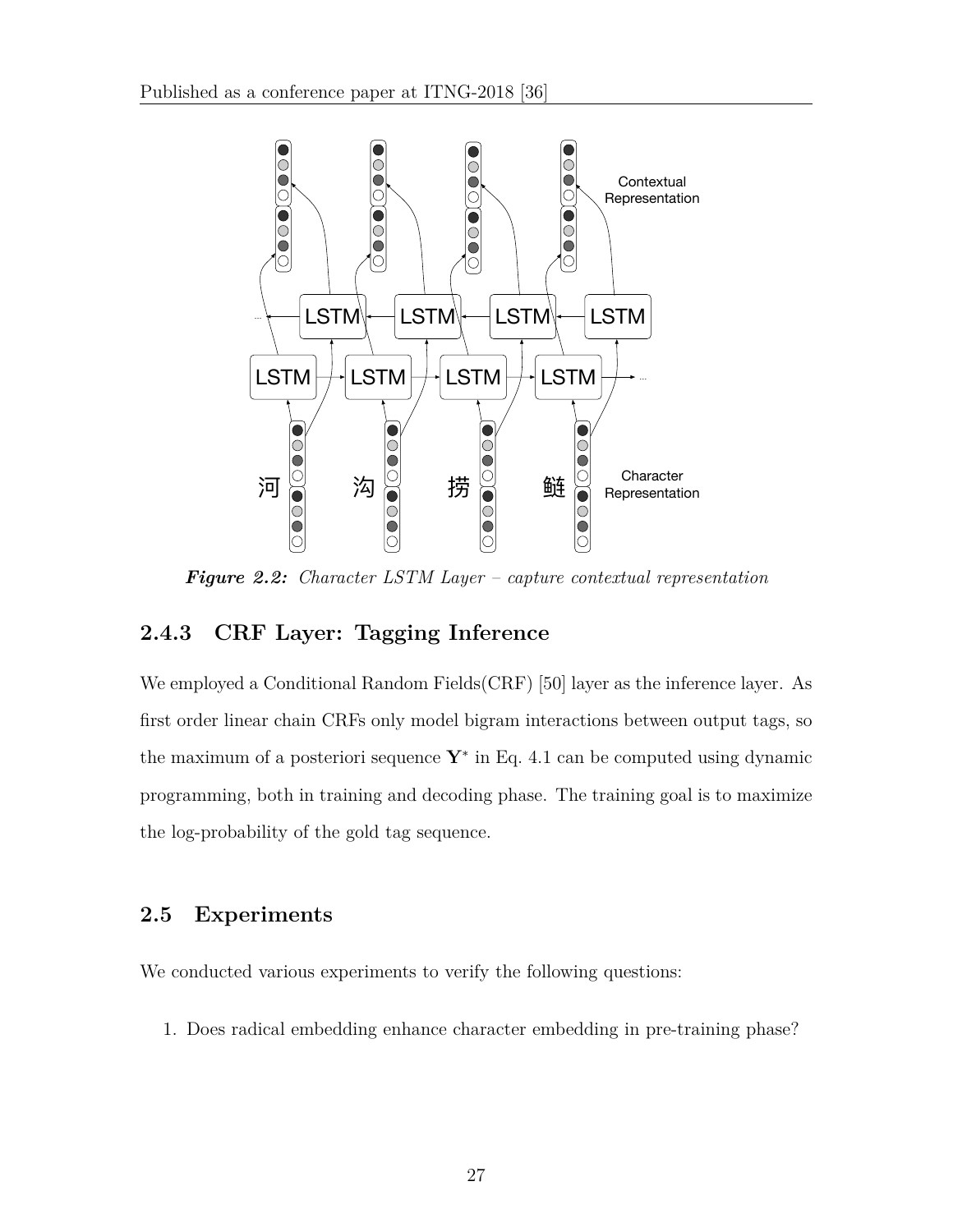*Figure 2.2: Character LSTM Layer – capture contextual representation*

### 2.4.3 CRF Layer: Tagging Inference

We employed a Conditional Random Fields(CRF) [50] layer as the inference layer. As first order linear chain CRFs only model bigram interactions between output tags, so the maximum of a posteriori sequence $\mathbf{Y}^*$ in Eq. 4.1 can be computed using dynamic programming, both in training and decoding phase. The training goal is to maximize the log-probability of the gold tag sequence.

## 2.5 Experiments

We conducted various experiments to verify the following questions:

1. Does radical embedding enhance character embedding in pre-training phase?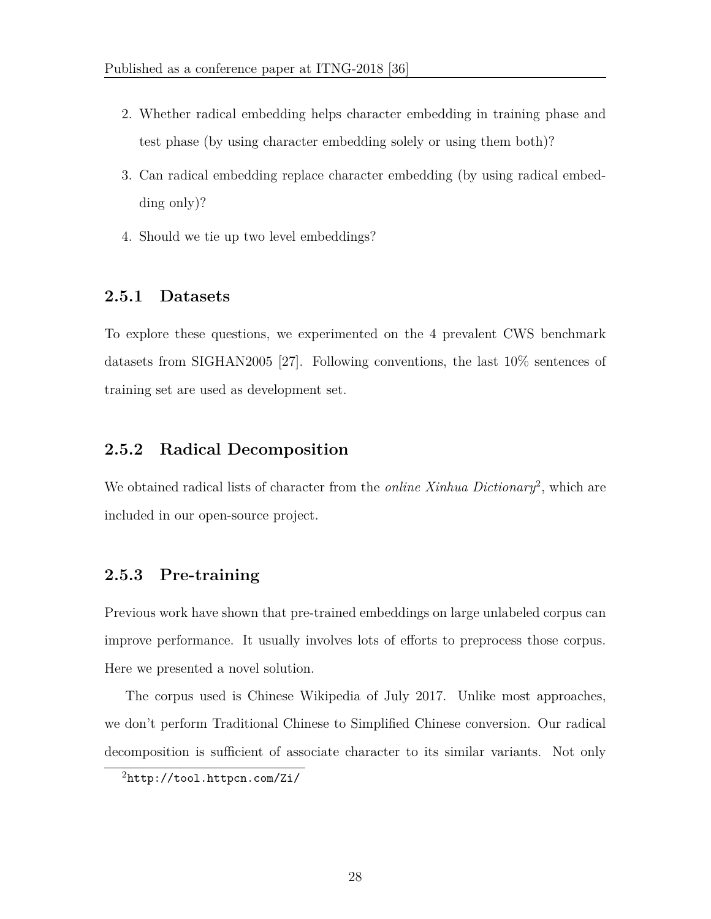2. Whether radical embedding helps character embedding in training phase and test phase (by using character embedding solely or using them both)?
3. Can radical embedding replace character embedding (by using radical embedding only)?
4. Should we tie up two level embeddings?

### 2.5.1 Datasets

To explore these questions, we experimented on the 4 prevalent CWS benchmark datasets from SIGHAN2005 [27]. Following conventions, the last 10% sentences of training set are used as development set.

### 2.5.2 Radical Decomposition

We obtained radical lists of character from the *online Xinhua Dictionary*[2], which are included in our open-source project.

### 2.5.3 Pre-training

Previous work have shown that pre-trained embeddings on large unlabeled corpus can improve performance. It usually involves lots of efforts to preprocess those corpus. Here we presented a novel solution.

The corpus used is Chinese Wikipedia of July 2017. Unlike most approaches, we don't perform Traditional Chinese to Simplified Chinese conversion. Our radical decomposition is sufficient of associate character to its similar variants. Not only

[2] `http://tool.httpcn.com/Zi/`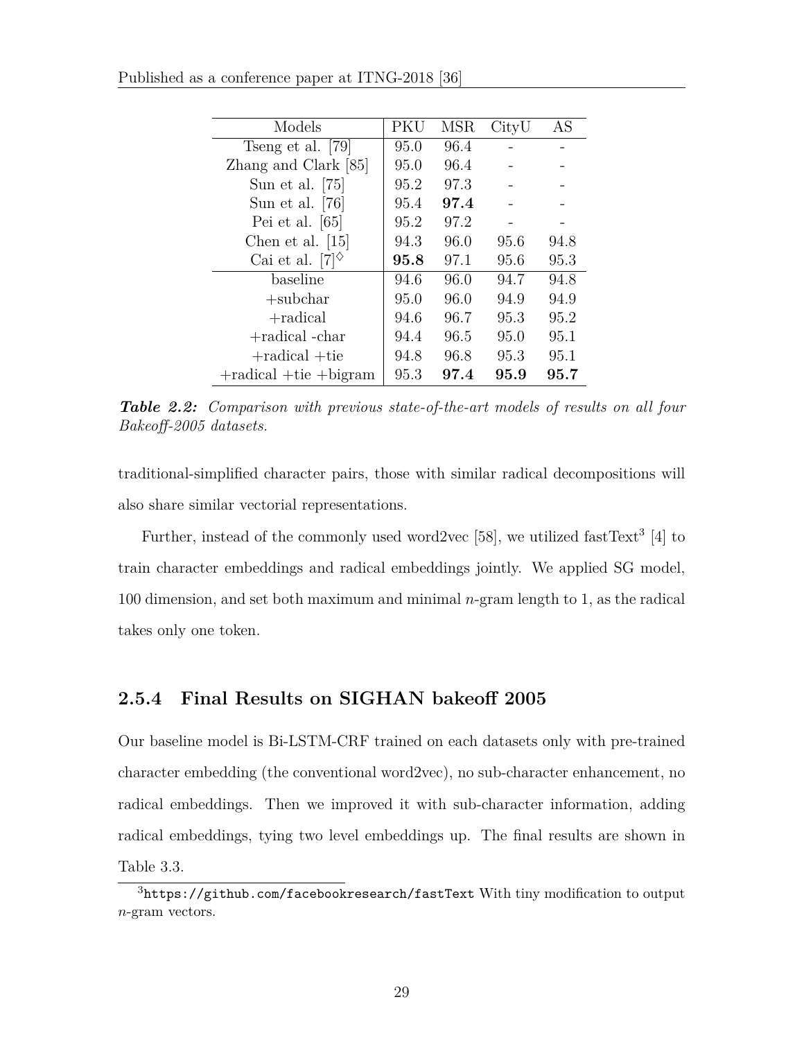Published as a conference paper at ITNG-2018 [36]

| Models | PKU | MSR | CityU | AS |
| --- | --- | --- | --- | --- |
| Tseng et al. [79] | 95.0 | 96.4 | - | - |
| Zhang and Clark [85] | 95.0 | 96.4 | - | - |
| Sun et al. [75] | 95.2 | 97.3 | - | - |
| Sun et al. [76] | 95.4 | **97.4** | - | - |
| Pei et al. [65] | 95.2 | 97.2 | - | - |
| Chen et al. [15] | 94.3 | 96.0 | 95.6 | 94.8 |
| Cai et al. [7]$^{\diamond}$ | **95.8** | 97.1 | 95.6 | 95.3 |
| baseline | 94.6 | 96.0 | 94.7 | 94.8 |
| +subchar | 95.0 | 96.0 | 94.9 | 94.9 |
| +radical | 94.6 | 96.7 | 95.3 | 95.2 |
| +radical -char | 94.4 | 96.5 | 95.0 | 95.1 |
| +radical +tie | 94.8 | 96.8 | 95.3 | 95.1 |
| +radical +tie +bigram | 95.3 | **97.4** | **95.9** | **95.7** |

***Table 2.2:*** *Comparison with previous state-of-the-art models of results on all four Bakeoff-2005 datasets.*

traditional-simplified character pairs, those with similar radical decompositions will also share similar vectorial representations.

Further, instead of the commonly used word2vec [58], we utilized fastText[3] [4] to train character embeddings and radical embeddings jointly. We applied SG model, 100 dimension, and set both maximum and minimal $n$-gram length to 1, as the radical takes only one token.

### 2.5.4 Final Results on SIGHAN bakeoff 2005

Our baseline model is Bi-LSTM-CRF trained on each datasets only with pre-trained character embedding (the conventional word2vec), no sub-character enhancement, no radical embeddings. Then we improved it with sub-character information, adding radical embeddings, tying two level embeddings up. The final results are shown in Table 3.3.

[3] `https://github.com/facebookresearch/fastText` With tiny modification to output $n$-gram vectors.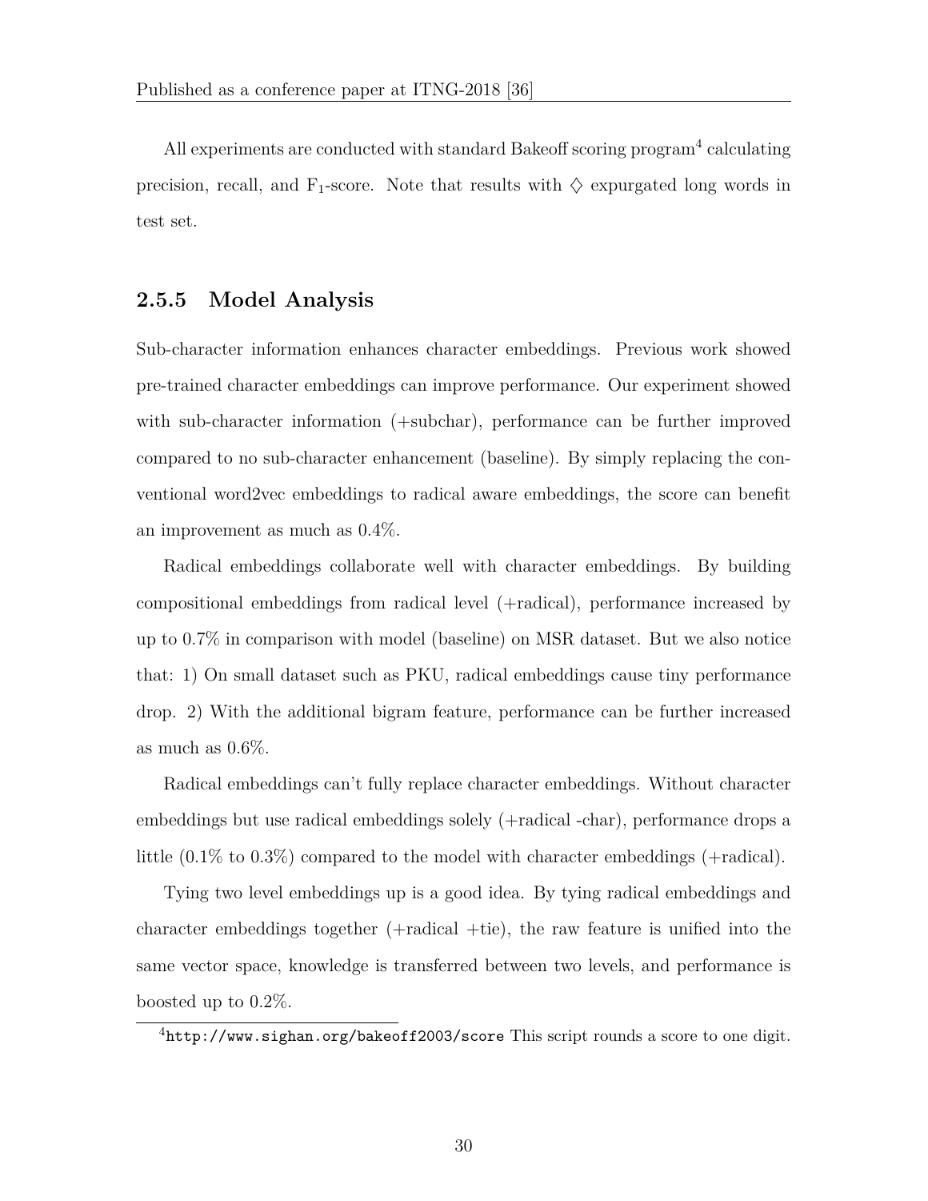All experiments are conducted with standard Bakeoff scoring program[4] calculating precision, recall, and $F_1$-score. Note that results with ♢ expurgated long words in test set.

### 2.5.5 Model Analysis

Sub-character information enhances character embeddings. Previous work showed pre-trained character embeddings can improve performance. Our experiment showed with sub-character information (+subchar), performance can be further improved compared to no sub-character enhancement (baseline). By simply replacing the conventional word2vec embeddings to radical aware embeddings, the score can benefit an improvement as much as 0.4%.

Radical embeddings collaborate well with character embeddings. By building compositional embeddings from radical level (+radical), performance increased by up to 0.7% in comparison with model (baseline) on MSR dataset. But we also notice that: 1) On small dataset such as PKU, radical embeddings cause tiny performance drop. 2) With the additional bigram feature, performance can be further increased as much as 0.6%.

Radical embeddings can't fully replace character embeddings. Without character embeddings but use radical embeddings solely (+radical -char), performance drops a little (0.1% to 0.3%) compared to the model with character embeddings (+radical).

Tying two level embeddings up is a good idea. By tying radical embeddings and character embeddings together (+radical +tie), the raw feature is unified into the same vector space, knowledge is transferred between two levels, and performance is boosted up to 0.2%.

[4] `http://www.sighan.org/bakeoff2003/score` This script rounds a score to one digit.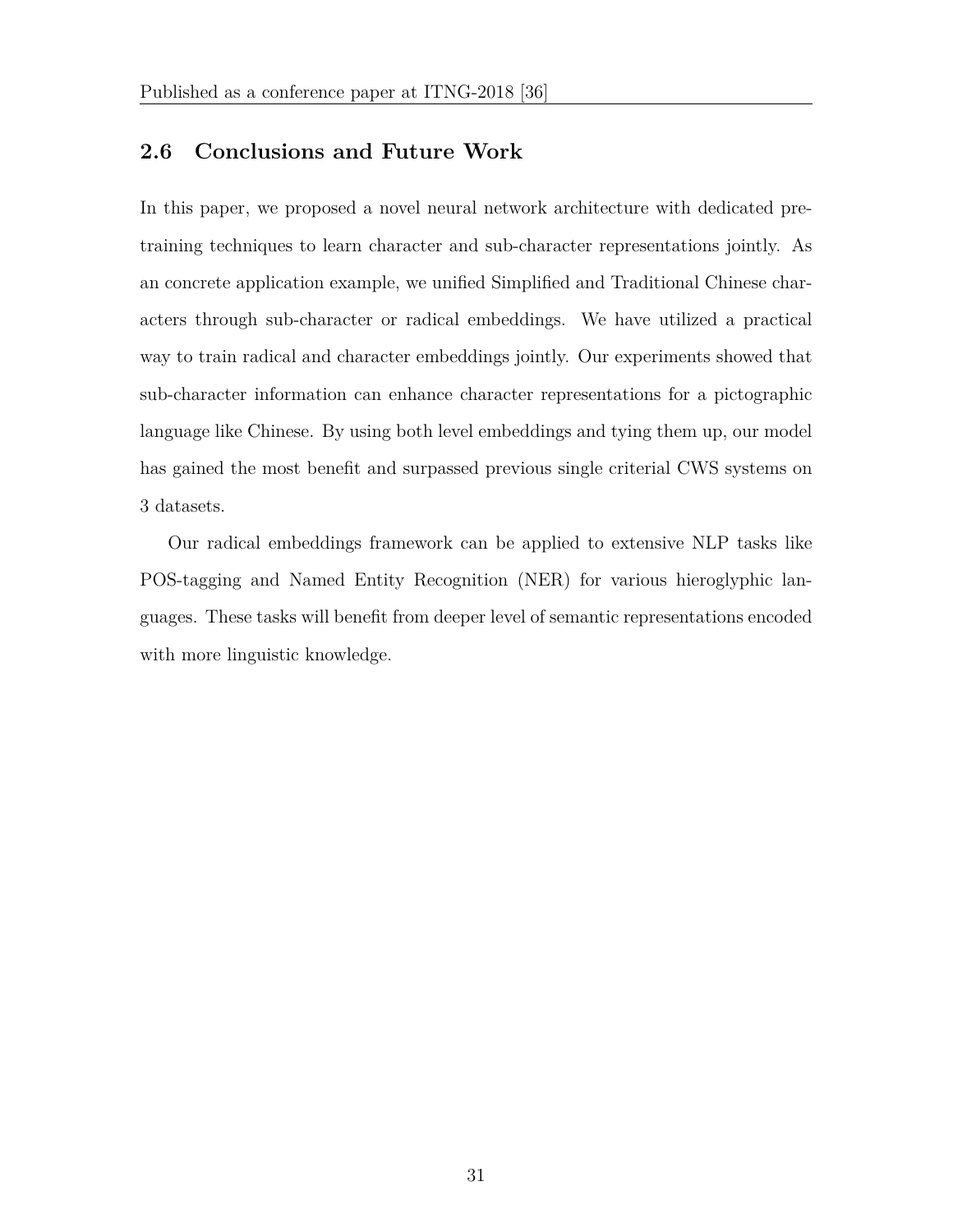## 2.6 Conclusions and Future Work

In this paper, we proposed a novel neural network architecture with dedicated pre-training techniques to learn character and sub-character representations jointly. As an concrete application example, we unified Simplified and Traditional Chinese characters through sub-character or radical embeddings. We have utilized a practical way to train radical and character embeddings jointly. Our experiments showed that sub-character information can enhance character representations for a pictographic language like Chinese. By using both level embeddings and tying them up, our model has gained the most benefit and surpassed previous single criterial CWS systems on 3 datasets.

Our radical embeddings framework can be applied to extensive NLP tasks like POS-tagging and Named Entity Recognition (NER) for various hieroglyphic languages. These tasks will benefit from deeper level of semantic representations encoded with more linguistic knowledge.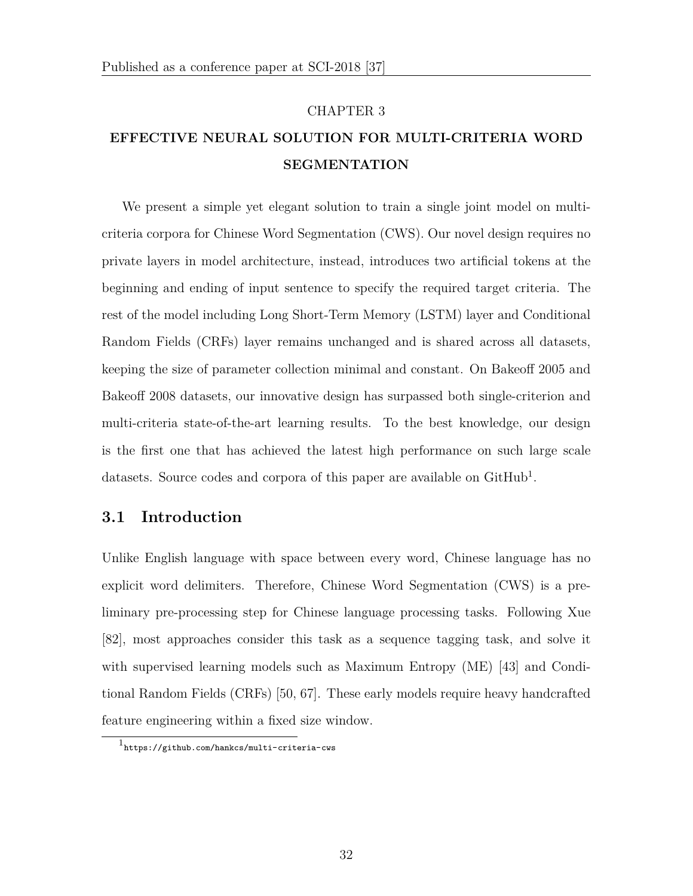CHAPTER 3

# EFFECTIVE NEURAL SOLUTION FOR MULTI-CRITERIA WORD SEGMENTATION

We present a simple yet elegant solution to train a single joint model on multi-criteria corpora for Chinese Word Segmentation (CWS). Our novel design requires no private layers in model architecture, instead, introduces two artificial tokens at the beginning and ending of input sentence to specify the required target criteria. The rest of the model including Long Short-Term Memory (LSTM) layer and Conditional Random Fields (CRFs) layer remains unchanged and is shared across all datasets, keeping the size of parameter collection minimal and constant. On Bakeoff 2005 and Bakeoff 2008 datasets, our innovative design has surpassed both single-criterion and multi-criteria state-of-the-art learning results. To the best knowledge, our design is the first one that has achieved the latest high performance on such large scale datasets. Source codes and corpora of this paper are available on GitHub[1].

## 3.1 Introduction

Unlike English language with space between every word, Chinese language has no explicit word delimiters. Therefore, Chinese Word Segmentation (CWS) is a preliminary pre-processing step for Chinese language processing tasks. Following Xue [82], most approaches consider this task as a sequence tagging task, and solve it with supervised learning models such as Maximum Entropy (ME) [43] and Conditional Random Fields (CRFs) [50, 67]. These early models require heavy handcrafted feature engineering within a fixed size window.

[1] https://github.com/hankcs/multi-criteria-cws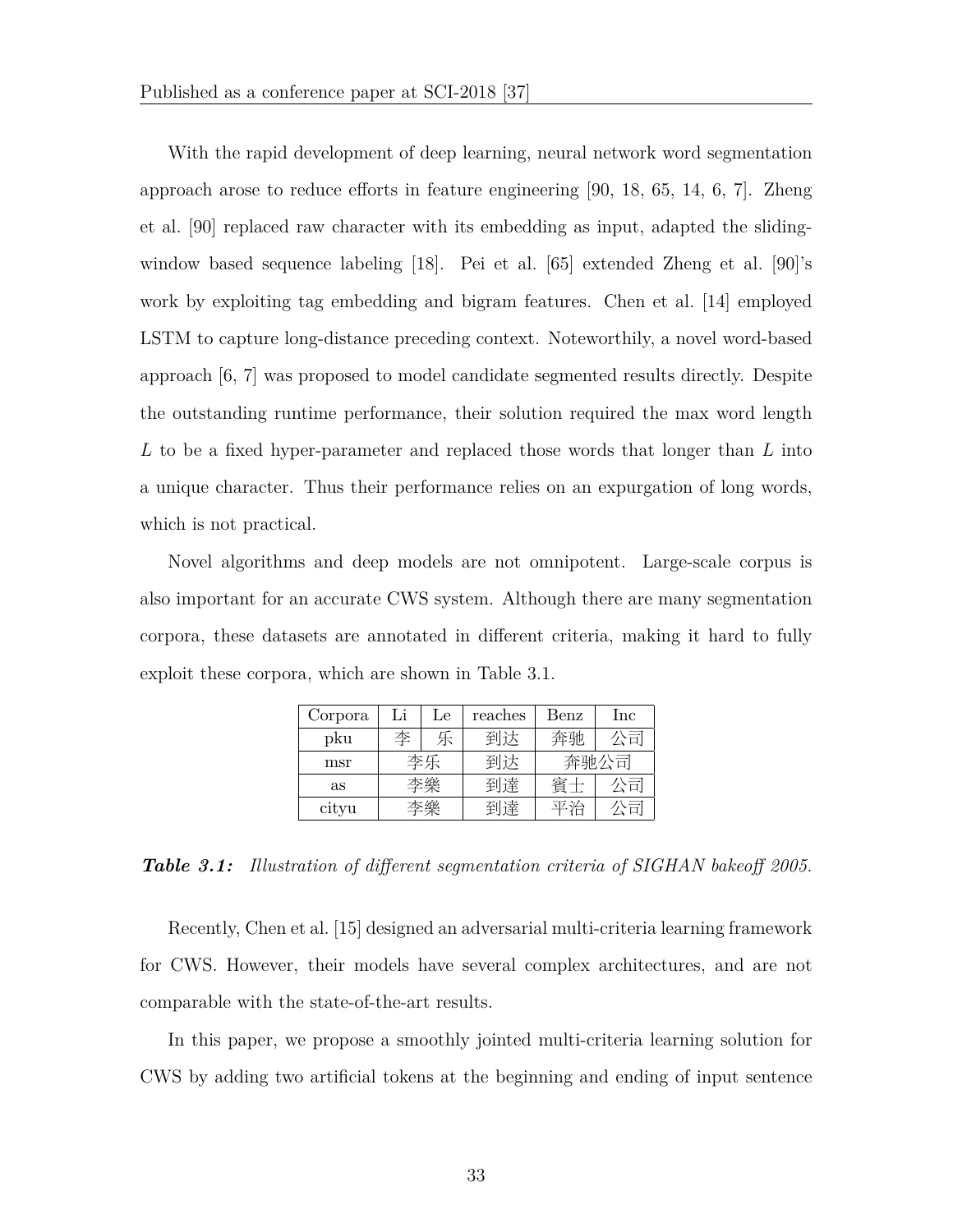With the rapid development of deep learning, neural network word segmentation approach arose to reduce efforts in feature engineering [90, 18, 65, 14, 6, 7]. Zheng et al. [90] replaced raw character with its embedding as input, adapted the sliding-window based sequence labeling [18]. Pei et al. [65] extended Zheng et al. [90]'s work by exploiting tag embedding and bigram features. Chen et al. [14] employed LSTM to capture long-distance preceding context. Noteworthily, a novel word-based approach [6, 7] was proposed to model candidate segmented results directly. Despite the outstanding runtime performance, their solution required the max word length $L$ to be a fixed hyper-parameter and replaced those words that longer than $L$ into a unique character. Thus their performance relies on an expurgation of long words, which is not practical.

Novel algorithms and deep models are not omnipotent. Large-scale corpus is also important for an accurate CWS system. Although there are many segmentation corpora, these datasets are annotated in different criteria, making it hard to fully exploit these corpora, which are shown in Table 3.1.

| Corpora | Li | Le | reaches | Benz | Inc |
|---|---|---|---|---|---|
| pku | 李 | 乐 | 到达 | 奔驰 | 公司 |
| msr | 李乐 | | 到达 | 奔驰公司 | |
| as | 李樂 | | 到達 | 賓士 | 公司 |
| cityu | 李樂 | | 到達 | 平治 | 公司 |

***Table 3.1:*** *Illustration of different segmentation criteria of SIGHAN bakeoff 2005.*

Recently, Chen et al. [15] designed an adversarial multi-criteria learning framework for CWS. However, their models have several complex architectures, and are not comparable with the state-of-the-art results.

In this paper, we propose a smoothly jointed multi-criteria learning solution for CWS by adding two artificial tokens at the beginning and ending of input sentence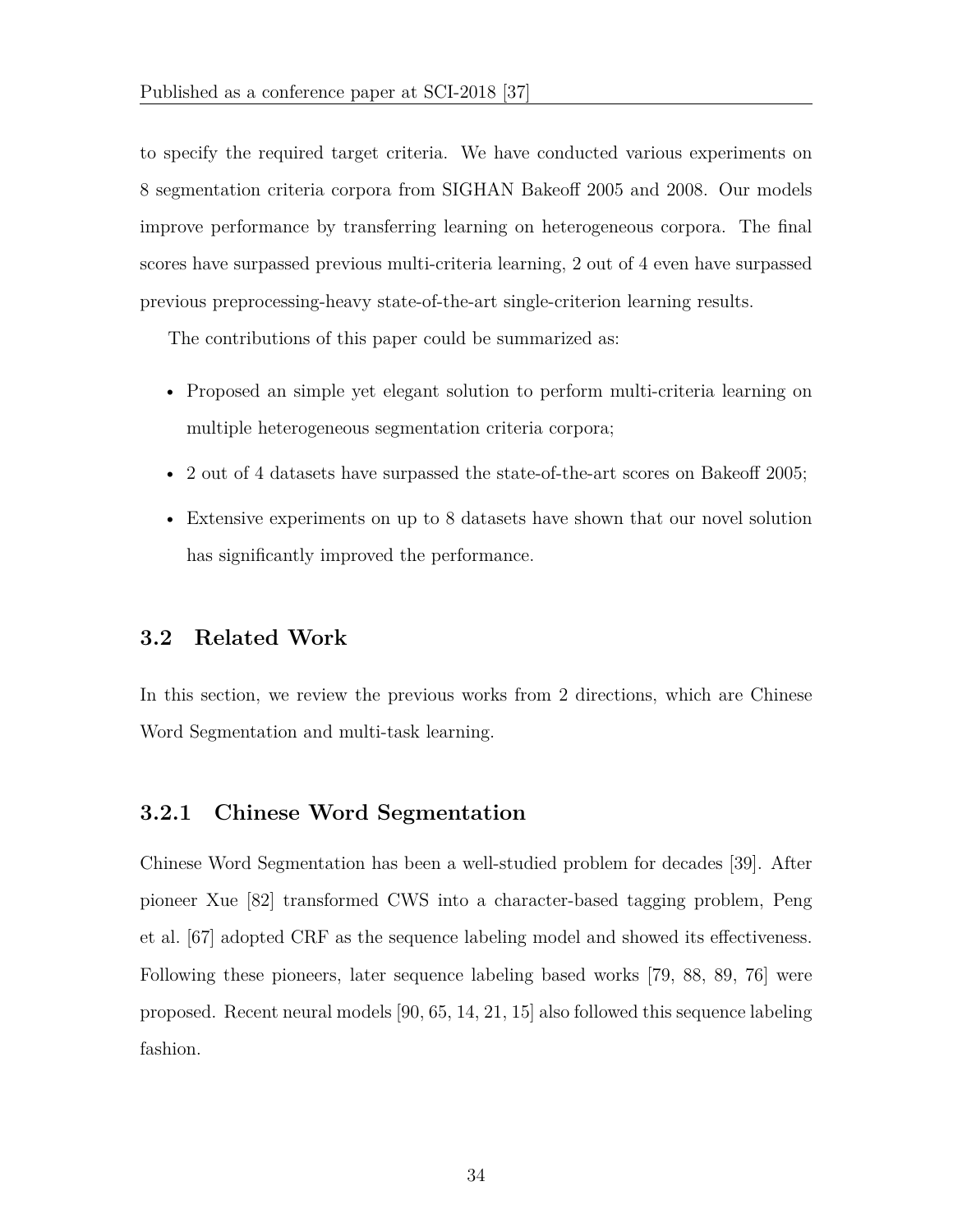to specify the required target criteria. We have conducted various experiments on 8 segmentation criteria corpora from SIGHAN Bakeoff 2005 and 2008. Our models improve performance by transferring learning on heterogeneous corpora. The final scores have surpassed previous multi-criteria learning, 2 out of 4 even have surpassed previous preprocessing-heavy state-of-the-art single-criterion learning results.

The contributions of this paper could be summarized as:

- Proposed an simple yet elegant solution to perform multi-criteria learning on multiple heterogeneous segmentation criteria corpora;
- 2 out of 4 datasets have surpassed the state-of-the-art scores on Bakeoff 2005;
- Extensive experiments on up to 8 datasets have shown that our novel solution has significantly improved the performance.

## 3.2 Related Work

In this section, we review the previous works from 2 directions, which are Chinese Word Segmentation and multi-task learning.

### 3.2.1 Chinese Word Segmentation

Chinese Word Segmentation has been a well-studied problem for decades [39]. After pioneer Xue [82] transformed CWS into a character-based tagging problem, Peng et al. [67] adopted CRF as the sequence labeling model and showed its effectiveness. Following these pioneers, later sequence labeling based works [79, 88, 89, 76] were proposed. Recent neural models [90, 65, 14, 21, 15] also followed this sequence labeling fashion.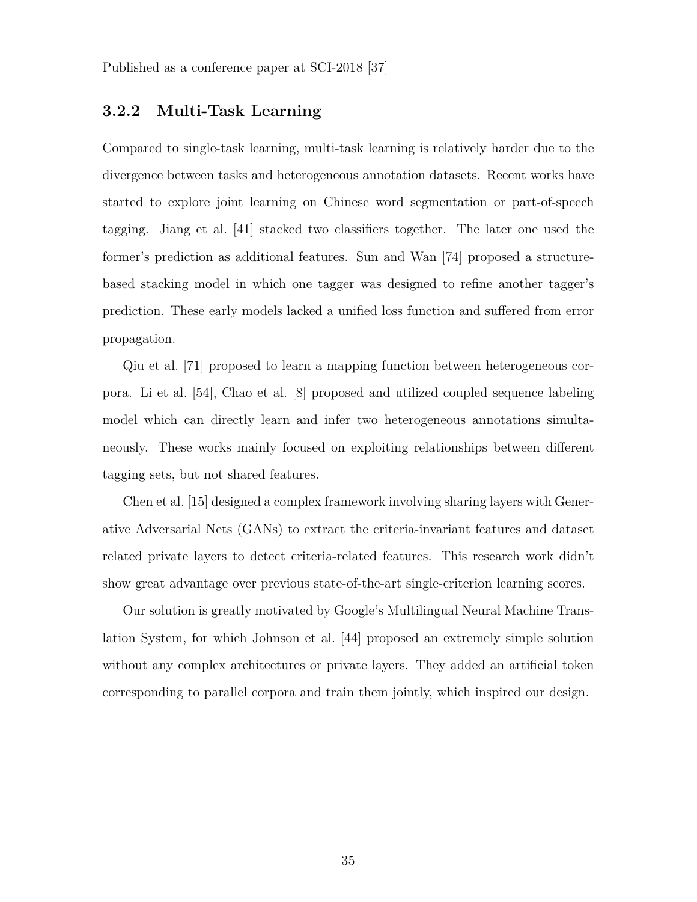### 3.2.2 Multi-Task Learning

Compared to single-task learning, multi-task learning is relatively harder due to the divergence between tasks and heterogeneous annotation datasets. Recent works have started to explore joint learning on Chinese word segmentation or part-of-speech tagging. Jiang et al. [41] stacked two classifiers together. The later one used the former's prediction as additional features. Sun and Wan [74] proposed a structure-based stacking model in which one tagger was designed to refine another tagger's prediction. These early models lacked a unified loss function and suffered from error propagation.

Qiu et al. [71] proposed to learn a mapping function between heterogeneous corpora. Li et al. [54], Chao et al. [8] proposed and utilized coupled sequence labeling model which can directly learn and infer two heterogeneous annotations simultaneously. These works mainly focused on exploiting relationships between different tagging sets, but not shared features.

Chen et al. [15] designed a complex framework involving sharing layers with Generative Adversarial Nets (GANs) to extract the criteria-invariant features and dataset related private layers to detect criteria-related features. This research work didn't show great advantage over previous state-of-the-art single-criterion learning scores.

Our solution is greatly motivated by Google's Multilingual Neural Machine Translation System, for which Johnson et al. [44] proposed an extremely simple solution without any complex architectures or private layers. They added an artificial token corresponding to parallel corpora and train them jointly, which inspired our design.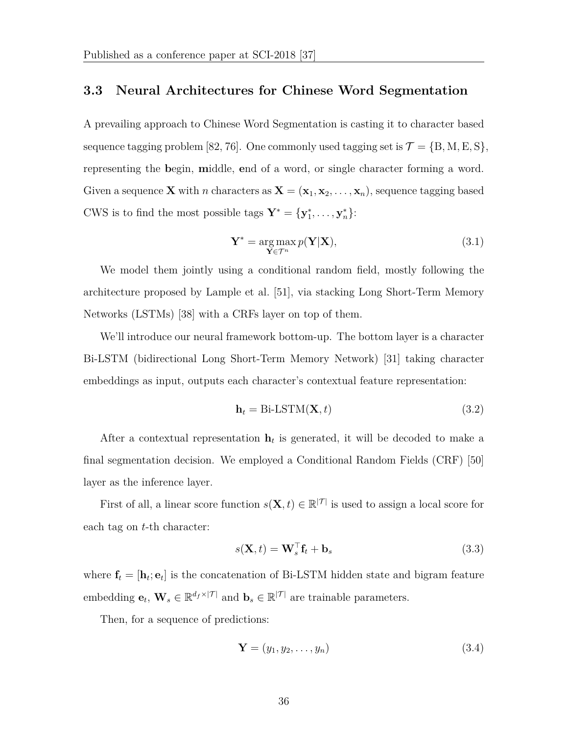## 3.3 Neural Architectures for Chinese Word Segmentation

A prevailing approach to Chinese Word Segmentation is casting it to character based sequence tagging problem [82, 76]. One commonly used tagging set is $\mathcal{T} = \{\mathrm{B}, \mathrm{M}, \mathrm{E}, \mathrm{S}\}$, representing the **b**egin, **m**iddle, **e**nd of a word, or single character forming a word. Given a sequence $\mathbf{X}$ with $n$ characters as $\mathbf{X} = (\mathbf{x}_1, \mathbf{x}_2, \ldots, \mathbf{x}_n)$, sequence tagging based CWS is to find the most possible tags $\mathbf{Y}^* = \{\mathbf{y}_1^*, \ldots, \mathbf{y}_n^*\}$:

$$\mathbf{Y}^* = \underset{\mathbf{Y} \in \mathcal{T}^n}{\arg\max}\, p(\mathbf{Y}|\mathbf{X}), \tag{3.1}$$

We model them jointly using a conditional random field, mostly following the architecture proposed by Lample et al. [51], via stacking Long Short-Term Memory Networks (LSTMs) [38] with a CRFs layer on top of them.

We'll introduce our neural framework bottom-up. The bottom layer is a character Bi-LSTM (bidirectional Long Short-Term Memory Network) [31] taking character embeddings as input, outputs each character's contextual feature representation:

$$\mathbf{h}_t = \text{Bi-LSTM}(\mathbf{X}, t) \tag{3.2}$$

After a contextual representation $\mathbf{h}_t$ is generated, it will be decoded to make a final segmentation decision. We employed a Conditional Random Fields (CRF) [50] layer as the inference layer.

First of all, a linear score function $s(\mathbf{X}, t) \in \mathbb{R}^{|\mathcal{T}|}$ is used to assign a local score for each tag on $t$-th character:

$$s(\mathbf{X}, t) = \mathbf{W}_s^\top \mathbf{f}_t + \mathbf{b}_s \tag{3.3}$$

where $\mathbf{f}_t = [\mathbf{h}_t; \mathbf{e}_t]$ is the concatenation of Bi-LSTM hidden state and bigram feature embedding $\mathbf{e}_t$, $\mathbf{W}_s \in \mathbb{R}^{d_f \times |\mathcal{T}|}$ and $\mathbf{b}_s \in \mathbb{R}^{|\mathcal{T}|}$ are trainable parameters.

Then, for a sequence of predictions:

$$\mathbf{Y} = (y_1, y_2, \ldots, y_n) \tag{3.4}$$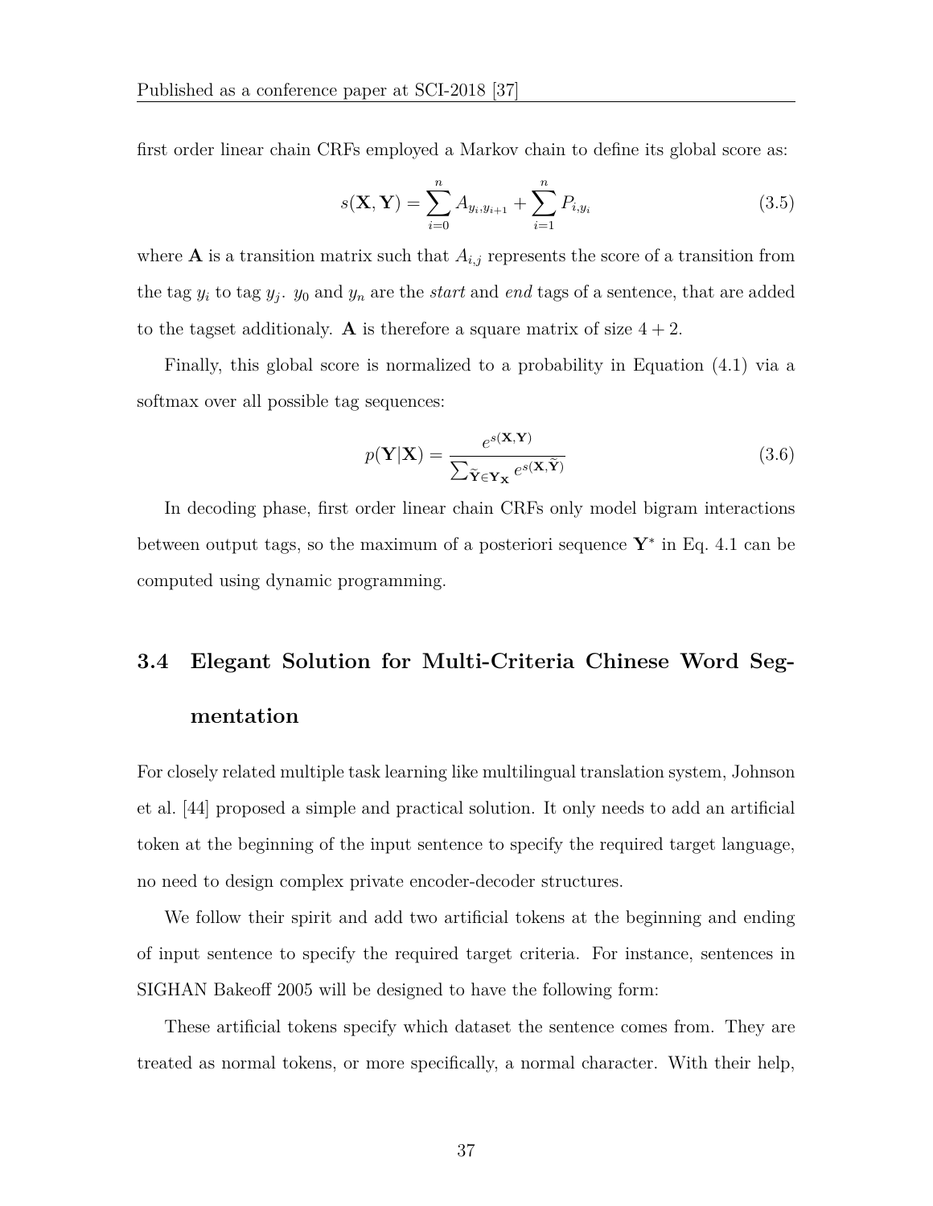first order linear chain CRFs employed a Markov chain to define its global score as:

$$s(\mathbf{X}, \mathbf{Y}) = \sum_{i=0}^{n} A_{y_i, y_{i+1}} + \sum_{i=1}^{n} P_{i, y_i} \tag{3.5}$$

where $\mathbf{A}$ is a transition matrix such that $A_{i,j}$ represents the score of a transition from the tag $y_i$ to tag $y_j$. $y_0$ and $y_n$ are the *start* and *end* tags of a sentence, that are added to the tagset additionaly. $\mathbf{A}$ is therefore a square matrix of size $4 + 2$.

Finally, this global score is normalized to a probability in Equation (4.1) via a softmax over all possible tag sequences:

$$p(\mathbf{Y}|\mathbf{X}) = \frac{e^{s(\mathbf{X}, \mathbf{Y})}}{\sum_{\widetilde{\mathbf{Y}} \in \mathbf{Y}_{\mathbf{X}}} e^{s(\mathbf{X}, \widetilde{\mathbf{Y}})}} \tag{3.6}$$

In decoding phase, first order linear chain CRFs only model bigram interactions between output tags, so the maximum of a posteriori sequence $\mathbf{Y}^*$ in Eq. 4.1 can be computed using dynamic programming.

## 3.4 Elegant Solution for Multi-Criteria Chinese Word Segmentation

For closely related multiple task learning like multilingual translation system, Johnson et al. [44] proposed a simple and practical solution. It only needs to add an artificial token at the beginning of the input sentence to specify the required target language, no need to design complex private encoder-decoder structures.

We follow their spirit and add two artificial tokens at the beginning and ending of input sentence to specify the required target criteria. For instance, sentences in SIGHAN Bakeoff 2005 will be designed to have the following form:

These artificial tokens specify which dataset the sentence comes from. They are treated as normal tokens, or more specifically, a normal character. With their help,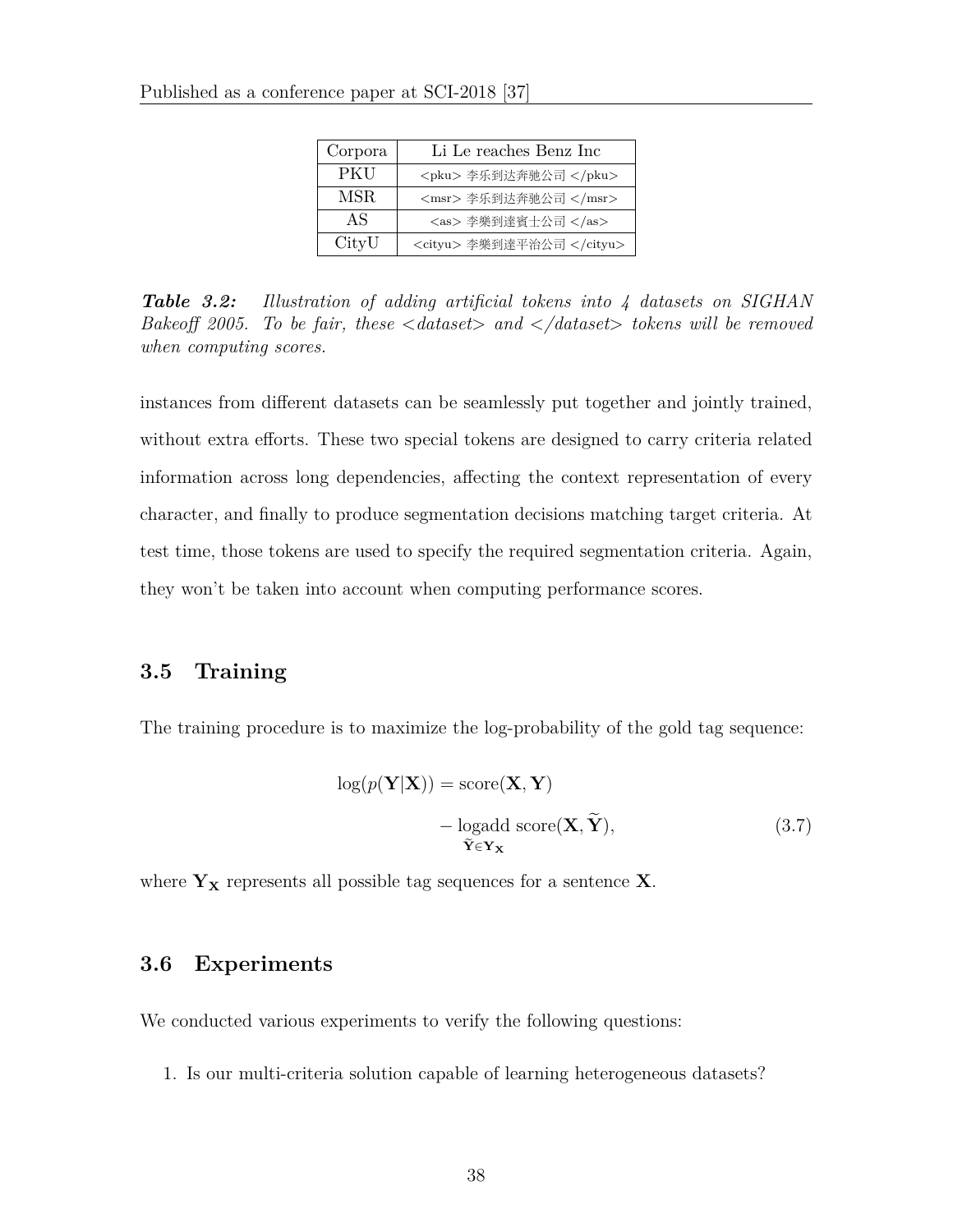| Corpora | Li Le reaches Benz Inc |
|---|---|
| PKU | <pku> 李乐到达奔驰公司 </pku> |
| MSR | <msr> 李乐到达奔驰公司 </msr> |
| AS | <as> 李樂到達賓士公司 </as> |
| CityU | <cityu> 李樂到達平治公司 </cityu> |

***Table 3.2:*** *Illustration of adding artificial tokens into 4 datasets on SIGHAN Bakeoff 2005. To be fair, these <dataset> and </dataset> tokens will be removed when computing scores.*

instances from different datasets can be seamlessly put together and jointly trained, without extra efforts. These two special tokens are designed to carry criteria related information across long dependencies, affecting the context representation of every character, and finally to produce segmentation decisions matching target criteria. At test time, those tokens are used to specify the required segmentation criteria. Again, they won't be taken into account when computing performance scores.

## 3.5 Training

The training procedure is to maximize the log-probability of the gold tag sequence:

$$\log(p(\mathbf{Y}|\mathbf{X})) = \text{score}(\mathbf{X}, \mathbf{Y}) - \underset{\widetilde{\mathbf{Y}} \in \mathbf{Y}_{\mathbf{X}}}{\text{logadd}} \text{ score}(\mathbf{X}, \widetilde{\mathbf{Y}}), \tag{3.7}$$

where $\mathbf{Y}_{\mathbf{X}}$ represents all possible tag sequences for a sentence $\mathbf{X}$.

## 3.6 Experiments

We conducted various experiments to verify the following questions:

1. Is our multi-criteria solution capable of learning heterogeneous datasets?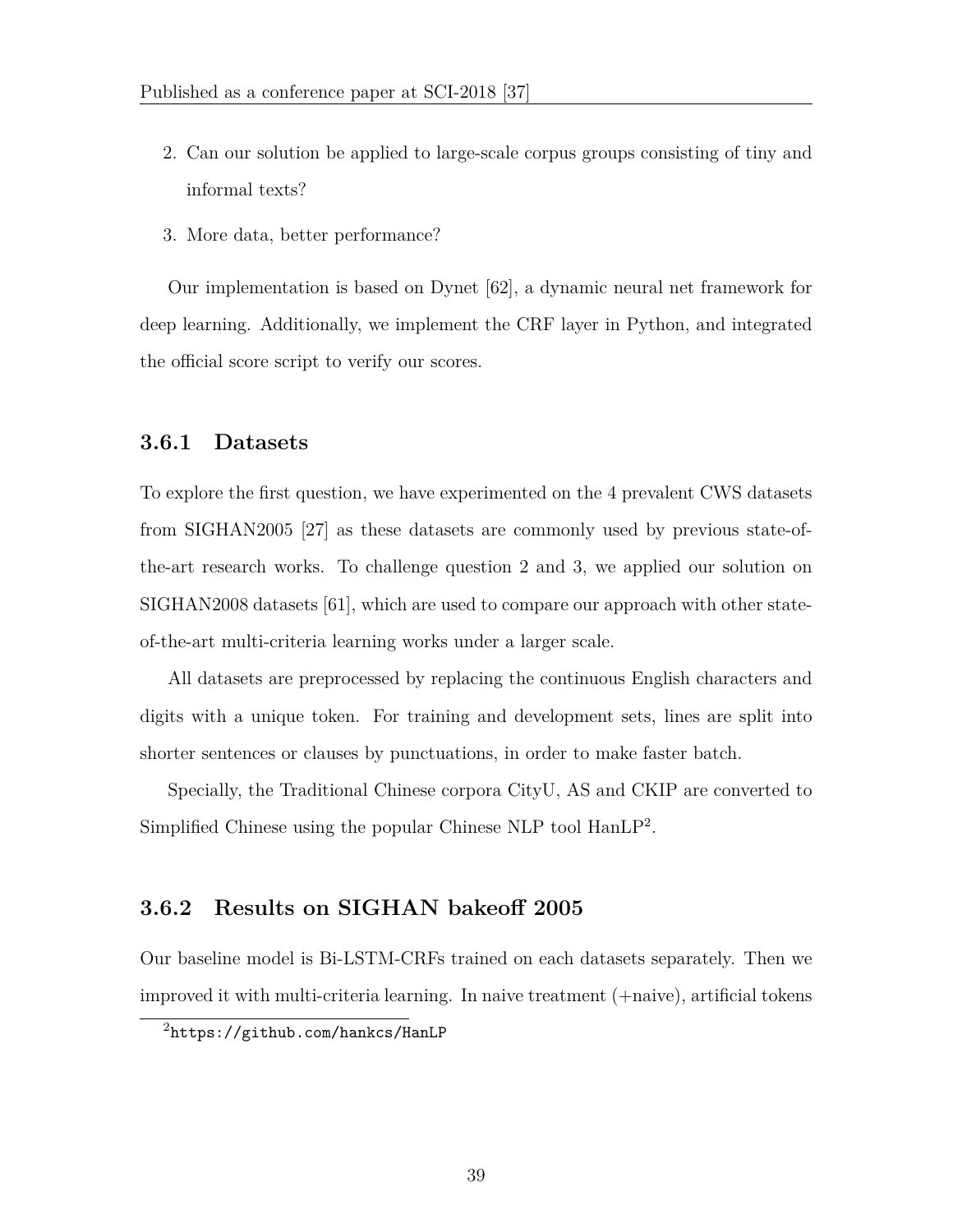2. Can our solution be applied to large-scale corpus groups consisting of tiny and informal texts?
3. More data, better performance?

Our implementation is based on Dynet [62], a dynamic neural net framework for deep learning. Additionally, we implement the CRF layer in Python, and integrated the official score script to verify our scores.

### 3.6.1 Datasets

To explore the first question, we have experimented on the 4 prevalent CWS datasets from SIGHAN2005 [27] as these datasets are commonly used by previous state-of-the-art research works. To challenge question 2 and 3, we applied our solution on SIGHAN2008 datasets [61], which are used to compare our approach with other state-of-the-art multi-criteria learning works under a larger scale.

All datasets are preprocessed by replacing the continuous English characters and digits with a unique token. For training and development sets, lines are split into shorter sentences or clauses by punctuations, in order to make faster batch.

Specially, the Traditional Chinese corpora CityU, AS and CKIP are converted to Simplified Chinese using the popular Chinese NLP tool HanLP[2].

### 3.6.2 Results on SIGHAN bakeoff 2005

Our baseline model is Bi-LSTM-CRFs trained on each datasets separately. Then we improved it with multi-criteria learning. In naive treatment (+naive), artificial tokens

[2] `https://github.com/hankcs/HanLP`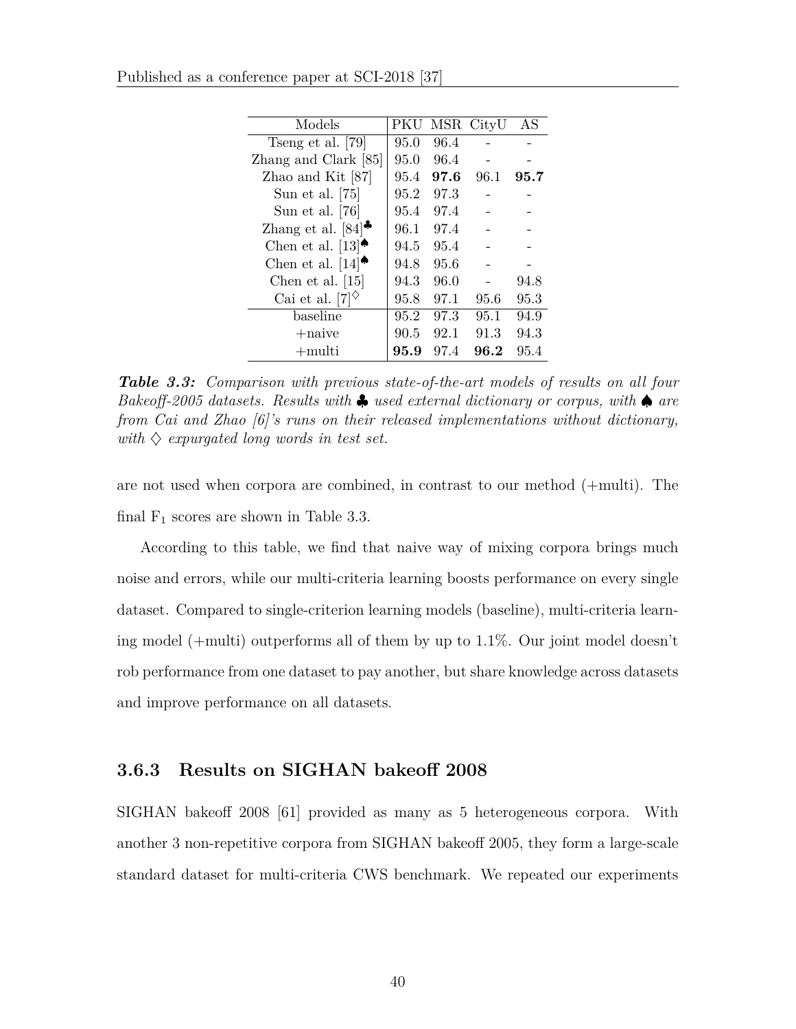| Models | PKU | MSR | CityU | AS |
|---|---|---|---|---|
| Tseng et al. [79] | 95.0 | 96.4 | - | - |
| Zhang and Clark [85] | 95.0 | 96.4 | - | - |
| Zhao and Kit [87] | 95.4 | **97.6** | 96.1 | **95.7** |
| Sun et al. [75] | 95.2 | 97.3 | - | - |
| Sun et al. [76] | 95.4 | 97.4 | - | - |
| Zhang et al. [84]♣ | 96.1 | 97.4 | - | - |
| Chen et al. [13]♠ | 94.5 | 95.4 | - | - |
| Chen et al. [14]♠ | 94.8 | 95.6 | - | - |
| Chen et al. [15] | 94.3 | 96.0 | - | 94.8 |
| Cai et al. [7]♢ | 95.8 | 97.1 | 95.6 | 95.3 |
| baseline | 95.2 | 97.3 | 95.1 | 94.9 |
| +naive | 90.5 | 92.1 | 91.3 | 94.3 |
| +multi | **95.9** | 97.4 | **96.2** | 95.4 |

***Table 3.3:*** *Comparison with previous state-of-the-art models of results on all four Bakeoff-2005 datasets. Results with ♣ used external dictionary or corpus, with ♠ are from Cai and Zhao [6]'s runs on their released implementations without dictionary, with ♢ expurgated long words in test set.*

are not used when corpora are combined, in contrast to our method (+multi). The final $F_1$ scores are shown in Table 3.3.

According to this table, we find that naive way of mixing corpora brings much noise and errors, while our multi-criteria learning boosts performance on every single dataset. Compared to single-criterion learning models (baseline), multi-criteria learning model (+multi) outperforms all of them by up to 1.1%. Our joint model doesn't rob performance from one dataset to pay another, but share knowledge across datasets and improve performance on all datasets.

### 3.6.3 Results on SIGHAN bakeoff 2008

SIGHAN bakeoff 2008 [61] provided as many as 5 heterogeneous corpora. With another 3 non-repetitive corpora from SIGHAN bakeoff 2005, they form a large-scale standard dataset for multi-criteria CWS benchmark. We repeated our experiments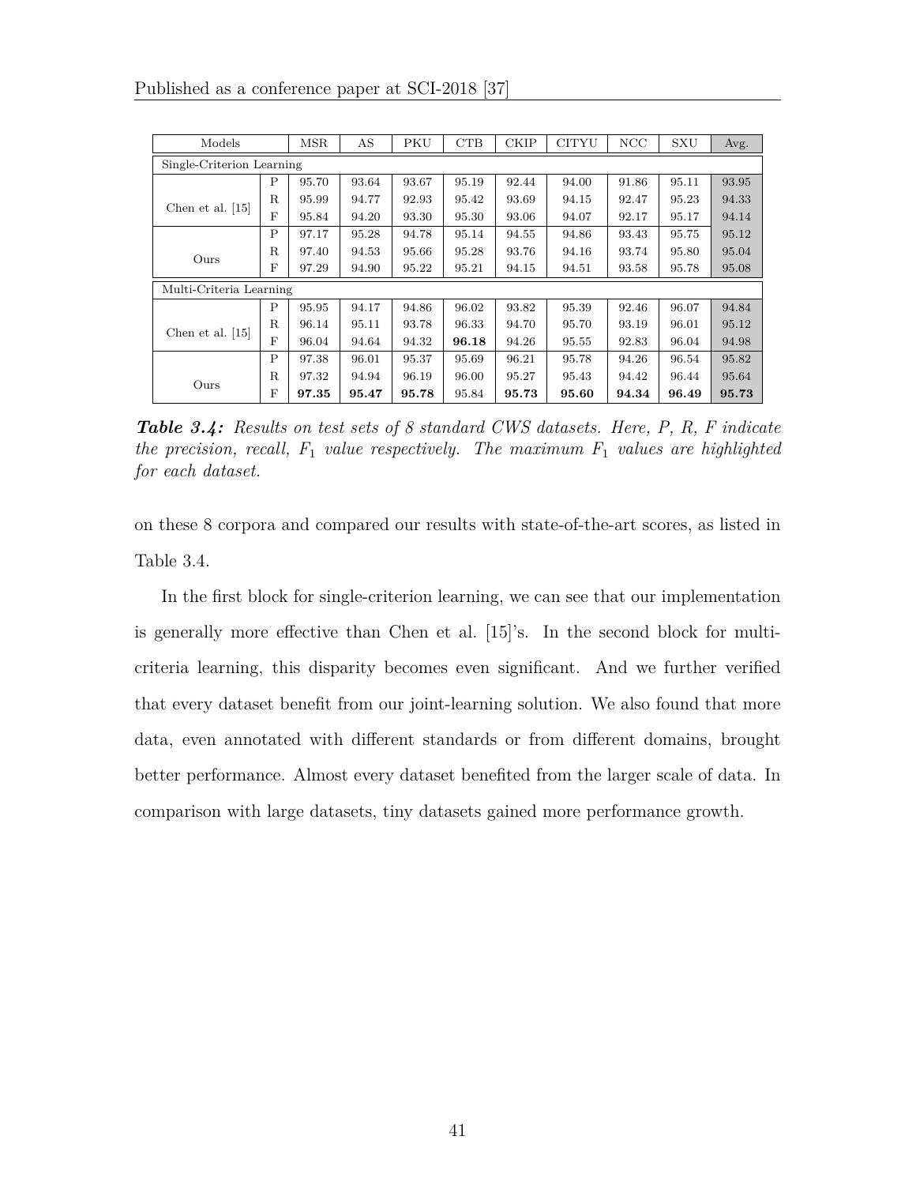| Models | | MSR | AS | PKU | CTB | CKIP | CITYU | NCC | SXU | Avg. |
|---|---|---|---|---|---|---|---|---|---|---|
| Single-Criterion Learning | | | | | | | | | | |
| Chen et al. [15] | P | 95.70 | 93.64 | 93.67 | 95.19 | 92.44 | 94.00 | 91.86 | 95.11 | 93.95 |
| | R | 95.99 | 94.77 | 92.93 | 95.42 | 93.69 | 94.15 | 92.47 | 95.23 | 94.33 |
| | F | 95.84 | 94.20 | 93.30 | 95.30 | 93.06 | 94.07 | 92.17 | 95.17 | 94.14 |
| Ours | P | 97.17 | 95.28 | 94.78 | 95.14 | 94.55 | 94.86 | 93.43 | 95.75 | 95.12 |
| | R | 97.40 | 94.53 | 95.66 | 95.28 | 93.76 | 94.16 | 93.74 | 95.80 | 95.04 |
| | F | 97.29 | 94.90 | 95.22 | 95.21 | 94.15 | 94.51 | 93.58 | 95.78 | 95.08 |
| Multi-Criteria Learning | | | | | | | | | | |
| Chen et al. [15] | P | 95.95 | 94.17 | 94.86 | 96.02 | 93.82 | 95.39 | 92.46 | 96.07 | 94.84 |
| | R | 96.14 | 95.11 | 93.78 | 96.33 | 94.70 | 95.70 | 93.19 | 96.01 | 95.12 |
| | F | 96.04 | 94.64 | 94.32 | **96.18** | 94.26 | 95.55 | 92.83 | 96.04 | 94.98 |
| Ours | P | 97.38 | 96.01 | 95.37 | 95.69 | 96.21 | 95.78 | 94.26 | 96.54 | 95.82 |
| | R | 97.32 | 94.94 | 96.19 | 96.00 | 95.27 | 95.43 | 94.42 | 96.44 | 95.64 |
| | F | **97.35** | **95.47** | **95.78** | 95.84 | **95.73** | **95.60** | **94.34** | **96.49** | **95.73** |

***Table 3.4:*** *Results on test sets of 8 standard CWS datasets. Here, P, R, F indicate the precision, recall, $F_1$ value respectively. The maximum $F_1$ values are highlighted for each dataset.*

on these 8 corpora and compared our results with state-of-the-art scores, as listed in Table 3.4.

In the first block for single-criterion learning, we can see that our implementation is generally more effective than Chen et al. [15]'s. In the second block for multi-criteria learning, this disparity becomes even significant. And we further verified that every dataset benefit from our joint-learning solution. We also found that more data, even annotated with different standards or from different domains, brought better performance. Almost every dataset benefited from the larger scale of data. In comparison with large datasets, tiny datasets gained more performance growth.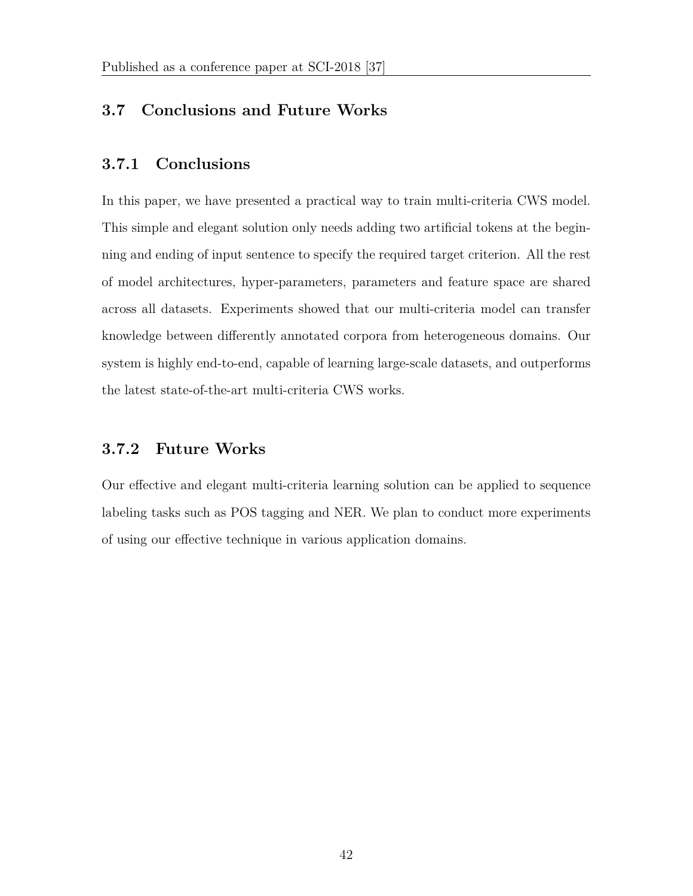## 3.7 Conclusions and Future Works

### 3.7.1 Conclusions

In this paper, we have presented a practical way to train multi-criteria CWS model. This simple and elegant solution only needs adding two artificial tokens at the beginning and ending of input sentence to specify the required target criterion. All the rest of model architectures, hyper-parameters, parameters and feature space are shared across all datasets. Experiments showed that our multi-criteria model can transfer knowledge between differently annotated corpora from heterogeneous domains. Our system is highly end-to-end, capable of learning large-scale datasets, and outperforms the latest state-of-the-art multi-criteria CWS works.

### 3.7.2 Future Works

Our effective and elegant multi-criteria learning solution can be applied to sequence labeling tasks such as POS tagging and NER. We plan to conduct more experiments of using our effective technique in various application domains.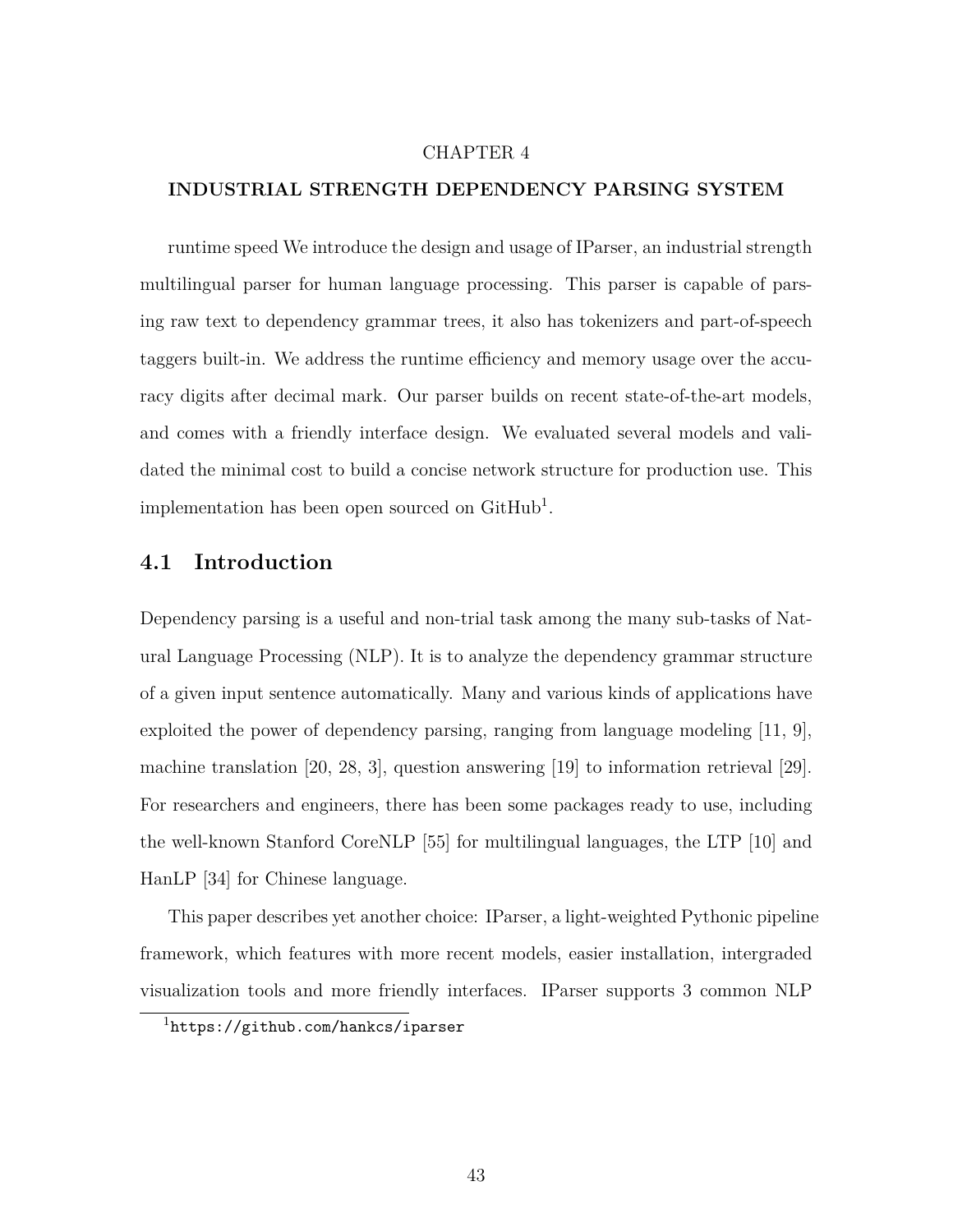CHAPTER 4

# INDUSTRIAL STRENGTH DEPENDENCY PARSING SYSTEM

runtime speed We introduce the design and usage of IParser, an industrial strength multilingual parser for human language processing. This parser is capable of parsing raw text to dependency grammar trees, it also has tokenizers and part-of-speech taggers built-in. We address the runtime efficiency and memory usage over the accuracy digits after decimal mark. Our parser builds on recent state-of-the-art models, and comes with a friendly interface design. We evaluated several models and validated the minimal cost to build a concise network structure for production use. This implementation has been open sourced on GitHub[1].

## 4.1 Introduction

Dependency parsing is a useful and non-trial task among the many sub-tasks of Natural Language Processing (NLP). It is to analyze the dependency grammar structure of a given input sentence automatically. Many and various kinds of applications have exploited the power of dependency parsing, ranging from language modeling [11, 9], machine translation [20, 28, 3], question answering [19] to information retrieval [29]. For researchers and engineers, there has been some packages ready to use, including the well-known Stanford CoreNLP [55] for multilingual languages, the LTP [10] and HanLP [34] for Chinese language.

This paper describes yet another choice: IParser, a light-weighted Pythonic pipeline framework, which features with more recent models, easier installation, intergraded visualization tools and more friendly interfaces. IParser supports 3 common NLP

[1] https://github.com/hankcs/iparser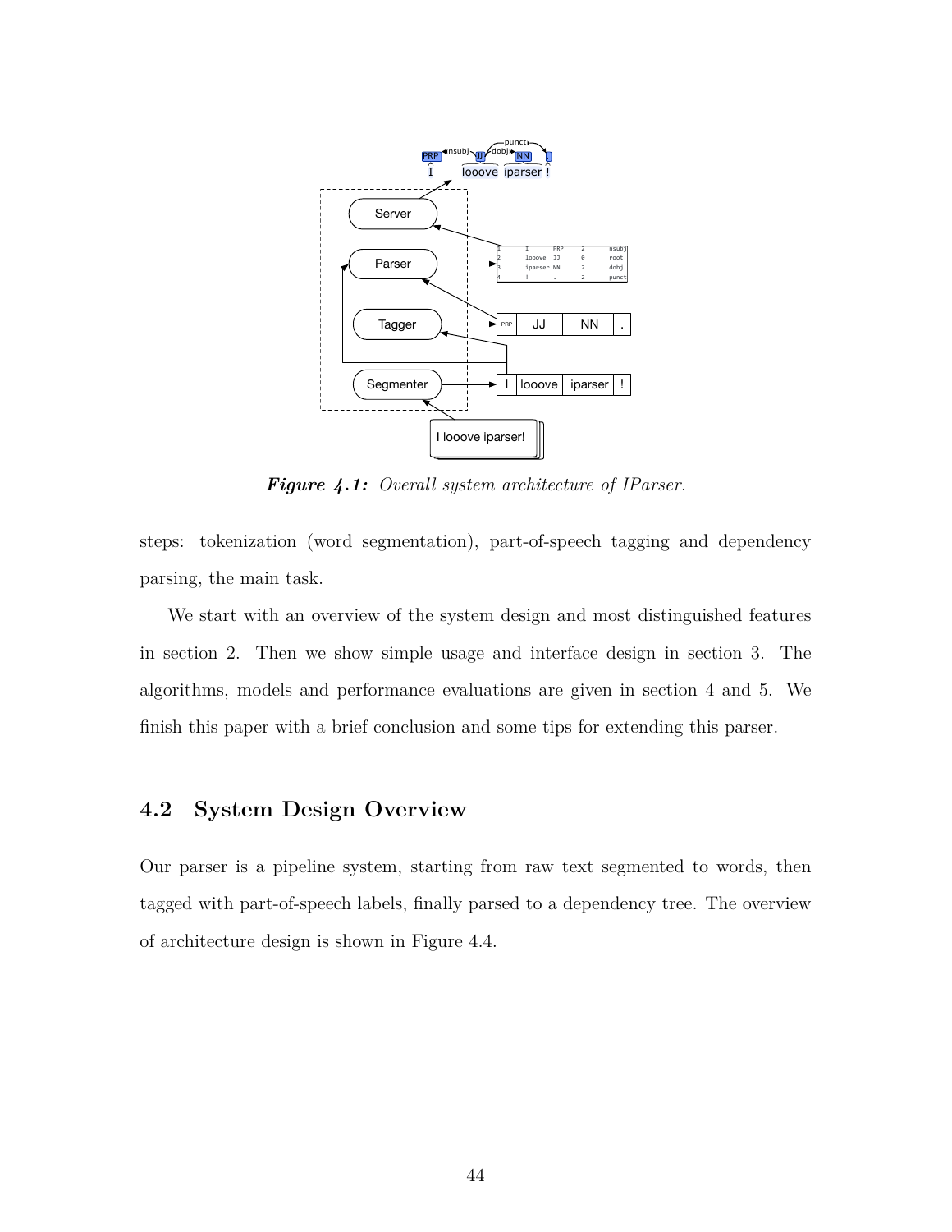*Figure 4.1: Overall system architecture of IParser.*

steps: tokenization (word segmentation), part-of-speech tagging and dependency parsing, the main task.

We start with an overview of the system design and most distinguished features in section 2. Then we show simple usage and interface design in section 3. The algorithms, models and performance evaluations are given in section 4 and 5. We finish this paper with a brief conclusion and some tips for extending this parser.

## 4.2 System Design Overview

Our parser is a pipeline system, starting from raw text segmented to words, then tagged with part-of-speech labels, finally parsed to a dependency tree. The overview of architecture design is shown in Figure 4.4.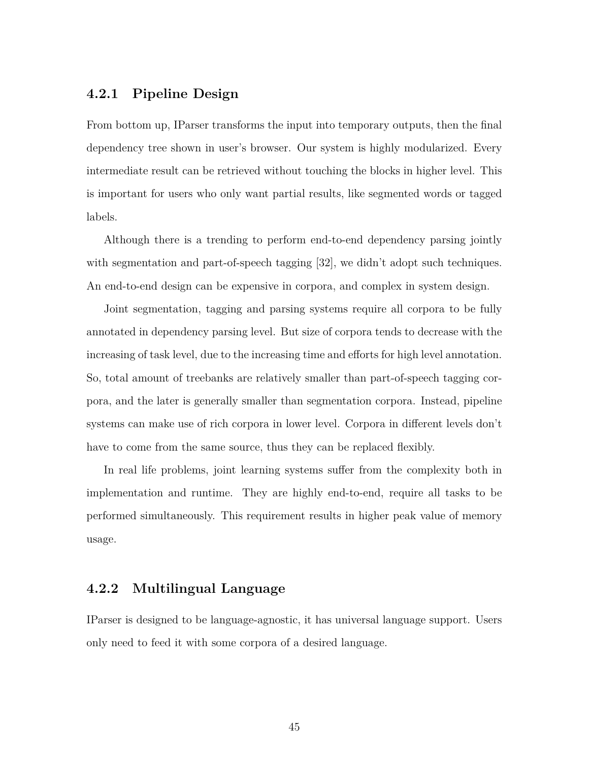### 4.2.1 Pipeline Design

From bottom up, IParser transforms the input into temporary outputs, then the final dependency tree shown in user's browser. Our system is highly modularized. Every intermediate result can be retrieved without touching the blocks in higher level. This is important for users who only want partial results, like segmented words or tagged labels.

Although there is a trending to perform end-to-end dependency parsing jointly with segmentation and part-of-speech tagging [32], we didn't adopt such techniques. An end-to-end design can be expensive in corpora, and complex in system design.

Joint segmentation, tagging and parsing systems require all corpora to be fully annotated in dependency parsing level. But size of corpora tends to decrease with the increasing of task level, due to the increasing time and efforts for high level annotation. So, total amount of treebanks are relatively smaller than part-of-speech tagging corpora, and the later is generally smaller than segmentation corpora. Instead, pipeline systems can make use of rich corpora in lower level. Corpora in different levels don't have to come from the same source, thus they can be replaced flexibly.

In real life problems, joint learning systems suffer from the complexity both in implementation and runtime. They are highly end-to-end, require all tasks to be performed simultaneously. This requirement results in higher peak value of memory usage.

### 4.2.2 Multilingual Language

IParser is designed to be language-agnostic, it has universal language support. Users only need to feed it with some corpora of a desired language.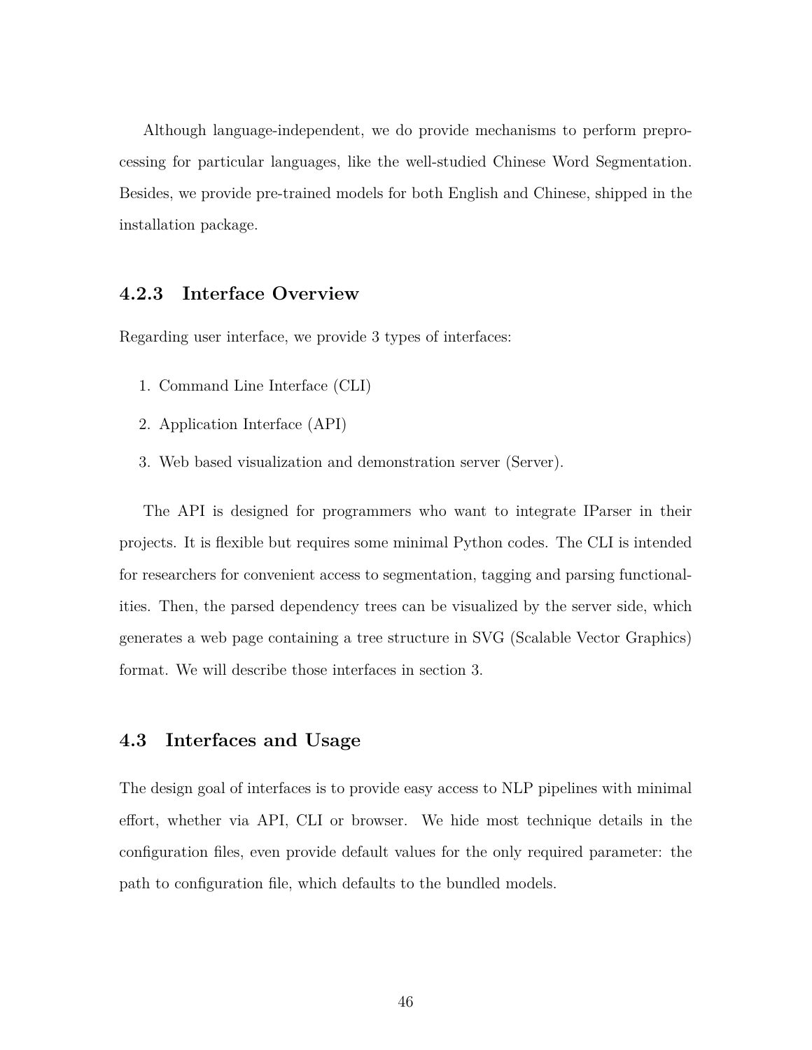Although language-independent, we do provide mechanisms to perform preprocessing for particular languages, like the well-studied Chinese Word Segmentation. Besides, we provide pre-trained models for both English and Chinese, shipped in the installation package.

### 4.2.3 Interface Overview

Regarding user interface, we provide 3 types of interfaces:

1. Command Line Interface (CLI)
2. Application Interface (API)
3. Web based visualization and demonstration server (Server).

The API is designed for programmers who want to integrate IParser in their projects. It is flexible but requires some minimal Python codes. The CLI is intended for researchers for convenient access to segmentation, tagging and parsing functionalities. Then, the parsed dependency trees can be visualized by the server side, which generates a web page containing a tree structure in SVG (Scalable Vector Graphics) format. We will describe those interfaces in section 3.

## 4.3 Interfaces and Usage

The design goal of interfaces is to provide easy access to NLP pipelines with minimal effort, whether via API, CLI or browser. We hide most technique details in the configuration files, even provide default values for the only required parameter: the path to configuration file, which defaults to the bundled models.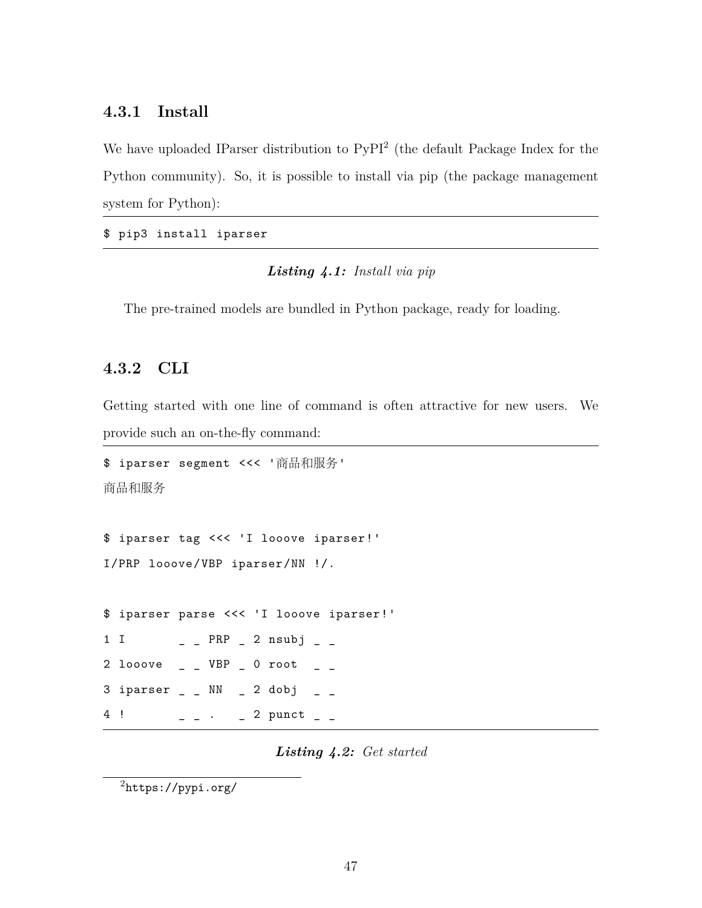### 4.3.1 Install

We have uploaded IParser distribution to PyPI[2] (the default Package Index for the Python community). So, it is possible to install via pip (the package management system for Python):

```
$ pip3 install iparser
```

***Listing 4.1:*** *Install via pip*

The pre-trained models are bundled in Python package, ready for loading.

### 4.3.2 CLI

Getting started with one line of command is often attractive for new users. We provide such an on-the-fly command:

```
$ iparser segment <<< '商品和服务'
商品和服务

$ iparser tag <<< 'I looove iparser!'
I/PRP looove/VBP iparser/NN !/.

$ iparser parse <<< 'I looove iparser!'
1 I       _ _ PRP _ 2 nsubj _ _
2 looove  _ _ VBP _ 0 root  _ _
3 iparser _ _ NN  _ 2 dobj  _ _
4 !       _ _ .   _ 2 punct _ _
```

***Listing 4.2:*** *Get started*

[2] https://pypi.org/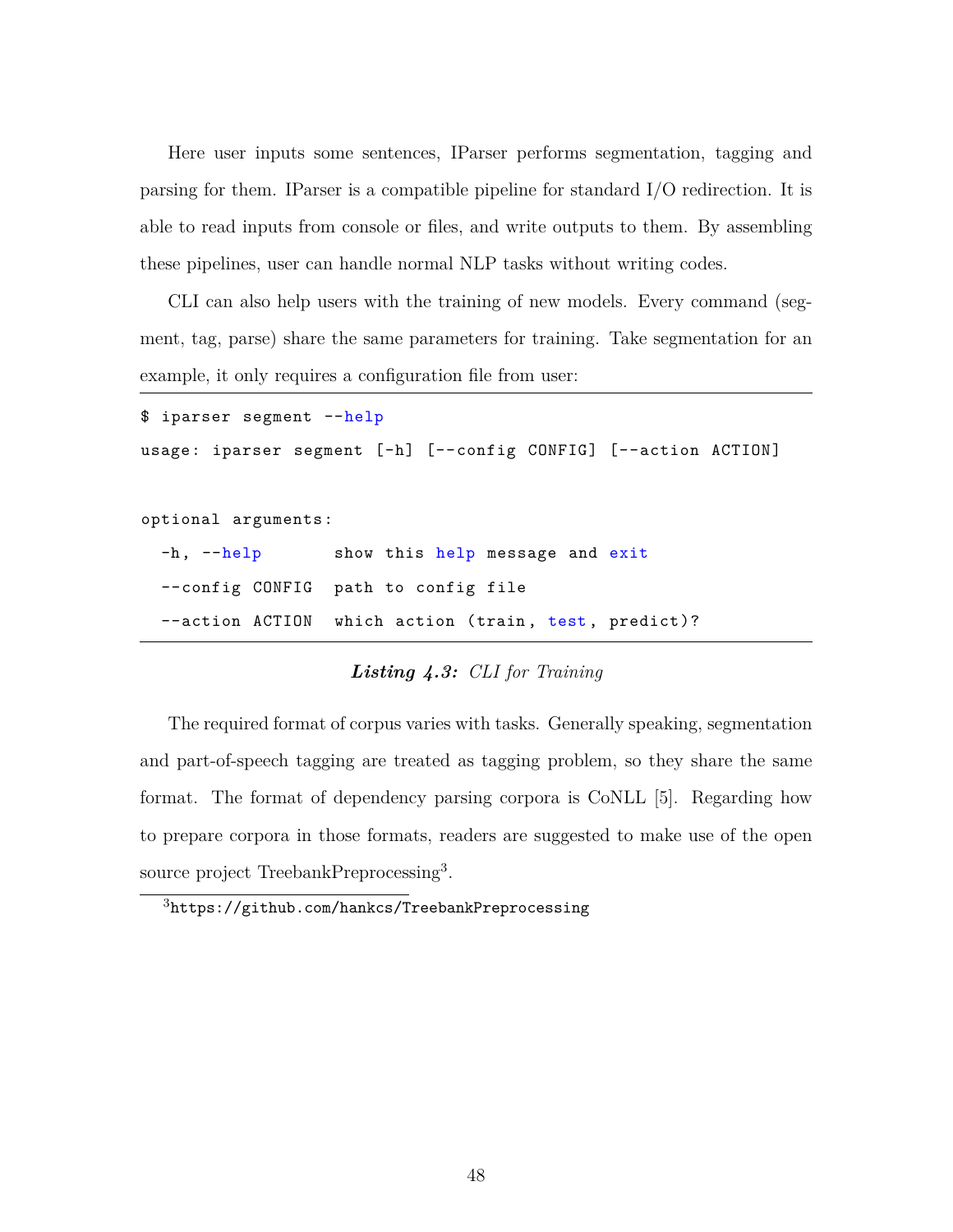Here user inputs some sentences, IParser performs segmentation, tagging and parsing for them. IParser is a compatible pipeline for standard I/O redirection. It is able to read inputs from console or files, and write outputs to them. By assembling these pipelines, user can handle normal NLP tasks without writing codes.

CLI can also help users with the training of new models. Every command (segment, tag, parse) share the same parameters for training. Take segmentation for an example, it only requires a configuration file from user:

```
$ iparser segment --help
usage: iparser segment [-h] [--config CONFIG] [--action ACTION]

optional arguments:
  -h, --help       show this help message and exit
  --config CONFIG  path to config file
  --action ACTION  which action (train, test, predict)?
```

***Listing 4.3:*** *CLI for Training*

The required format of corpus varies with tasks. Generally speaking, segmentation and part-of-speech tagging are treated as tagging problem, so they share the same format. The format of dependency parsing corpora is CoNLL [5]. Regarding how to prepare corpora in those formats, readers are suggested to make use of the open source project TreebankPreprocessing[3].

[3] https://github.com/hankcs/TreebankPreprocessing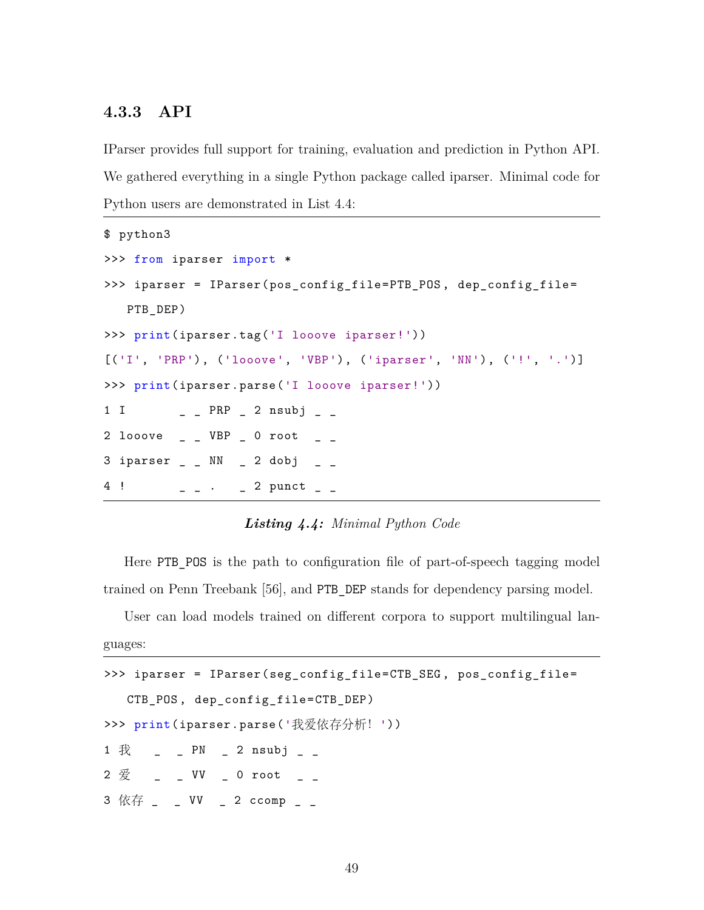### 4.3.3 API

IParser provides full support for training, evaluation and prediction in Python API. We gathered everything in a single Python package called iparser. Minimal code for Python users are demonstrated in List 4.4:

```
$ python3
>>> from iparser import *
>>> iparser = IParser(pos_config_file=PTB_POS, dep_config_file=
    PTB_DEP)
>>> print(iparser.tag('I looove iparser!'))
[('I', 'PRP'), ('looove', 'VBP'), ('iparser', 'NN'), ('!', '.')]
>>> print(iparser.parse('I looove iparser!'))
1 I        _ _ PRP _ 2 nsubj _ _
2 looove   _ _ VBP _ 0 root  _ _
3 iparser  _ _ NN  _ 2 dobj  _ _
4 !        _ _ .   _ 2 punct _ _
```

***Listing 4.4:*** *Minimal Python Code*

Here `PTB_POS` is the path to configuration file of part-of-speech tagging model trained on Penn Treebank [56], and `PTB_DEP` stands for dependency parsing model.

User can load models trained on different corpora to support multilingual languages:

```
>>> iparser = IParser(seg_config_file=CTB_SEG, pos_config_file=
    CTB_POS, dep_config_file=CTB_DEP)
>>> print(iparser.parse('我爱依存分析！'))
1 我    _ _ PN  _ 2 nsubj _ _
2 爱    _ _ VV  _ 0 root  _ _
3 依存  _ _ VV  _ 2 ccomp _ _
```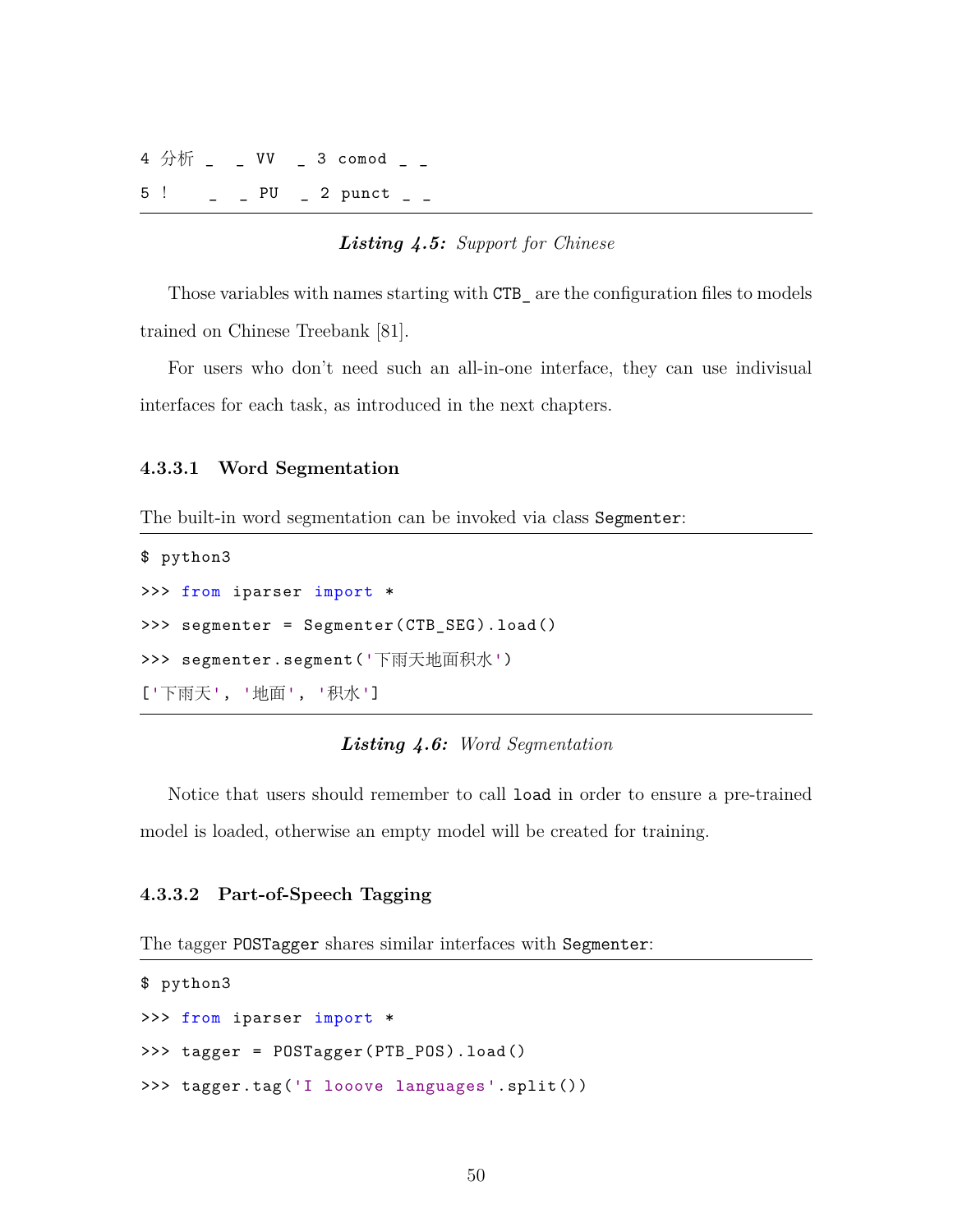```
4 分析 _   _ VV   _ 3 comod _ _
5 !      _   _ PU   _ 2 punct _ _
```

***Listing 4.5:*** *Support for Chinese*

Those variables with names starting with `CTB_` are the configuration files to models trained on Chinese Treebank [81].

For users who don't need such an all-in-one interface, they can use indivisual interfaces for each task, as introduced in the next chapters.

#### 4.3.3.1 Word Segmentation

The built-in word segmentation can be invoked via class `Segmenter`:

```
$ python3
>>> from iparser import *
>>> segmenter = Segmenter(CTB_SEG).load()
>>> segmenter.segment('下雨天地面积水')
['下雨天', '地面', '积水']
```

***Listing 4.6:*** *Word Segmentation*

Notice that users should remember to call `load` in order to ensure a pre-trained model is loaded, otherwise an empty model will be created for training.

#### 4.3.3.2 Part-of-Speech Tagging

The tagger `POSTagger` shares similar interfaces with `Segmenter`:

```
$ python3
>>> from iparser import *
>>> tagger = POSTagger(PTB_POS).load()
>>> tagger.tag('I looove languages'.split())
```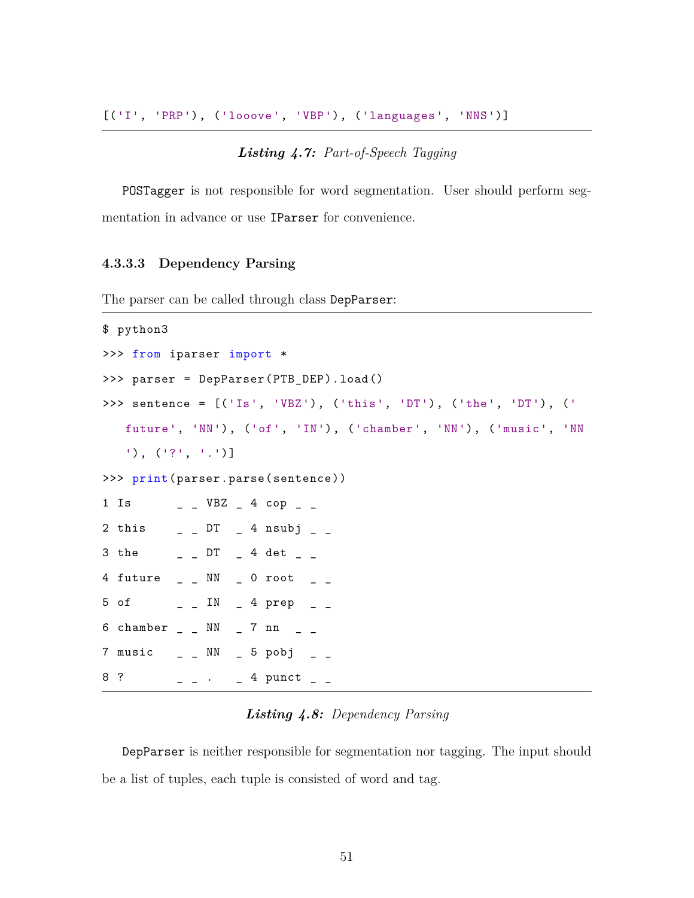```
[('I', 'PRP'), ('looove', 'VBP'), ('languages', 'NNS')]
```

***Listing 4.7:*** *Part-of-Speech Tagging*

`POSTagger` is not responsible for word segmentation. User should perform segmentation in advance or use `IParser` for convenience.

#### 4.3.3.3 Dependency Parsing

The parser can be called through class `DepParser`:

```
$ python3
>>> from iparser import *
>>> parser = DepParser(PTB_DEP).load()
>>> sentence = [('Is', 'VBZ'), ('this', 'DT'), ('the', 'DT'), ('
    future', 'NN'), ('of', 'IN'), ('chamber', 'NN'), ('music', 'NN
    '), ('?', '.')]
>>> print(parser.parse(sentence))
1 Is      _ _ VBZ _ 4 cop _ _
2 this    _ _ DT  _ 4 nsubj _ _
3 the     _ _ DT  _ 4 det _ _
4 future  _ _ NN  _ 0 root  _ _
5 of      _ _ IN  _ 4 prep  _ _
6 chamber _ _ NN  _ 7 nn   _ _
7 music   _ _ NN  _ 5 pobj  _ _
8 ?       _ _ .   _ 4 punct _ _
```

***Listing 4.8:*** *Dependency Parsing*

`DepParser` is neither responsible for segmentation nor tagging. The input should be a list of tuples, each tuple is consisted of word and tag.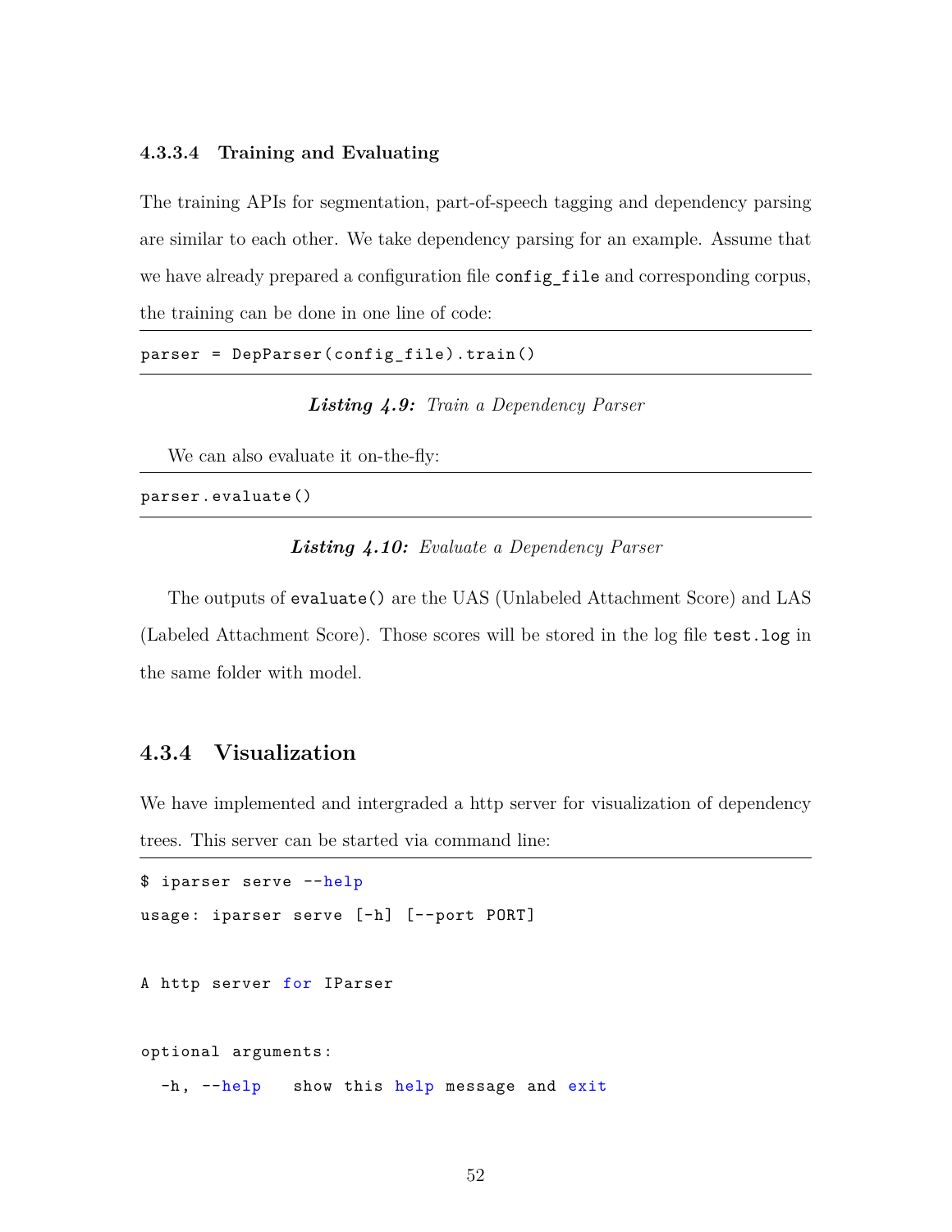#### 4.3.3.4 Training and Evaluating

The training APIs for segmentation, part-of-speech tagging and dependency parsing are similar to each other. We take dependency parsing for an example. Assume that we have already prepared a configuration file `config_file` and corresponding corpus, the training can be done in one line of code:

```
parser = DepParser(config_file).train()
```

***Listing 4.9:*** *Train a Dependency Parser*

We can also evaluate it on-the-fly:

```
parser.evaluate()
```

***Listing 4.10:*** *Evaluate a Dependency Parser*

The outputs of `evaluate()` are the UAS (Unlabeled Attachment Score) and LAS (Labeled Attachment Score). Those scores will be stored in the log file `test.log` in the same folder with model.

### 4.3.4 Visualization

We have implemented and intergraded a http server for visualization of dependency trees. This server can be started via command line:

```
$ iparser serve --help
usage: iparser serve [-h] [--port PORT]

A http server for IParser

optional arguments:
  -h, --help    show this help message and exit
```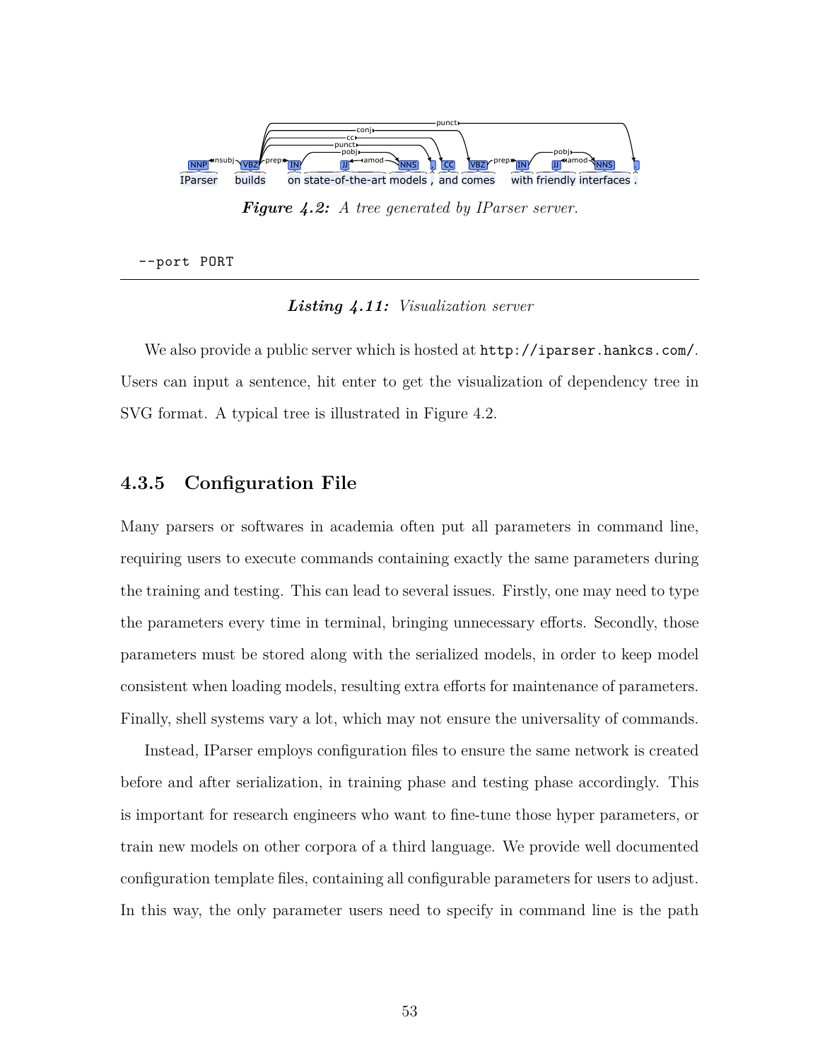*Figure 4.2: A tree generated by IParser server.*

```
--port PORT
```

***Listing 4.11:*** *Visualization server*

We also provide a public server which is hosted at `http://iparser.hankcs.com/`. Users can input a sentence, hit enter to get the visualization of dependency tree in SVG format. A typical tree is illustrated in Figure 4.2.

### 4.3.5 Configuration File

Many parsers or softwares in academia often put all parameters in command line, requiring users to execute commands containing exactly the same parameters during the training and testing. This can lead to several issues. Firstly, one may need to type the parameters every time in terminal, bringing unnecessary efforts. Secondly, those parameters must be stored along with the serialized models, in order to keep model consistent when loading models, resulting extra efforts for maintenance of parameters. Finally, shell systems vary a lot, which may not ensure the universality of commands.

Instead, IParser employs configuration files to ensure the same network is created before and after serialization, in training phase and testing phase accordingly. This is important for research engineers who want to fine-tune those hyper parameters, or train new models on other corpora of a third language. We provide well documented configuration template files, containing all configurable parameters for users to adjust. In this way, the only parameter users need to specify in command line is the path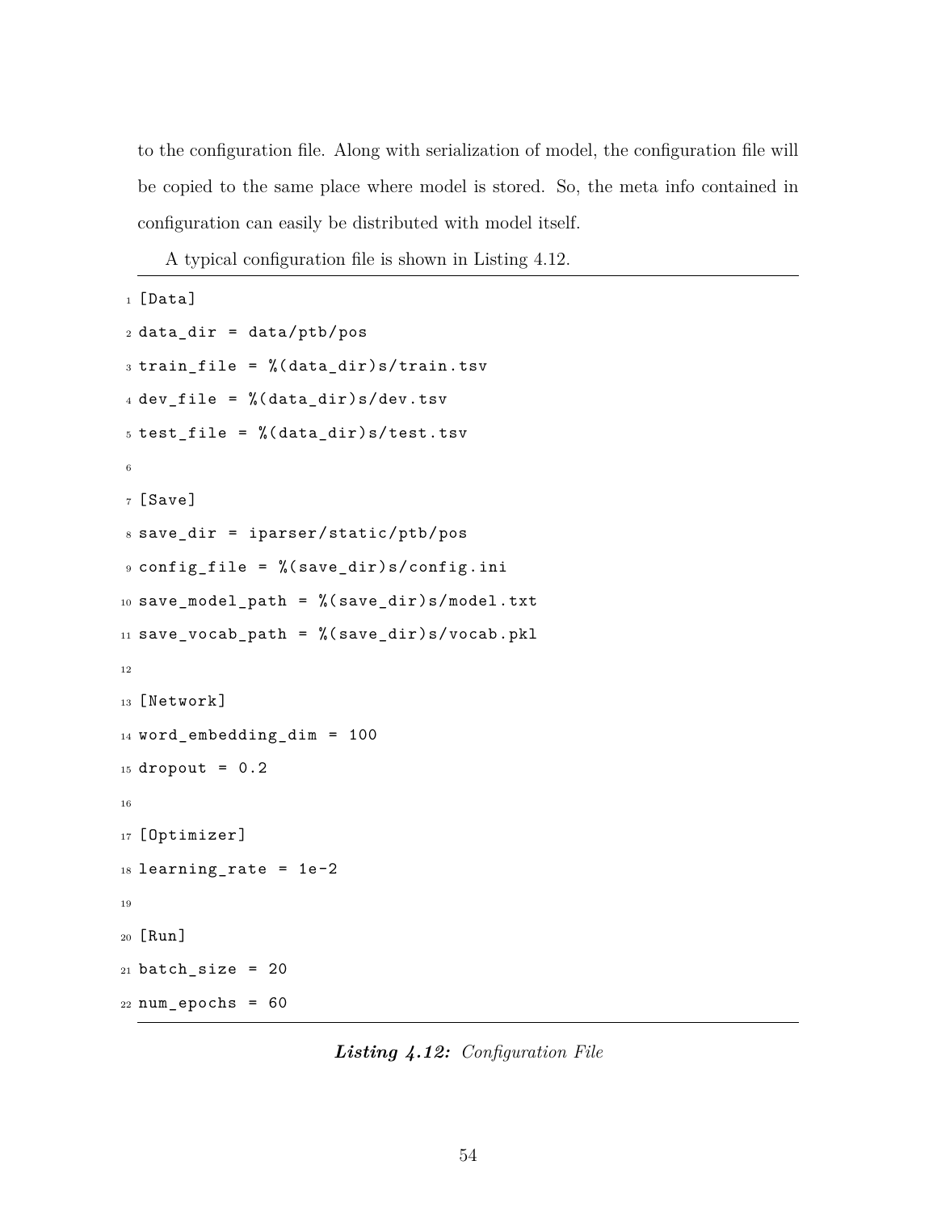to the configuration file. Along with serialization of model, the configuration file will be copied to the same place where model is stored. So, the meta info contained in configuration can easily be distributed with model itself.

A typical configuration file is shown in Listing 4.12.

```
[Data]
data_dir = data/ptb/pos
train_file = %(data_dir)s/train.tsv
dev_file = %(data_dir)s/dev.tsv
test_file = %(data_dir)s/test.tsv

[Save]
save_dir = iparser/static/ptb/pos
config_file = %(save_dir)s/config.ini
save_model_path = %(save_dir)s/model.txt
save_vocab_path = %(save_dir)s/vocab.pkl

[Network]
word_embedding_dim = 100
dropout = 0.2

[Optimizer]
learning_rate = 1e-2

[Run]
batch_size = 20
num_epochs = 60
```

***Listing 4.12:*** *Configuration File*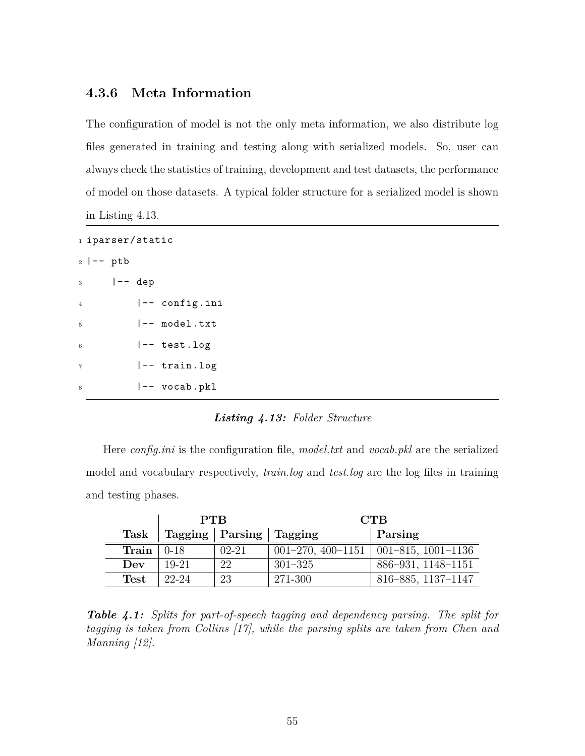### 4.3.6 Meta Information

The configuration of model is not the only meta information, we also distribute log files generated in training and testing along with serialized models. So, user can always check the statistics of training, development and test datasets, the performance of model on those datasets. A typical folder structure for a serialized model is shown in Listing 4.13.

```
iparser/static
|-- ptb
    |-- dep
        |-- config.ini
        |-- model.txt
        |-- test.log
        |-- train.log
        |-- vocab.pkl
```

***Listing 4.13:*** *Folder Structure*

Here *config.ini* is the configuration file, *model.txt* and *vocab.pkl* are the serialized model and vocabulary respectively, *train.log* and *test.log* are the log files in training and testing phases.

| | **PTB** | | **CTB** | |
|---|---|---|---|---|
| **Task** | **Tagging** | **Parsing** | **Tagging** | **Parsing** |
| **Train** | 0-18 | 02-21 | 001–270, 400–1151 | 001–815, 1001–1136 |
| **Dev** | 19-21 | 22 | 301–325 | 886–931, 1148–1151 |
| **Test** | 22-24 | 23 | 271-300 | 816–885, 1137–1147 |

***Table 4.1:*** *Splits for part-of-speech tagging and dependency parsing. The split for tagging is taken from Collins [17], while the parsing splits are taken from Chen and Manning [12].*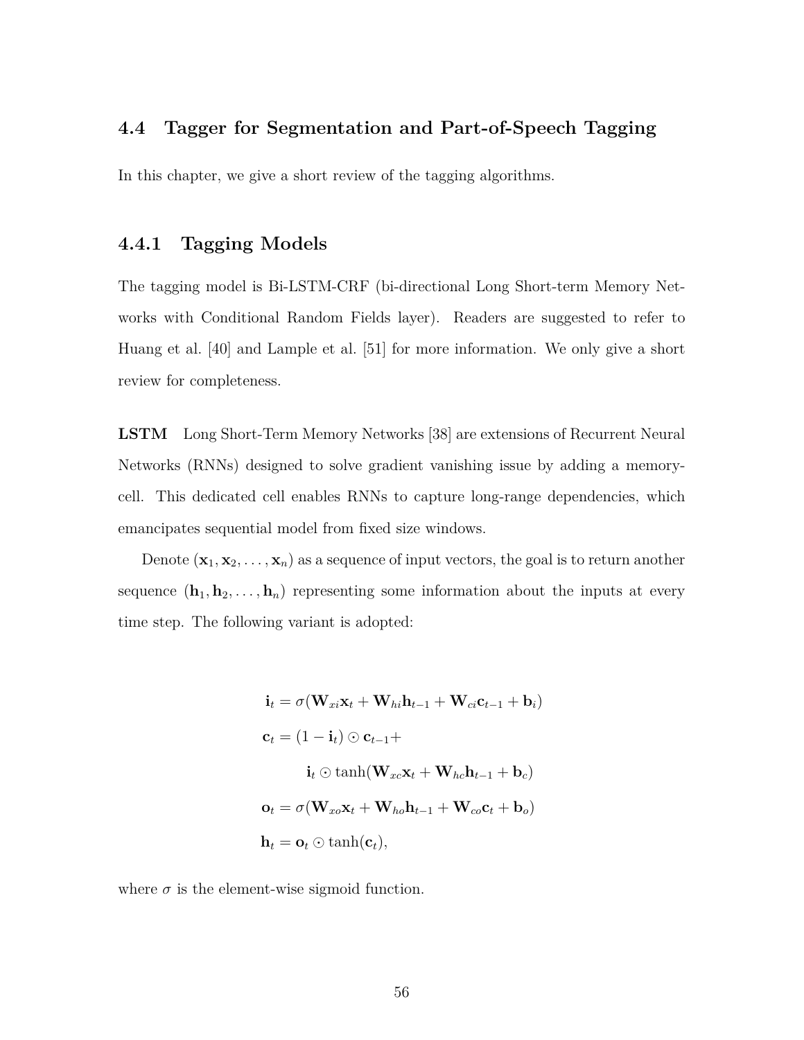## 4.4 Tagger for Segmentation and Part-of-Speech Tagging

In this chapter, we give a short review of the tagging algorithms.

### 4.4.1 Tagging Models

The tagging model is Bi-LSTM-CRF (bi-directional Long Short-term Memory Networks with Conditional Random Fields layer). Readers are suggested to refer to Huang et al. [40] and Lample et al. [51] for more information. We only give a short review for completeness.

**LSTM** Long Short-Term Memory Networks [38] are extensions of Recurrent Neural Networks (RNNs) designed to solve gradient vanishing issue by adding a memory-cell. This dedicated cell enables RNNs to capture long-range dependencies, which emancipates sequential model from fixed size windows.

Denote $(\mathbf{x}_1, \mathbf{x}_2, \ldots, \mathbf{x}_n)$ as a sequence of input vectors, the goal is to return another sequence $(\mathbf{h}_1, \mathbf{h}_2, \ldots, \mathbf{h}_n)$ representing some information about the inputs at every time step. The following variant is adopted:

$$
\begin{aligned}
\mathbf{i}_t &= \sigma(\mathbf{W}_{xi}\mathbf{x}_t + \mathbf{W}_{hi}\mathbf{h}_{t-1} + \mathbf{W}_{ci}\mathbf{c}_{t-1} + \mathbf{b}_i) \\
\mathbf{c}_t &= (1 - \mathbf{i}_t) \odot \mathbf{c}_{t-1} + \\
&\qquad \mathbf{i}_t \odot \tanh(\mathbf{W}_{xc}\mathbf{x}_t + \mathbf{W}_{hc}\mathbf{h}_{t-1} + \mathbf{b}_c) \\
\mathbf{o}_t &= \sigma(\mathbf{W}_{xo}\mathbf{x}_t + \mathbf{W}_{ho}\mathbf{h}_{t-1} + \mathbf{W}_{co}\mathbf{c}_t + \mathbf{b}_o) \\
\mathbf{h}_t &= \mathbf{o}_t \odot \tanh(\mathbf{c}_t),
\end{aligned}
$$

where $\sigma$ is the element-wise sigmoid function.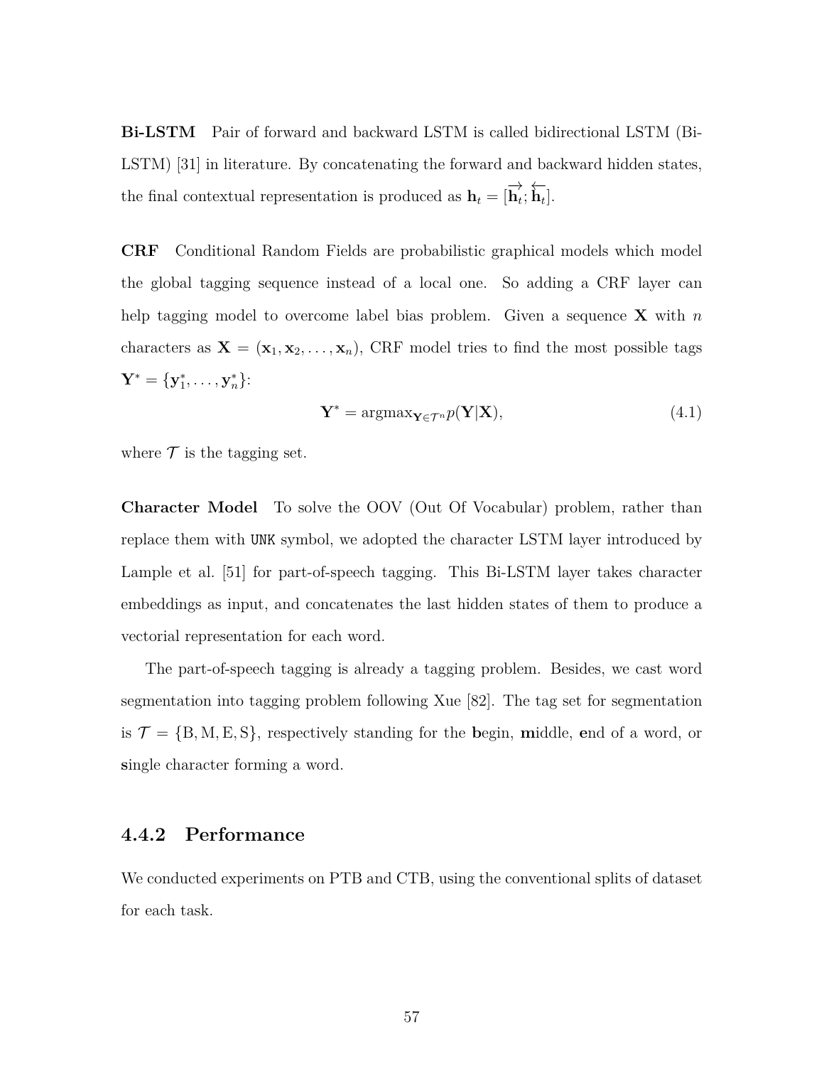**Bi-LSTM** Pair of forward and backward LSTM is called bidirectional LSTM (Bi-LSTM) [31] in literature. By concatenating the forward and backward hidden states, the final contextual representation is produced as $\mathbf{h}_t = [\overrightarrow{\mathbf{h}_t}; \overleftarrow{\mathbf{h}_t}]$.

**CRF** Conditional Random Fields are probabilistic graphical models which model the global tagging sequence instead of a local one. So adding a CRF layer can help tagging model to overcome label bias problem. Given a sequence $\mathbf{X}$ with $n$ characters as $\mathbf{X} = (\mathbf{x}_1, \mathbf{x}_2, \ldots, \mathbf{x}_n)$, CRF model tries to find the most possible tags $\mathbf{Y}^* = \{\mathbf{y}_1^*, \ldots, \mathbf{y}_n^*\}$:

$$\mathbf{Y}^* = \text{argmax}_{\mathbf{Y} \in \mathcal{T}^n} p(\mathbf{Y}|\mathbf{X}), \tag{4.1}$$

where $\mathcal{T}$ is the tagging set.

**Character Model** To solve the OOV (Out Of Vocabular) problem, rather than replace them with `UNK` symbol, we adopted the character LSTM layer introduced by Lample et al. [51] for part-of-speech tagging. This Bi-LSTM layer takes character embeddings as input, and concatenates the last hidden states of them to produce a vectorial representation for each word.

The part-of-speech tagging is already a tagging problem. Besides, we cast word segmentation into tagging problem following Xue [82]. The tag set for segmentation is $\mathcal{T} = \{\text{B}, \text{M}, \text{E}, \text{S}\}$, respectively standing for the **b**egin, **m**iddle, **e**nd of a word, or **s**ingle character forming a word.

### 4.4.2 Performance

We conducted experiments on PTB and CTB, using the conventional splits of dataset for each task.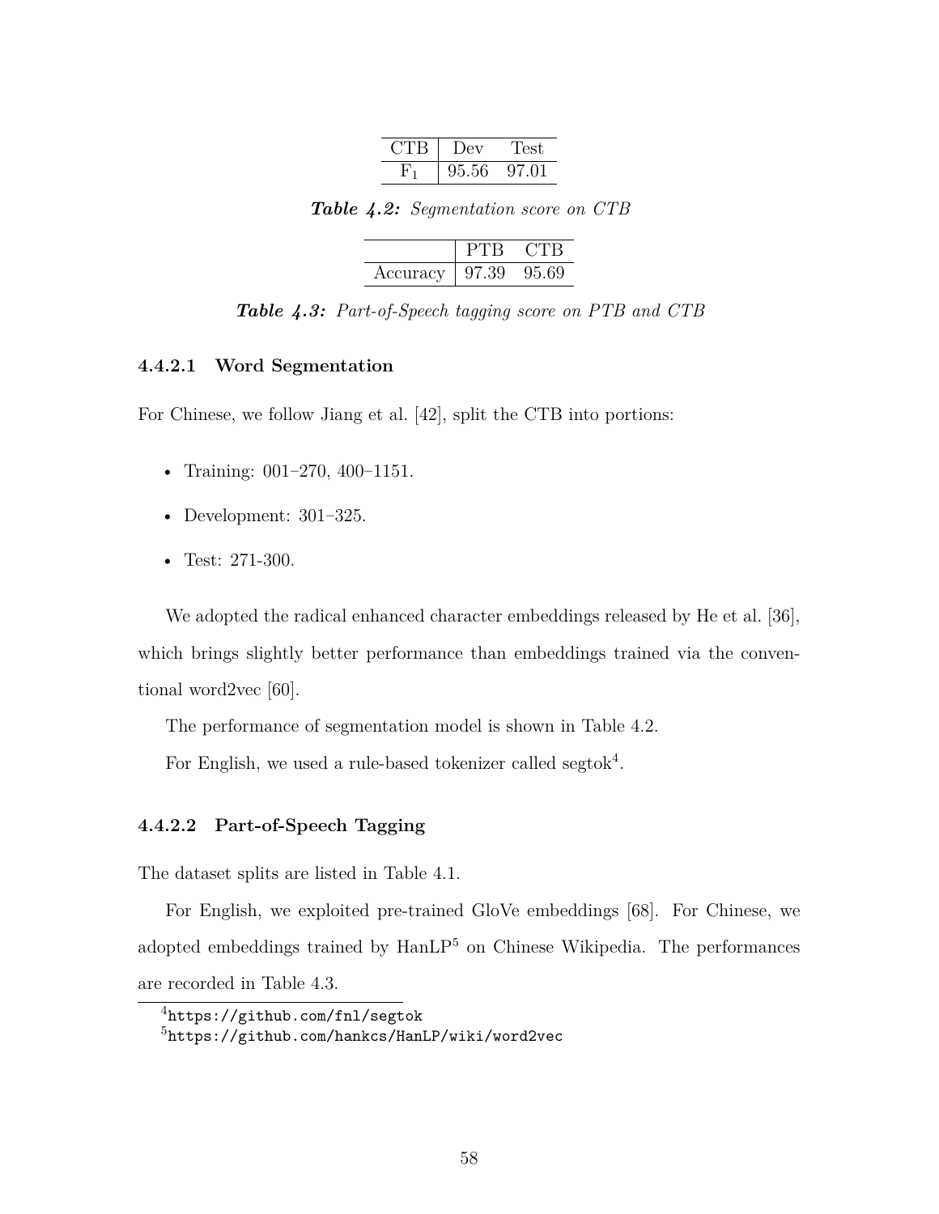| CTB | Dev | Test |
|---|---|---|
| $F_1$ | 95.56 | 97.01 |

***Table 4.2:*** *Segmentation score on CTB*

| | PTB | CTB |
|---|---|---|
| Accuracy | 97.39 | 95.69 |

***Table 4.3:*** *Part-of-Speech tagging score on PTB and CTB*

#### 4.4.2.1 Word Segmentation

For Chinese, we follow Jiang et al. [42], split the CTB into portions:

- Training: 001–270, 400–1151.
- Development: 301–325.
- Test: 271-300.

We adopted the radical enhanced character embeddings released by He et al. [36], which brings slightly better performance than embeddings trained via the conventional word2vec [60].

The performance of segmentation model is shown in Table 4.2.

For English, we used a rule-based tokenizer called segtok[4].

#### 4.4.2.2 Part-of-Speech Tagging

The dataset splits are listed in Table 4.1.

For English, we exploited pre-trained GloVe embeddings [68]. For Chinese, we adopted embeddings trained by HanLP[5] on Chinese Wikipedia. The performances are recorded in Table 4.3.

[4] `https://github.com/fnl/segtok`

[5] `https://github.com/hankcs/HanLP/wiki/word2vec`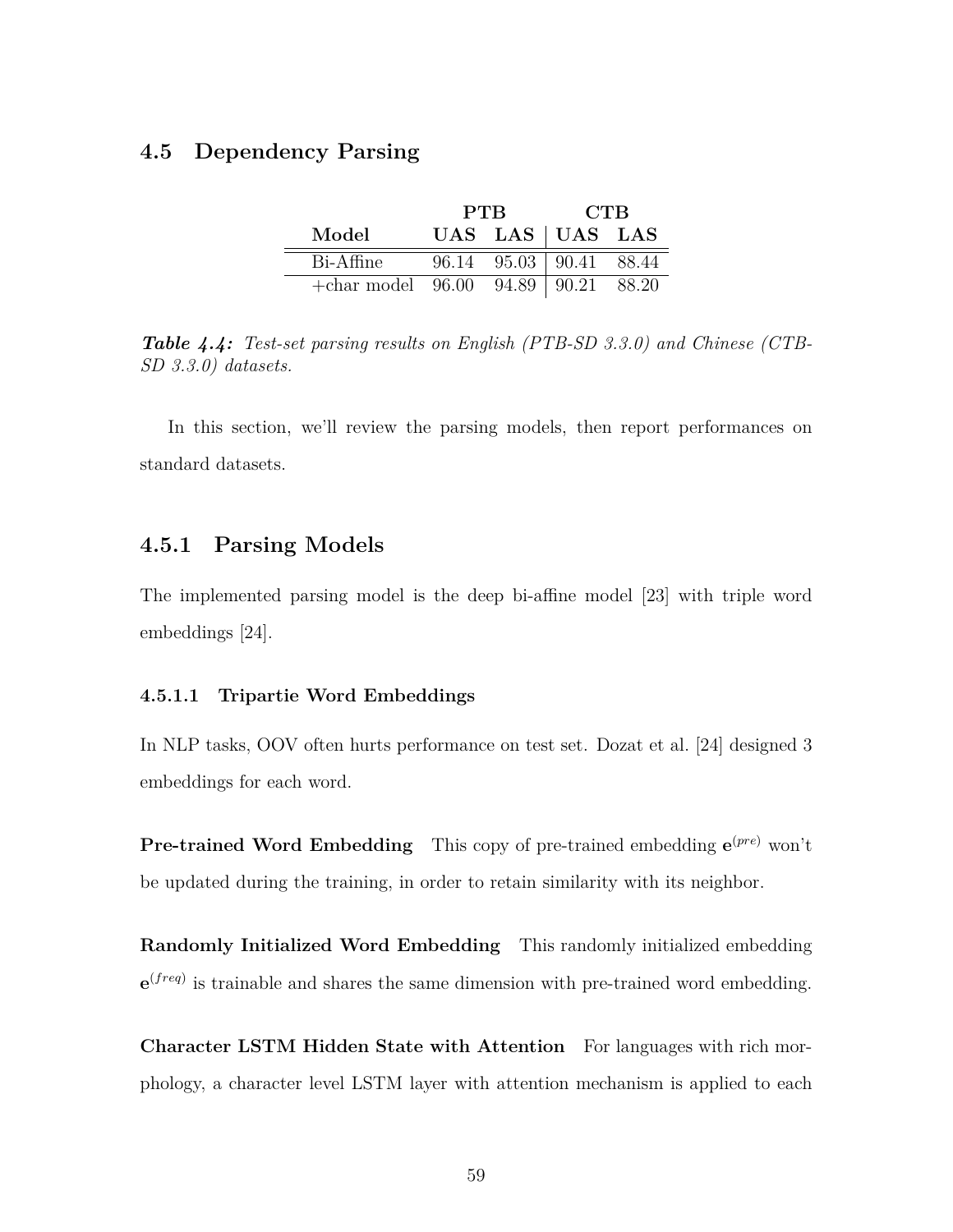## 4.5 Dependency Parsing

| | PTB | | CTB | |
|---|---|---|---|---|
| **Model** | **UAS** | **LAS** | **UAS** | **LAS** |
| Bi-Affine | 96.14 | 95.03 | 90.41 | 88.44 |
| +char model | 96.00 | 94.89 | 90.21 | 88.20 |

***Table 4.4:*** *Test-set parsing results on English (PTB-SD 3.3.0) and Chinese (CTB-SD 3.3.0) datasets.*

In this section, we'll review the parsing models, then report performances on standard datasets.

### 4.5.1 Parsing Models

The implemented parsing model is the deep bi-affine model [23] with triple word embeddings [24].

#### 4.5.1.1 Tripartie Word Embeddings

In NLP tasks, OOV often hurts performance on test set. Dozat et al. [24] designed 3 embeddings for each word.

**Pre-trained Word Embedding** This copy of pre-trained embedding $\mathbf{e}^{(pre)}$ won't be updated during the training, in order to retain similarity with its neighbor.

**Randomly Initialized Word Embedding** This randomly initialized embedding $\mathbf{e}^{(freq)}$ is trainable and shares the same dimension with pre-trained word embedding.

**Character LSTM Hidden State with Attention** For languages with rich morphology, a character level LSTM layer with attention mechanism is applied to each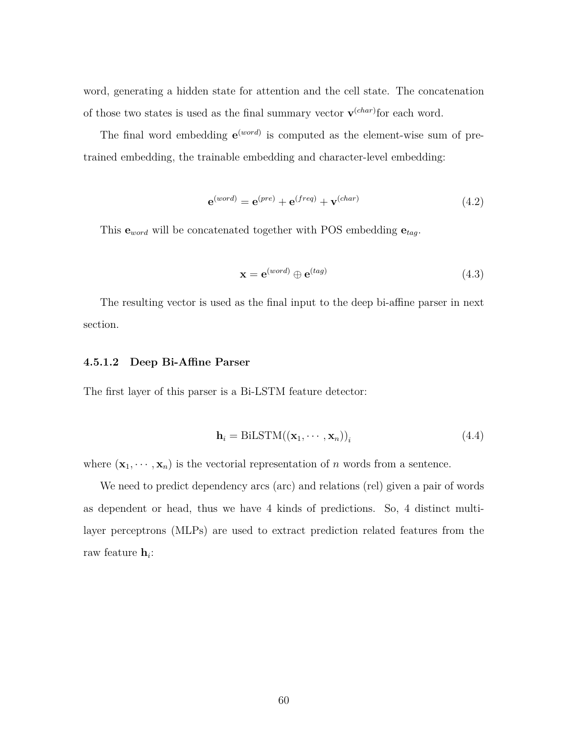word, generating a hidden state for attention and the cell state. The concatenation of those two states is used as the final summary vector $\mathbf{v}^{(char)}$for each word.

The final word embedding $\mathbf{e}^{(word)}$ is computed as the element-wise sum of pre-trained embedding, the trainable embedding and character-level embedding:

$$\mathbf{e}^{(word)} = \mathbf{e}^{(pre)} + \mathbf{e}^{(freq)} + \mathbf{v}^{(char)} \tag{4.2}$$

This $\mathbf{e}_{word}$ will be concatenated together with POS embedding $\mathbf{e}_{tag}$.

$$\mathbf{x} = \mathbf{e}^{(word)} \oplus \mathbf{e}^{(tag)} \tag{4.3}$$

The resulting vector is used as the final input to the deep bi-affine parser in next section.

#### 4.5.1.2 Deep Bi-Affine Parser

The first layer of this parser is a Bi-LSTM feature detector:

$$\mathbf{h}_i = \text{BiLSTM}((\mathbf{x}_1, \cdots, \mathbf{x}_n))_i \tag{4.4}$$

where $(\mathbf{x}_1, \cdots, \mathbf{x}_n)$ is the vectorial representation of $n$ words from a sentence.

We need to predict dependency arcs (arc) and relations (rel) given a pair of words as dependent or head, thus we have 4 kinds of predictions. So, 4 distinct multi-layer perceptrons (MLPs) are used to extract prediction related features from the raw feature $\mathbf{h}_i$: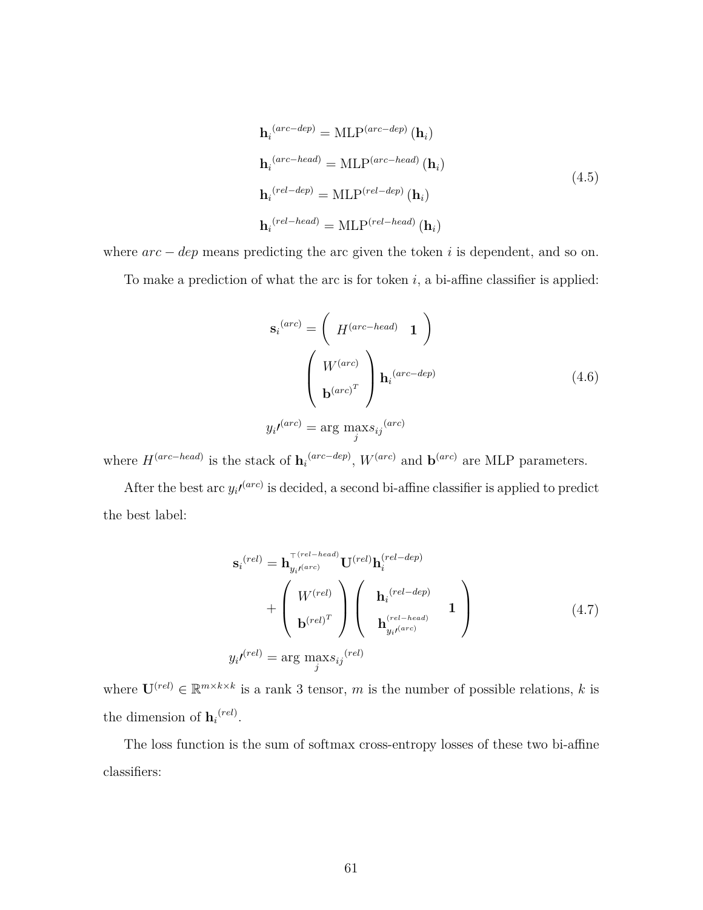$$
\begin{aligned}
\mathbf{h}_i{}^{(arc-dep)} &= \text{MLP}^{(arc-dep)}\left(\mathbf{h}_i\right) \\
\mathbf{h}_i{}^{(arc-head)} &= \text{MLP}^{(arc-head)}\left(\mathbf{h}_i\right) \\
\mathbf{h}_i{}^{(rel-dep)} &= \text{MLP}^{(rel-dep)}\left(\mathbf{h}_i\right) \\
\mathbf{h}_i{}^{(rel-head)} &= \text{MLP}^{(rel-head)}\left(\mathbf{h}_i\right)
\end{aligned}
\tag{4.5}
$$

where $arc-dep$ means predicting the arc given the token $i$ is dependent, and so on.

To make a prediction of what the arc is for token $i$, a bi-affine classifier is applied:

$$
\begin{aligned}
\mathbf{s}_i{}^{(arc)} &= \begin{pmatrix} H^{(arc-head)} & \mathbf{1} \end{pmatrix} \\
&\quad \begin{pmatrix} W^{(arc)} \\ \mathbf{b}^{(arc)^T} \end{pmatrix} \mathbf{h}_i{}^{(arc-dep)} \\
y_i{\prime}^{(arc)} &= \arg\max_j s_{ij}{}^{(arc)}
\end{aligned}
\tag{4.6}
$$

where $H^{(arc-head)}$ is the stack of $\mathbf{h}_i{}^{(arc-dep)}$, $W^{(arc)}$ and $\mathbf{b}^{(arc)}$ are MLP parameters.

After the best arc $y_i{\prime}^{(arc)}$ is decided, a second bi-affine classifier is applied to predict the best label:

$$
\begin{aligned}
\mathbf{s}_i{}^{(rel)} &= \mathbf{h}_{y_i{\prime}^{(arc)}}^{\top(rel-head)} \mathbf{U}^{(rel)} \mathbf{h}_i^{(rel-dep)} \\
&\quad + \begin{pmatrix} W^{(rel)} \\ \mathbf{b}^{(rel)^T} \end{pmatrix} \begin{pmatrix} \mathbf{h}_i{}^{(rel-dep)} & \\ \mathbf{h}_{y_i{\prime}^{(arc)}}^{(rel-head)} & \mathbf{1} \end{pmatrix} \\
y_i{\prime}^{(rel)} &= \arg\max_j s_{ij}{}^{(rel)}
\end{aligned}
\tag{4.7}
$$

where $\mathbf{U}^{(rel)} \in \mathbb{R}^{m \times k \times k}$ is a rank 3 tensor, $m$ is the number of possible relations, $k$ is the dimension of $\mathbf{h}_i{}^{(rel)}$.

The loss function is the sum of softmax cross-entropy losses of these two bi-affine classifiers: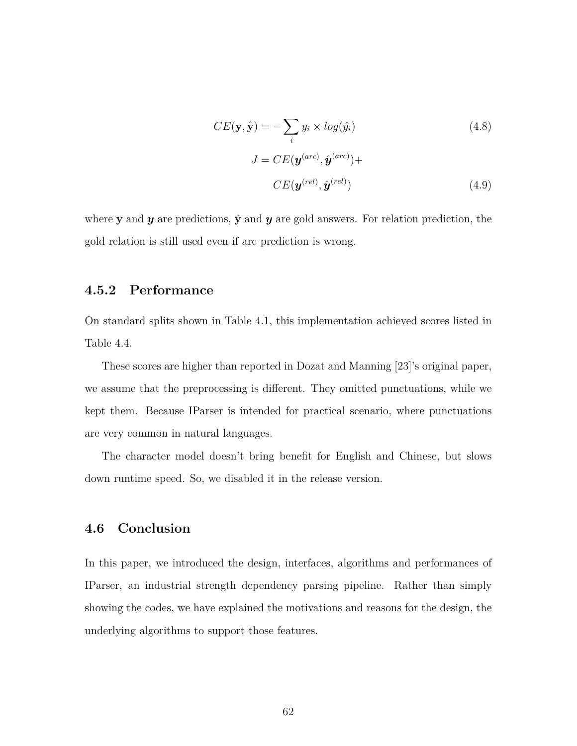$$CE(\mathbf{y}, \hat{\mathbf{y}}) = -\sum_i y_i \times log(\hat{y}_i) \tag{4.8}$$

$$\begin{aligned} J = CE(\boldsymbol{y}^{(arc)}, \hat{\boldsymbol{y}}^{(arc)}) + \\ CE(\boldsymbol{y}^{(rel)}, \hat{\boldsymbol{y}}^{(rel)}) \end{aligned} \tag{4.9}$$

where $\mathbf{y}$ and $\boldsymbol{y}$ are predictions, $\hat{\mathbf{y}}$ and $\boldsymbol{y}$ are gold answers. For relation prediction, the gold relation is still used even if arc prediction is wrong.

### 4.5.2 Performance

On standard splits shown in Table 4.1, this implementation achieved scores listed in Table 4.4.

These scores are higher than reported in Dozat and Manning [23]'s original paper, we assume that the preprocessing is different. They omitted punctuations, while we kept them. Because IParser is intended for practical scenario, where punctuations are very common in natural languages.

The character model doesn't bring benefit for English and Chinese, but slows down runtime speed. So, we disabled it in the release version.

## 4.6 Conclusion

In this paper, we introduced the design, interfaces, algorithms and performances of IParser, an industrial strength dependency parsing pipeline. Rather than simply showing the codes, we have explained the motivations and reasons for the design, the underlying algorithms to support those features.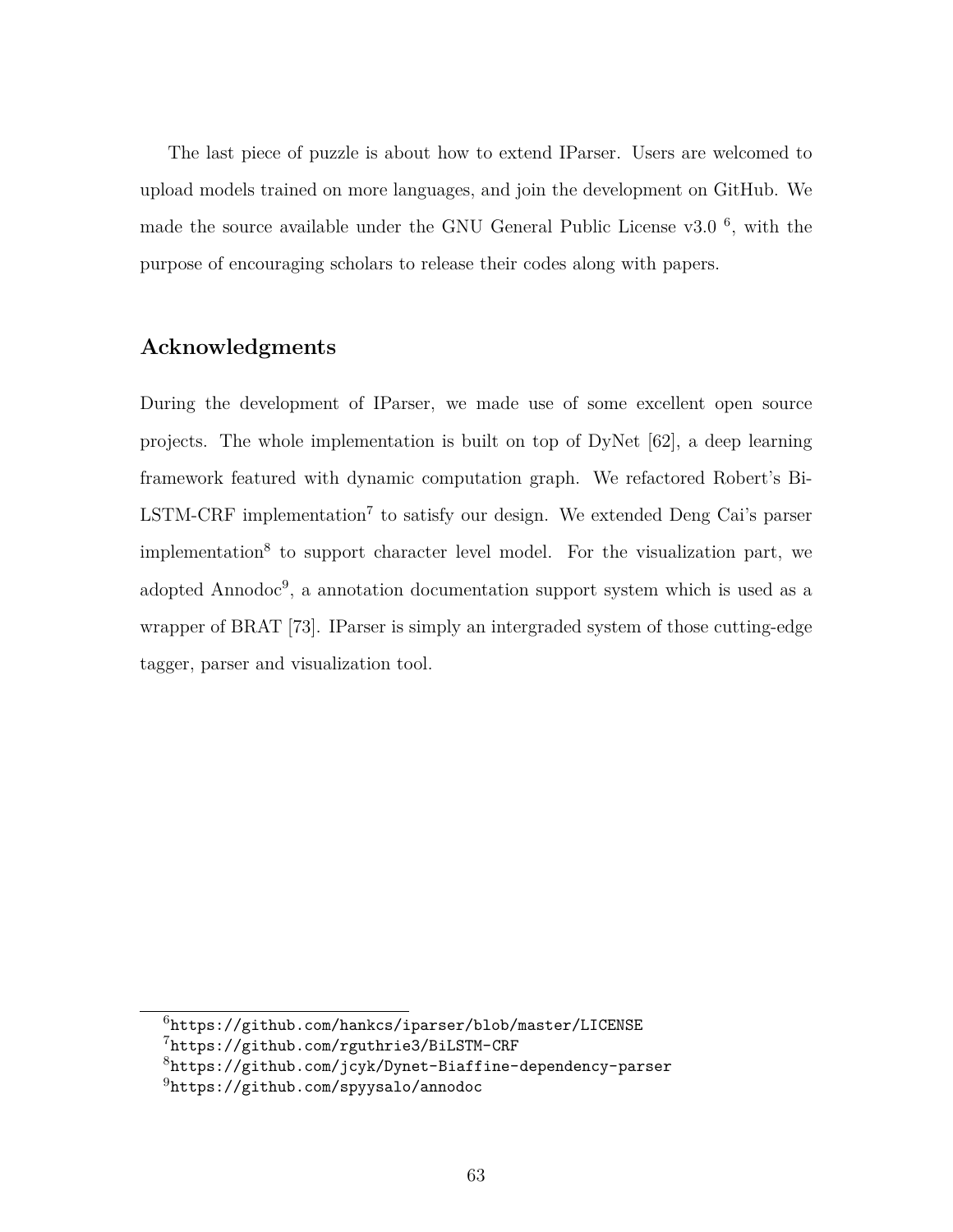The last piece of puzzle is about how to extend IParser. Users are welcomed to upload models trained on more languages, and join the development on GitHub. We made the source available under the GNU General Public License v3.0 [6], with the purpose of encouraging scholars to release their codes along with papers.

## Acknowledgments

During the development of IParser, we made use of some excellent open source projects. The whole implementation is built on top of DyNet [62], a deep learning framework featured with dynamic computation graph. We refactored Robert's Bi-LSTM-CRF implementation[7] to satisfy our design. We extended Deng Cai's parser implementation[8] to support character level model. For the visualization part, we adopted Annodoc[9], a annotation documentation support system which is used as a wrapper of BRAT [73]. IParser is simply an intergraded system of those cutting-edge tagger, parser and visualization tool.

---

[6] https://github.com/hankcs/iparser/blob/master/LICENSE

[7] https://github.com/rguthrie3/BiLSTM-CRF

[8] https://github.com/jcyk/Dynet-Biaffine-dependency-parser

[9] https://github.com/spyysalo/annodoc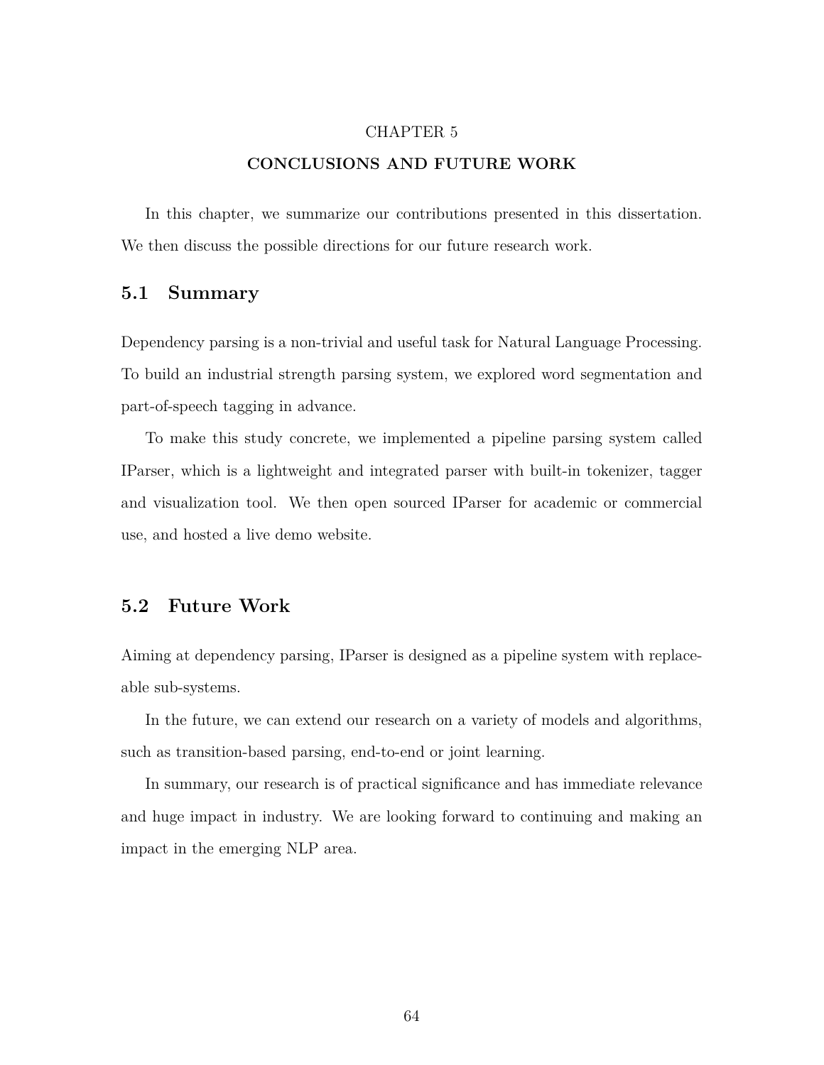# CHAPTER 5

# CONCLUSIONS AND FUTURE WORK

In this chapter, we summarize our contributions presented in this dissertation. We then discuss the possible directions for our future research work.

## 5.1 Summary

Dependency parsing is a non-trivial and useful task for Natural Language Processing. To build an industrial strength parsing system, we explored word segmentation and part-of-speech tagging in advance.

To make this study concrete, we implemented a pipeline parsing system called IParser, which is a lightweight and integrated parser with built-in tokenizer, tagger and visualization tool. We then open sourced IParser for academic or commercial use, and hosted a live demo website.

## 5.2 Future Work

Aiming at dependency parsing, IParser is designed as a pipeline system with replaceable sub-systems.

In the future, we can extend our research on a variety of models and algorithms, such as transition-based parsing, end-to-end or joint learning.

In summary, our research is of practical significance and has immediate relevance and huge impact in industry. We are looking forward to continuing and making an impact in the emerging NLP area.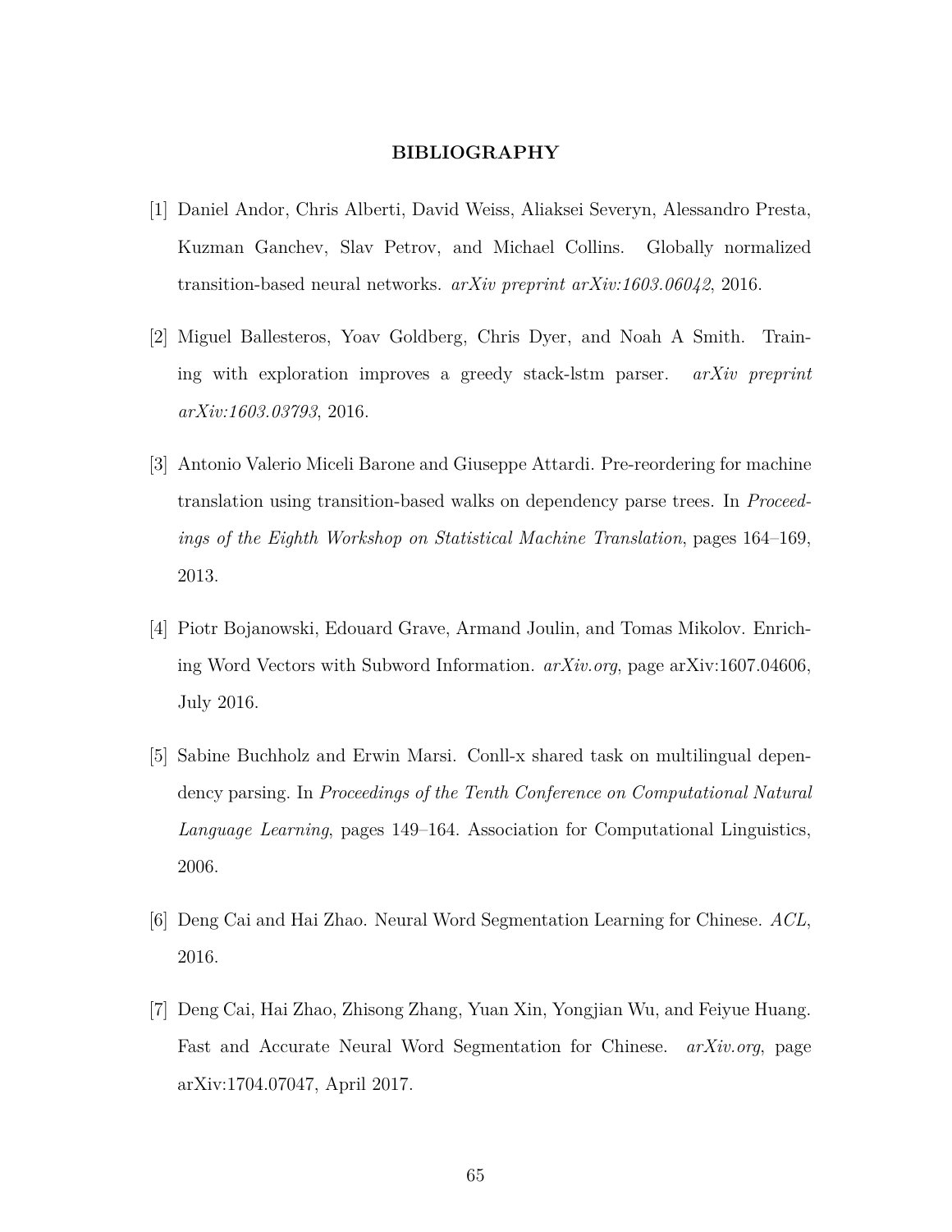## BIBLIOGRAPHY

[1] Daniel Andor, Chris Alberti, David Weiss, Aliaksei Severyn, Alessandro Presta, Kuzman Ganchev, Slav Petrov, and Michael Collins. Globally normalized transition-based neural networks. *arXiv preprint arXiv:1603.06042*, 2016.

[2] Miguel Ballesteros, Yoav Goldberg, Chris Dyer, and Noah A Smith. Training with exploration improves a greedy stack-lstm parser. *arXiv preprint arXiv:1603.03793*, 2016.

[3] Antonio Valerio Miceli Barone and Giuseppe Attardi. Pre-reordering for machine translation using transition-based walks on dependency parse trees. In *Proceedings of the Eighth Workshop on Statistical Machine Translation*, pages 164–169, 2013.

[4] Piotr Bojanowski, Edouard Grave, Armand Joulin, and Tomas Mikolov. Enriching Word Vectors with Subword Information. *arXiv.org*, page arXiv:1607.04606, July 2016.

[5] Sabine Buchholz and Erwin Marsi. Conll-x shared task on multilingual dependency parsing. In *Proceedings of the Tenth Conference on Computational Natural Language Learning*, pages 149–164. Association for Computational Linguistics, 2006.

[6] Deng Cai and Hai Zhao. Neural Word Segmentation Learning for Chinese. *ACL*, 2016.

[7] Deng Cai, Hai Zhao, Zhisong Zhang, Yuan Xin, Yongjian Wu, and Feiyue Huang. Fast and Accurate Neural Word Segmentation for Chinese. *arXiv.org*, page arXiv:1704.07047, April 2017.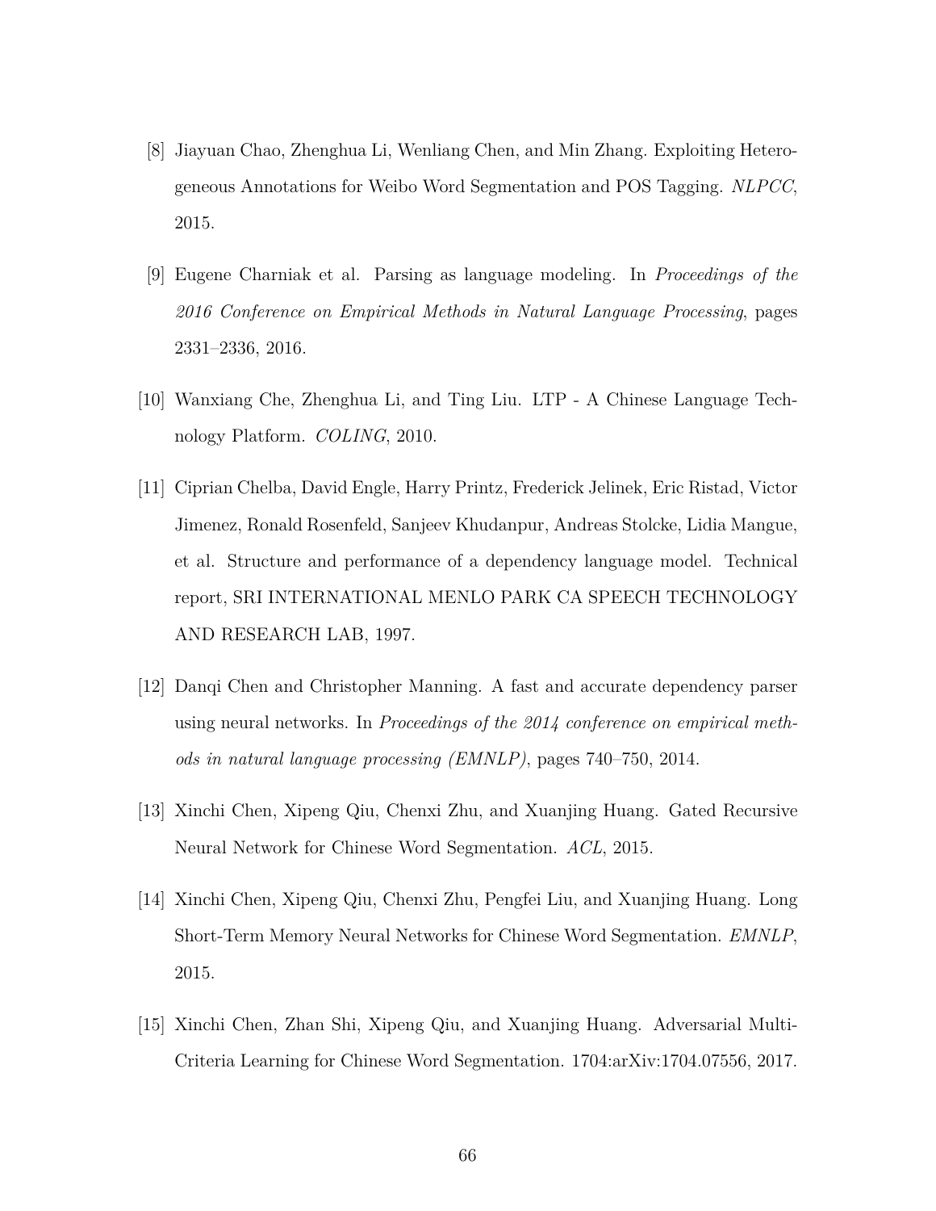[8] Jiayuan Chao, Zhenghua Li, Wenliang Chen, and Min Zhang. Exploiting Heterogeneous Annotations for Weibo Word Segmentation and POS Tagging. *NLPCC*, 2015.

[9] Eugene Charniak et al. Parsing as language modeling. In *Proceedings of the 2016 Conference on Empirical Methods in Natural Language Processing*, pages 2331–2336, 2016.

[10] Wanxiang Che, Zhenghua Li, and Ting Liu. LTP - A Chinese Language Technology Platform. *COLING*, 2010.

[11] Ciprian Chelba, David Engle, Harry Printz, Frederick Jelinek, Eric Ristad, Victor Jimenez, Ronald Rosenfeld, Sanjeev Khudanpur, Andreas Stolcke, Lidia Mangue, et al. Structure and performance of a dependency language model. Technical report, SRI INTERNATIONAL MENLO PARK CA SPEECH TECHNOLOGY AND RESEARCH LAB, 1997.

[12] Danqi Chen and Christopher Manning. A fast and accurate dependency parser using neural networks. In *Proceedings of the 2014 conference on empirical methods in natural language processing (EMNLP)*, pages 740–750, 2014.

[13] Xinchi Chen, Xipeng Qiu, Chenxi Zhu, and Xuanjing Huang. Gated Recursive Neural Network for Chinese Word Segmentation. *ACL*, 2015.

[14] Xinchi Chen, Xipeng Qiu, Chenxi Zhu, Pengfei Liu, and Xuanjing Huang. Long Short-Term Memory Neural Networks for Chinese Word Segmentation. *EMNLP*, 2015.

[15] Xinchi Chen, Zhan Shi, Xipeng Qiu, and Xuanjing Huang. Adversarial Multi-Criteria Learning for Chinese Word Segmentation. 1704:arXiv:1704.07556, 2017.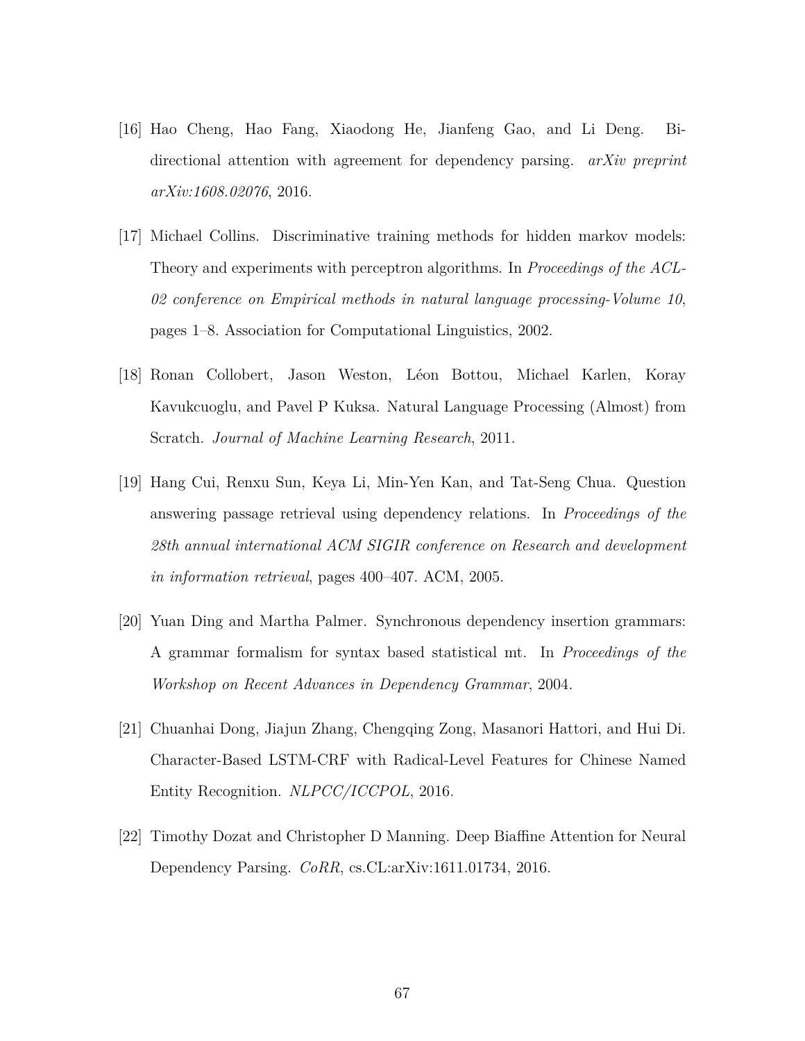[16] Hao Cheng, Hao Fang, Xiaodong He, Jianfeng Gao, and Li Deng. Bi-directional attention with agreement for dependency parsing. *arXiv preprint arXiv:1608.02076*, 2016.

[17] Michael Collins. Discriminative training methods for hidden markov models: Theory and experiments with perceptron algorithms. In *Proceedings of the ACL-02 conference on Empirical methods in natural language processing-Volume 10*, pages 1–8. Association for Computational Linguistics, 2002.

[18] Ronan Collobert, Jason Weston, Léon Bottou, Michael Karlen, Koray Kavukcuoglu, and Pavel P Kuksa. Natural Language Processing (Almost) from Scratch. *Journal of Machine Learning Research*, 2011.

[19] Hang Cui, Renxu Sun, Keya Li, Min-Yen Kan, and Tat-Seng Chua. Question answering passage retrieval using dependency relations. In *Proceedings of the 28th annual international ACM SIGIR conference on Research and development in information retrieval*, pages 400–407. ACM, 2005.

[20] Yuan Ding and Martha Palmer. Synchronous dependency insertion grammars: A grammar formalism for syntax based statistical mt. In *Proceedings of the Workshop on Recent Advances in Dependency Grammar*, 2004.

[21] Chuanhai Dong, Jiajun Zhang, Chengqing Zong, Masanori Hattori, and Hui Di. Character-Based LSTM-CRF with Radical-Level Features for Chinese Named Entity Recognition. *NLPCC/ICCPOL*, 2016.

[22] Timothy Dozat and Christopher D Manning. Deep Biaffine Attention for Neural Dependency Parsing. *CoRR*, cs.CL:arXiv:1611.01734, 2016.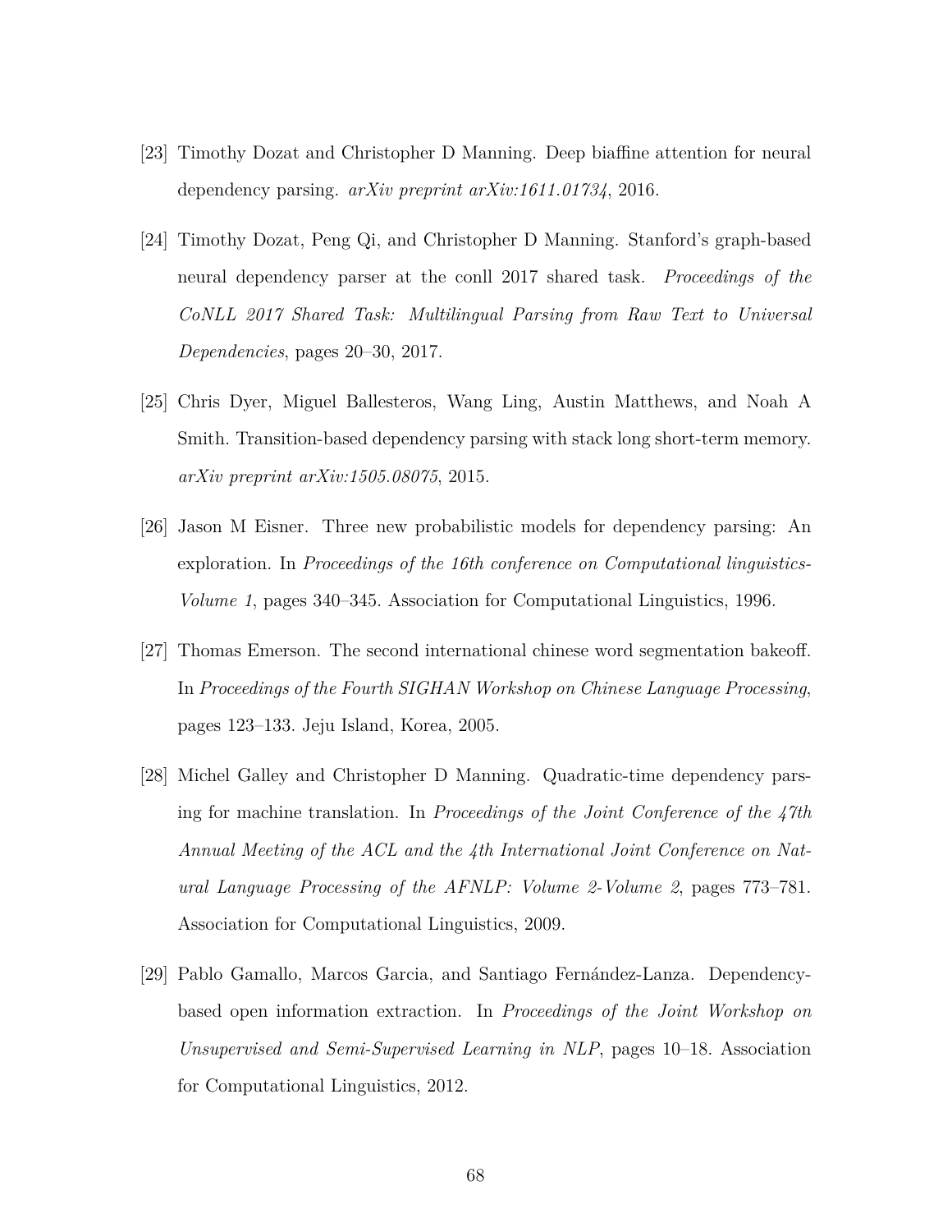[23] Timothy Dozat and Christopher D Manning. Deep biaffine attention for neural dependency parsing. *arXiv preprint arXiv:1611.01734*, 2016.

[24] Timothy Dozat, Peng Qi, and Christopher D Manning. Stanford's graph-based neural dependency parser at the conll 2017 shared task. *Proceedings of the CoNLL 2017 Shared Task: Multilingual Parsing from Raw Text to Universal Dependencies*, pages 20–30, 2017.

[25] Chris Dyer, Miguel Ballesteros, Wang Ling, Austin Matthews, and Noah A Smith. Transition-based dependency parsing with stack long short-term memory. *arXiv preprint arXiv:1505.08075*, 2015.

[26] Jason M Eisner. Three new probabilistic models for dependency parsing: An exploration. In *Proceedings of the 16th conference on Computational linguistics-Volume 1*, pages 340–345. Association for Computational Linguistics, 1996.

[27] Thomas Emerson. The second international chinese word segmentation bakeoff. In *Proceedings of the Fourth SIGHAN Workshop on Chinese Language Processing*, pages 123–133. Jeju Island, Korea, 2005.

[28] Michel Galley and Christopher D Manning. Quadratic-time dependency parsing for machine translation. In *Proceedings of the Joint Conference of the 47th Annual Meeting of the ACL and the 4th International Joint Conference on Natural Language Processing of the AFNLP: Volume 2-Volume 2*, pages 773–781. Association for Computational Linguistics, 2009.

[29] Pablo Gamallo, Marcos Garcia, and Santiago Fernández-Lanza. Dependency-based open information extraction. In *Proceedings of the Joint Workshop on Unsupervised and Semi-Supervised Learning in NLP*, pages 10–18. Association for Computational Linguistics, 2012.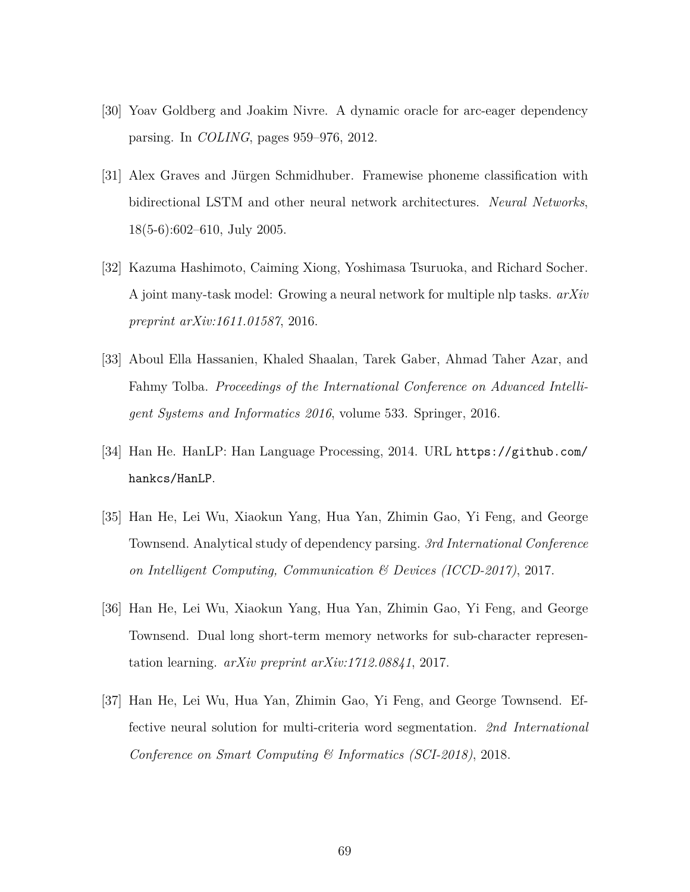[30] Yoav Goldberg and Joakim Nivre. A dynamic oracle for arc-eager dependency parsing. In *COLING*, pages 959–976, 2012.

[31] Alex Graves and Jürgen Schmidhuber. Framewise phoneme classification with bidirectional LSTM and other neural network architectures. *Neural Networks*, 18(5-6):602–610, July 2005.

[32] Kazuma Hashimoto, Caiming Xiong, Yoshimasa Tsuruoka, and Richard Socher. A joint many-task model: Growing a neural network for multiple nlp tasks. *arXiv preprint arXiv:1611.01587*, 2016.

[33] Aboul Ella Hassanien, Khaled Shaalan, Tarek Gaber, Ahmad Taher Azar, and Fahmy Tolba. *Proceedings of the International Conference on Advanced Intelligent Systems and Informatics 2016*, volume 533. Springer, 2016.

[34] Han He. HanLP: Han Language Processing, 2014. URL `https://github.com/hankcs/HanLP`.

[35] Han He, Lei Wu, Xiaokun Yang, Hua Yan, Zhimin Gao, Yi Feng, and George Townsend. Analytical study of dependency parsing. *3rd International Conference on Intelligent Computing, Communication & Devices (ICCD-2017)*, 2017.

[36] Han He, Lei Wu, Xiaokun Yang, Hua Yan, Zhimin Gao, Yi Feng, and George Townsend. Dual long short-term memory networks for sub-character representation learning. *arXiv preprint arXiv:1712.08841*, 2017.

[37] Han He, Lei Wu, Hua Yan, Zhimin Gao, Yi Feng, and George Townsend. Effective neural solution for multi-criteria word segmentation. *2nd International Conference on Smart Computing & Informatics (SCI-2018)*, 2018.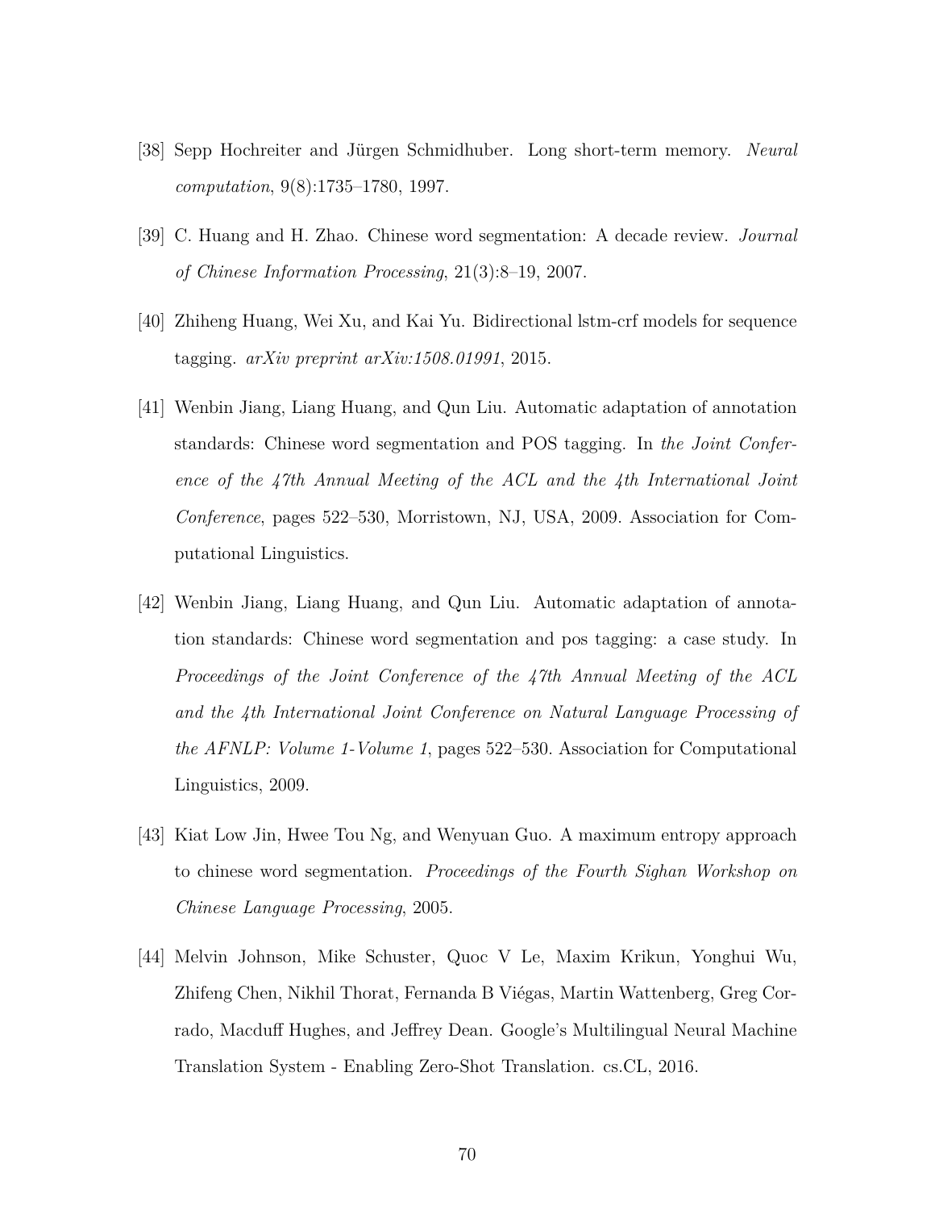[38] Sepp Hochreiter and Jürgen Schmidhuber. Long short-term memory. *Neural computation*, 9(8):1735–1780, 1997.

[39] C. Huang and H. Zhao. Chinese word segmentation: A decade review. *Journal of Chinese Information Processing*, 21(3):8–19, 2007.

[40] Zhiheng Huang, Wei Xu, and Kai Yu. Bidirectional lstm-crf models for sequence tagging. *arXiv preprint arXiv:1508.01991*, 2015.

[41] Wenbin Jiang, Liang Huang, and Qun Liu. Automatic adaptation of annotation standards: Chinese word segmentation and POS tagging. In *the Joint Conference of the 47th Annual Meeting of the ACL and the 4th International Joint Conference*, pages 522–530, Morristown, NJ, USA, 2009. Association for Computational Linguistics.

[42] Wenbin Jiang, Liang Huang, and Qun Liu. Automatic adaptation of annotation standards: Chinese word segmentation and pos tagging: a case study. In *Proceedings of the Joint Conference of the 47th Annual Meeting of the ACL and the 4th International Joint Conference on Natural Language Processing of the AFNLP: Volume 1-Volume 1*, pages 522–530. Association for Computational Linguistics, 2009.

[43] Kiat Low Jin, Hwee Tou Ng, and Wenyuan Guo. A maximum entropy approach to chinese word segmentation. *Proceedings of the Fourth Sighan Workshop on Chinese Language Processing*, 2005.

[44] Melvin Johnson, Mike Schuster, Quoc V Le, Maxim Krikun, Yonghui Wu, Zhifeng Chen, Nikhil Thorat, Fernanda B Viégas, Martin Wattenberg, Greg Corrado, Macduff Hughes, and Jeffrey Dean. Google's Multilingual Neural Machine Translation System - Enabling Zero-Shot Translation. cs.CL, 2016.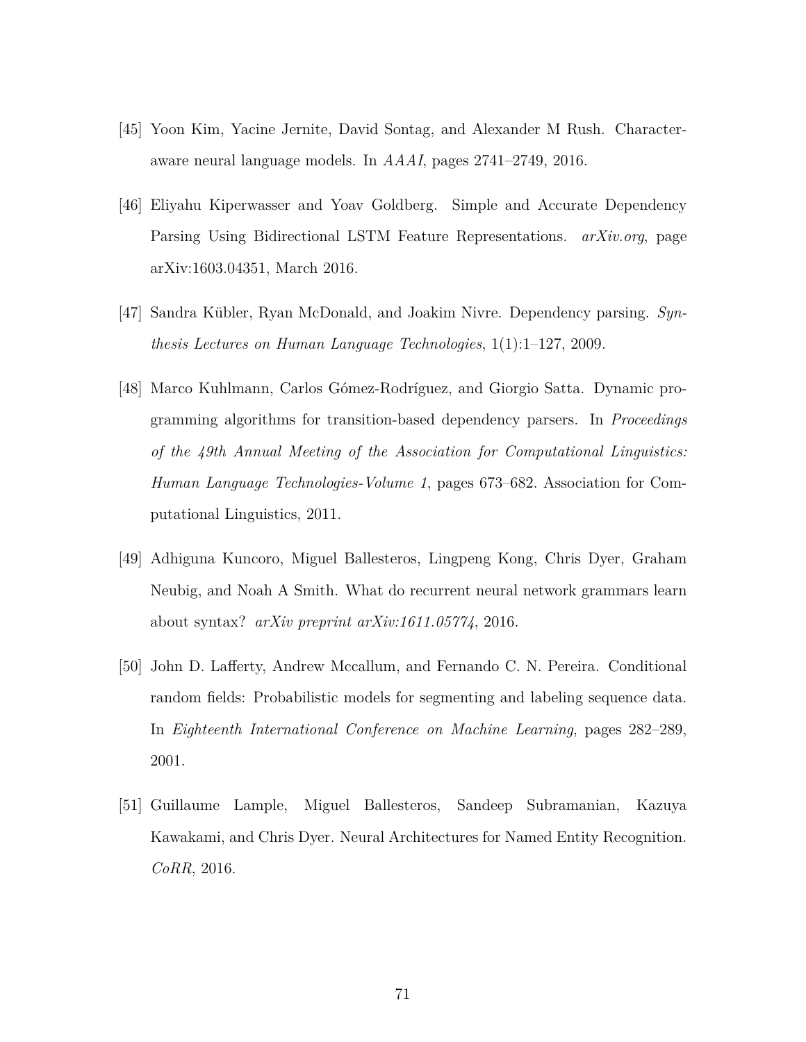[45] Yoon Kim, Yacine Jernite, David Sontag, and Alexander M Rush. Character-aware neural language models. In *AAAI*, pages 2741–2749, 2016.

[46] Eliyahu Kiperwasser and Yoav Goldberg. Simple and Accurate Dependency Parsing Using Bidirectional LSTM Feature Representations. *arXiv.org*, page arXiv:1603.04351, March 2016.

[47] Sandra Kübler, Ryan McDonald, and Joakim Nivre. Dependency parsing. *Synthesis Lectures on Human Language Technologies*, 1(1):1–127, 2009.

[48] Marco Kuhlmann, Carlos Gómez-Rodríguez, and Giorgio Satta. Dynamic programming algorithms for transition-based dependency parsers. In *Proceedings of the 49th Annual Meeting of the Association for Computational Linguistics: Human Language Technologies-Volume 1*, pages 673–682. Association for Computational Linguistics, 2011.

[49] Adhiguna Kuncoro, Miguel Ballesteros, Lingpeng Kong, Chris Dyer, Graham Neubig, and Noah A Smith. What do recurrent neural network grammars learn about syntax? *arXiv preprint arXiv:1611.05774*, 2016.

[50] John D. Lafferty, Andrew Mccallum, and Fernando C. N. Pereira. Conditional random fields: Probabilistic models for segmenting and labeling sequence data. In *Eighteenth International Conference on Machine Learning*, pages 282–289, 2001.

[51] Guillaume Lample, Miguel Ballesteros, Sandeep Subramanian, Kazuya Kawakami, and Chris Dyer. Neural Architectures for Named Entity Recognition. *CoRR*, 2016.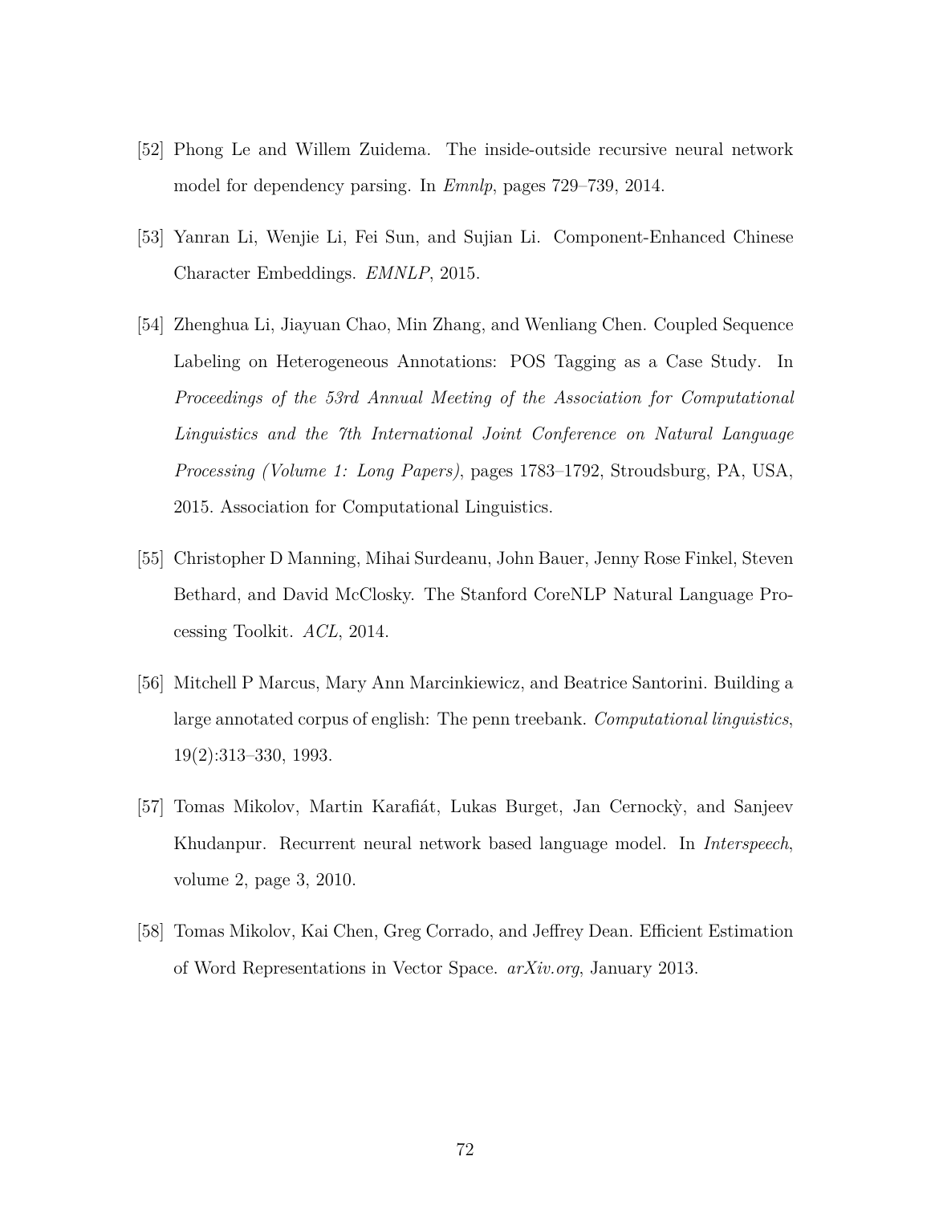[52] Phong Le and Willem Zuidema. The inside-outside recursive neural network model for dependency parsing. In *Emnlp*, pages 729–739, 2014.

[53] Yanran Li, Wenjie Li, Fei Sun, and Sujian Li. Component-Enhanced Chinese Character Embeddings. *EMNLP*, 2015.

[54] Zhenghua Li, Jiayuan Chao, Min Zhang, and Wenliang Chen. Coupled Sequence Labeling on Heterogeneous Annotations: POS Tagging as a Case Study. In *Proceedings of the 53rd Annual Meeting of the Association for Computational Linguistics and the 7th International Joint Conference on Natural Language Processing (Volume 1: Long Papers)*, pages 1783–1792, Stroudsburg, PA, USA, 2015. Association for Computational Linguistics.

[55] Christopher D Manning, Mihai Surdeanu, John Bauer, Jenny Rose Finkel, Steven Bethard, and David McClosky. The Stanford CoreNLP Natural Language Processing Toolkit. *ACL*, 2014.

[56] Mitchell P Marcus, Mary Ann Marcinkiewicz, and Beatrice Santorini. Building a large annotated corpus of english: The penn treebank. *Computational linguistics*, 19(2):313–330, 1993.

[57] Tomas Mikolov, Martin Karafiát, Lukas Burget, Jan Cernockỳ, and Sanjeev Khudanpur. Recurrent neural network based language model. In *Interspeech*, volume 2, page 3, 2010.

[58] Tomas Mikolov, Kai Chen, Greg Corrado, and Jeffrey Dean. Efficient Estimation of Word Representations in Vector Space. *arXiv.org*, January 2013.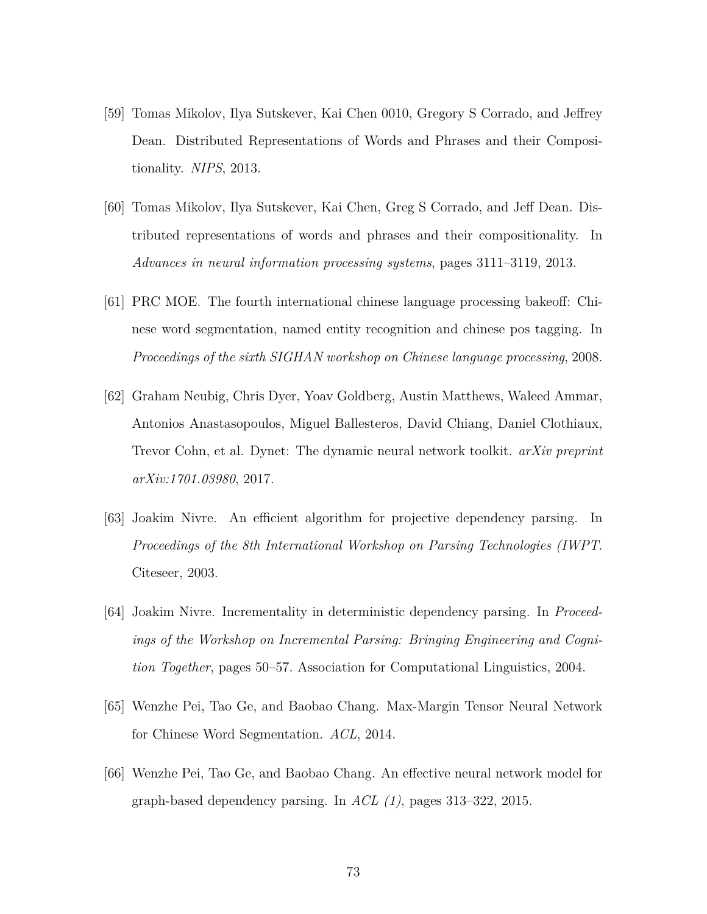[59] Tomas Mikolov, Ilya Sutskever, Kai Chen 0010, Gregory S Corrado, and Jeffrey Dean. Distributed Representations of Words and Phrases and their Compositionality. *NIPS*, 2013.

[60] Tomas Mikolov, Ilya Sutskever, Kai Chen, Greg S Corrado, and Jeff Dean. Distributed representations of words and phrases and their compositionality. In *Advances in neural information processing systems*, pages 3111–3119, 2013.

[61] PRC MOE. The fourth international chinese language processing bakeoff: Chinese word segmentation, named entity recognition and chinese pos tagging. In *Proceedings of the sixth SIGHAN workshop on Chinese language processing*, 2008.

[62] Graham Neubig, Chris Dyer, Yoav Goldberg, Austin Matthews, Waleed Ammar, Antonios Anastasopoulos, Miguel Ballesteros, David Chiang, Daniel Clothiaux, Trevor Cohn, et al. Dynet: The dynamic neural network toolkit. *arXiv preprint arXiv:1701.03980*, 2017.

[63] Joakim Nivre. An efficient algorithm for projective dependency parsing. In *Proceedings of the 8th International Workshop on Parsing Technologies (IWPT*. Citeseer, 2003.

[64] Joakim Nivre. Incrementality in deterministic dependency parsing. In *Proceedings of the Workshop on Incremental Parsing: Bringing Engineering and Cognition Together*, pages 50–57. Association for Computational Linguistics, 2004.

[65] Wenzhe Pei, Tao Ge, and Baobao Chang. Max-Margin Tensor Neural Network for Chinese Word Segmentation. *ACL*, 2014.

[66] Wenzhe Pei, Tao Ge, and Baobao Chang. An effective neural network model for graph-based dependency parsing. In *ACL (1)*, pages 313–322, 2015.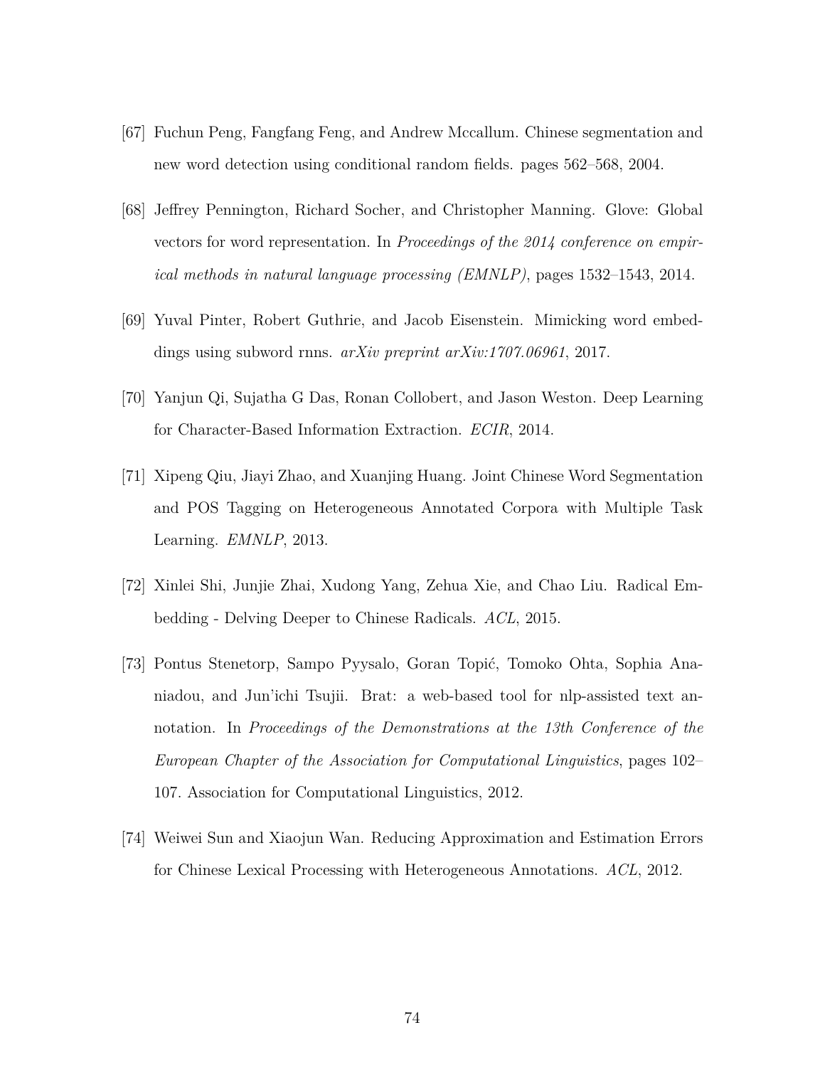[67] Fuchun Peng, Fangfang Feng, and Andrew Mccallum. Chinese segmentation and new word detection using conditional random fields. pages 562–568, 2004.

[68] Jeffrey Pennington, Richard Socher, and Christopher Manning. Glove: Global vectors for word representation. In *Proceedings of the 2014 conference on empirical methods in natural language processing (EMNLP)*, pages 1532–1543, 2014.

[69] Yuval Pinter, Robert Guthrie, and Jacob Eisenstein. Mimicking word embeddings using subword rnns. *arXiv preprint arXiv:1707.06961*, 2017.

[70] Yanjun Qi, Sujatha G Das, Ronan Collobert, and Jason Weston. Deep Learning for Character-Based Information Extraction. *ECIR*, 2014.

[71] Xipeng Qiu, Jiayi Zhao, and Xuanjing Huang. Joint Chinese Word Segmentation and POS Tagging on Heterogeneous Annotated Corpora with Multiple Task Learning. *EMNLP*, 2013.

[72] Xinlei Shi, Junjie Zhai, Xudong Yang, Zehua Xie, and Chao Liu. Radical Embedding - Delving Deeper to Chinese Radicals. *ACL*, 2015.

[73] Pontus Stenetorp, Sampo Pyysalo, Goran Topić, Tomoko Ohta, Sophia Ananiadou, and Jun'ichi Tsujii. Brat: a web-based tool for nlp-assisted text annotation. In *Proceedings of the Demonstrations at the 13th Conference of the European Chapter of the Association for Computational Linguistics*, pages 102–107. Association for Computational Linguistics, 2012.

[74] Weiwei Sun and Xiaojun Wan. Reducing Approximation and Estimation Errors for Chinese Lexical Processing with Heterogeneous Annotations. *ACL*, 2012.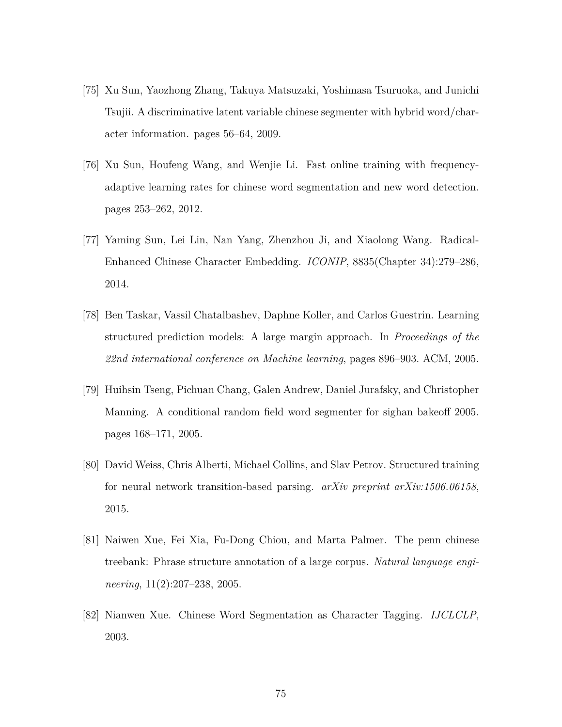[75] Xu Sun, Yaozhong Zhang, Takuya Matsuzaki, Yoshimasa Tsuruoka, and Junichi Tsujii. A discriminative latent variable chinese segmenter with hybrid word/character information. pages 56–64, 2009.

[76] Xu Sun, Houfeng Wang, and Wenjie Li. Fast online training with frequency-adaptive learning rates for chinese word segmentation and new word detection. pages 253–262, 2012.

[77] Yaming Sun, Lei Lin, Nan Yang, Zhenzhou Ji, and Xiaolong Wang. Radical-Enhanced Chinese Character Embedding. *ICONIP*, 8835(Chapter 34):279–286, 2014.

[78] Ben Taskar, Vassil Chatalbashev, Daphne Koller, and Carlos Guestrin. Learning structured prediction models: A large margin approach. In *Proceedings of the 22nd international conference on Machine learning*, pages 896–903. ACM, 2005.

[79] Huihsin Tseng, Pichuan Chang, Galen Andrew, Daniel Jurafsky, and Christopher Manning. A conditional random field word segmenter for sighan bakeoff 2005. pages 168–171, 2005.

[80] David Weiss, Chris Alberti, Michael Collins, and Slav Petrov. Structured training for neural network transition-based parsing. *arXiv preprint arXiv:1506.06158*, 2015.

[81] Naiwen Xue, Fei Xia, Fu-Dong Chiou, and Marta Palmer. The penn chinese treebank: Phrase structure annotation of a large corpus. *Natural language engineering*, 11(2):207–238, 2005.

[82] Nianwen Xue. Chinese Word Segmentation as Character Tagging. *IJCLCLP*, 2003.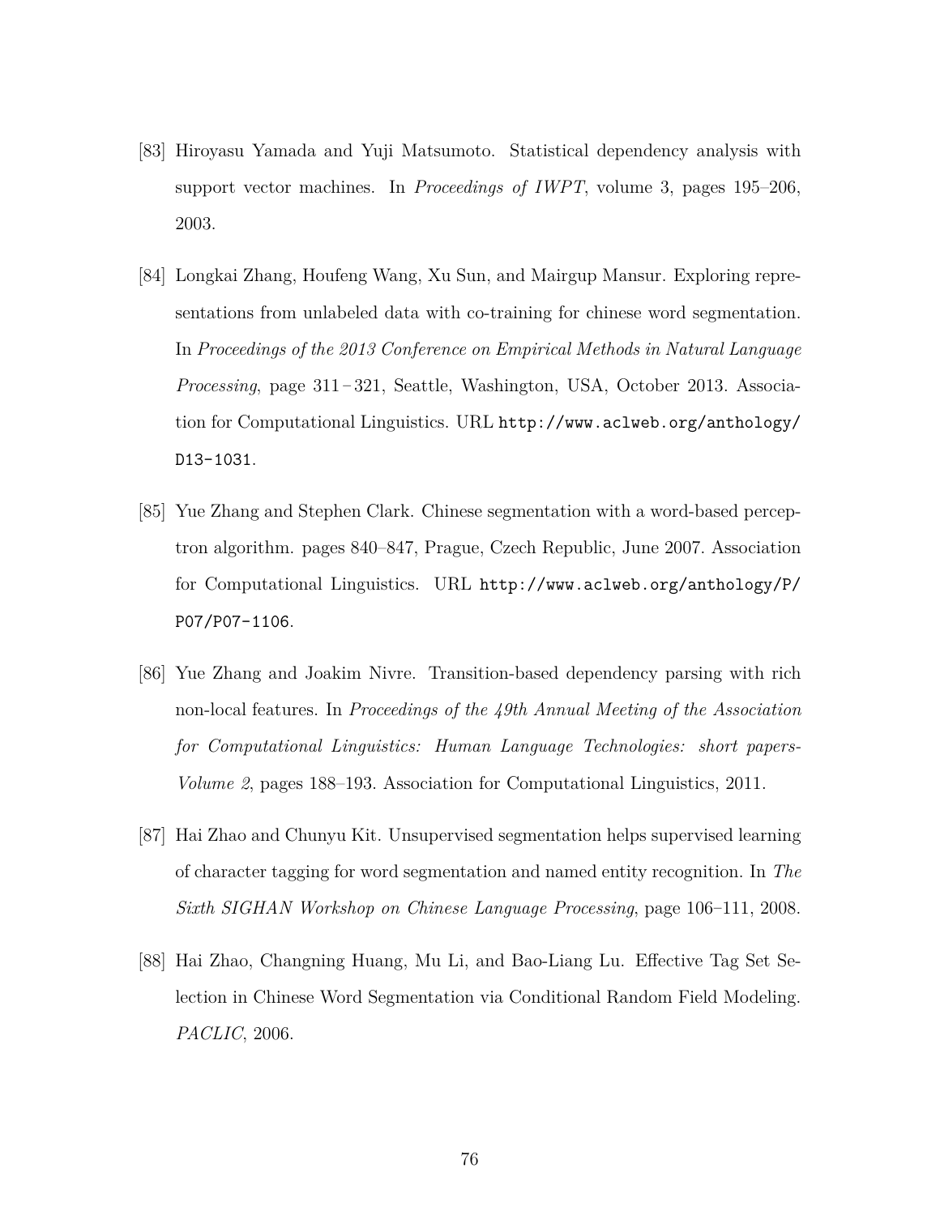[83] Hiroyasu Yamada and Yuji Matsumoto. Statistical dependency analysis with support vector machines. In *Proceedings of IWPT*, volume 3, pages 195–206, 2003.

[84] Longkai Zhang, Houfeng Wang, Xu Sun, and Mairgup Mansur. Exploring representations from unlabeled data with co-training for chinese word segmentation. In *Proceedings of the 2013 Conference on Empirical Methods in Natural Language Processing*, page 311–321, Seattle, Washington, USA, October 2013. Association for Computational Linguistics. URL `http://www.aclweb.org/anthology/D13-1031`.

[85] Yue Zhang and Stephen Clark. Chinese segmentation with a word-based perceptron algorithm. pages 840–847, Prague, Czech Republic, June 2007. Association for Computational Linguistics. URL `http://www.aclweb.org/anthology/P/P07/P07-1106`.

[86] Yue Zhang and Joakim Nivre. Transition-based dependency parsing with rich non-local features. In *Proceedings of the 49th Annual Meeting of the Association for Computational Linguistics: Human Language Technologies: short papers-Volume 2*, pages 188–193. Association for Computational Linguistics, 2011.

[87] Hai Zhao and Chunyu Kit. Unsupervised segmentation helps supervised learning of character tagging for word segmentation and named entity recognition. In *The Sixth SIGHAN Workshop on Chinese Language Processing*, page 106–111, 2008.

[88] Hai Zhao, Changning Huang, Mu Li, and Bao-Liang Lu. Effective Tag Set Selection in Chinese Word Segmentation via Conditional Random Field Modeling. *PACLIC*, 2006.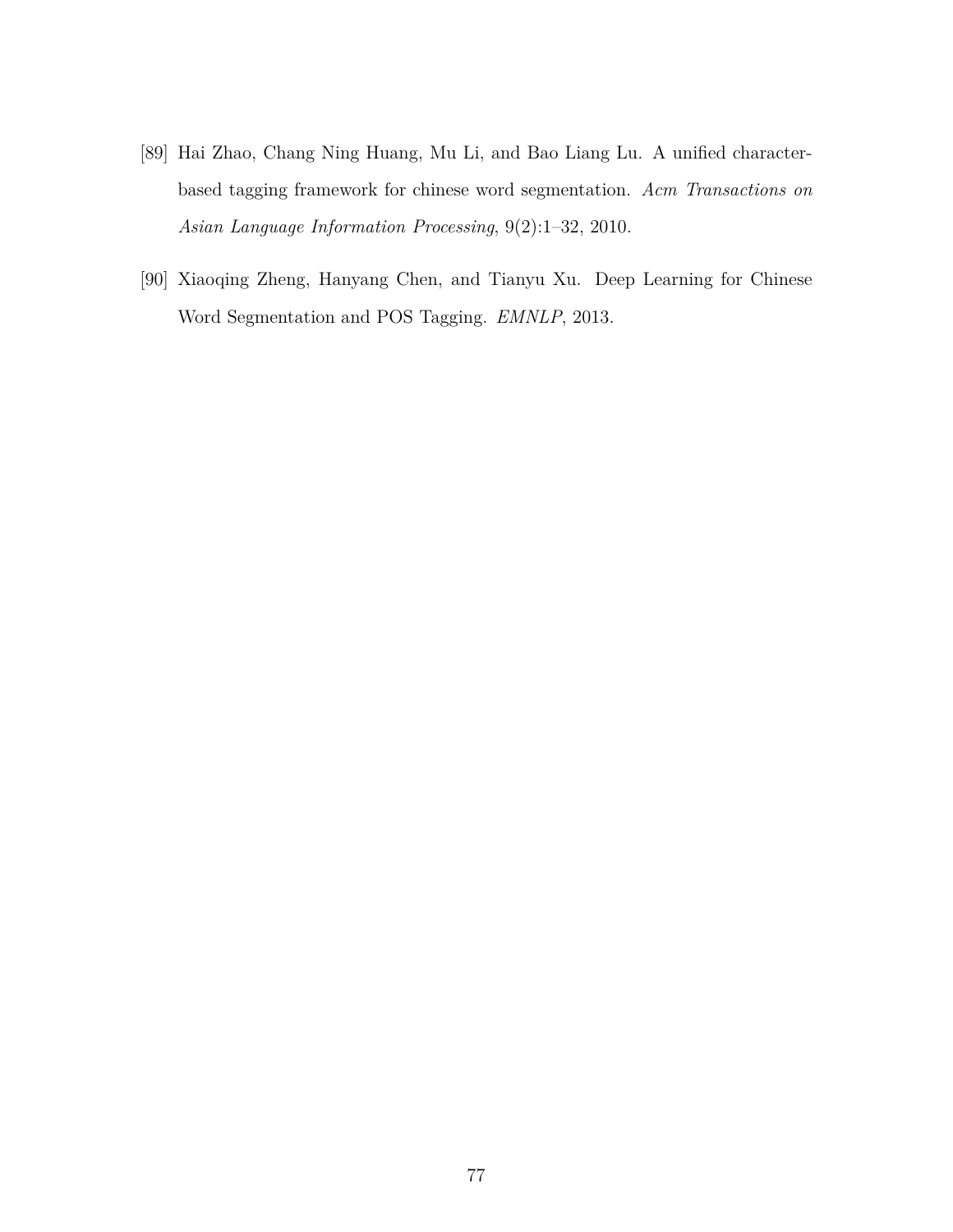[89] Hai Zhao, Chang Ning Huang, Mu Li, and Bao Liang Lu. A unified character-based tagging framework for chinese word segmentation. *Acm Transactions on Asian Language Information Processing*, 9(2):1–32, 2010.

[90] Xiaoqing Zheng, Hanyang Chen, and Tianyu Xu. Deep Learning for Chinese Word Segmentation and POS Tagging. *EMNLP*, 2013.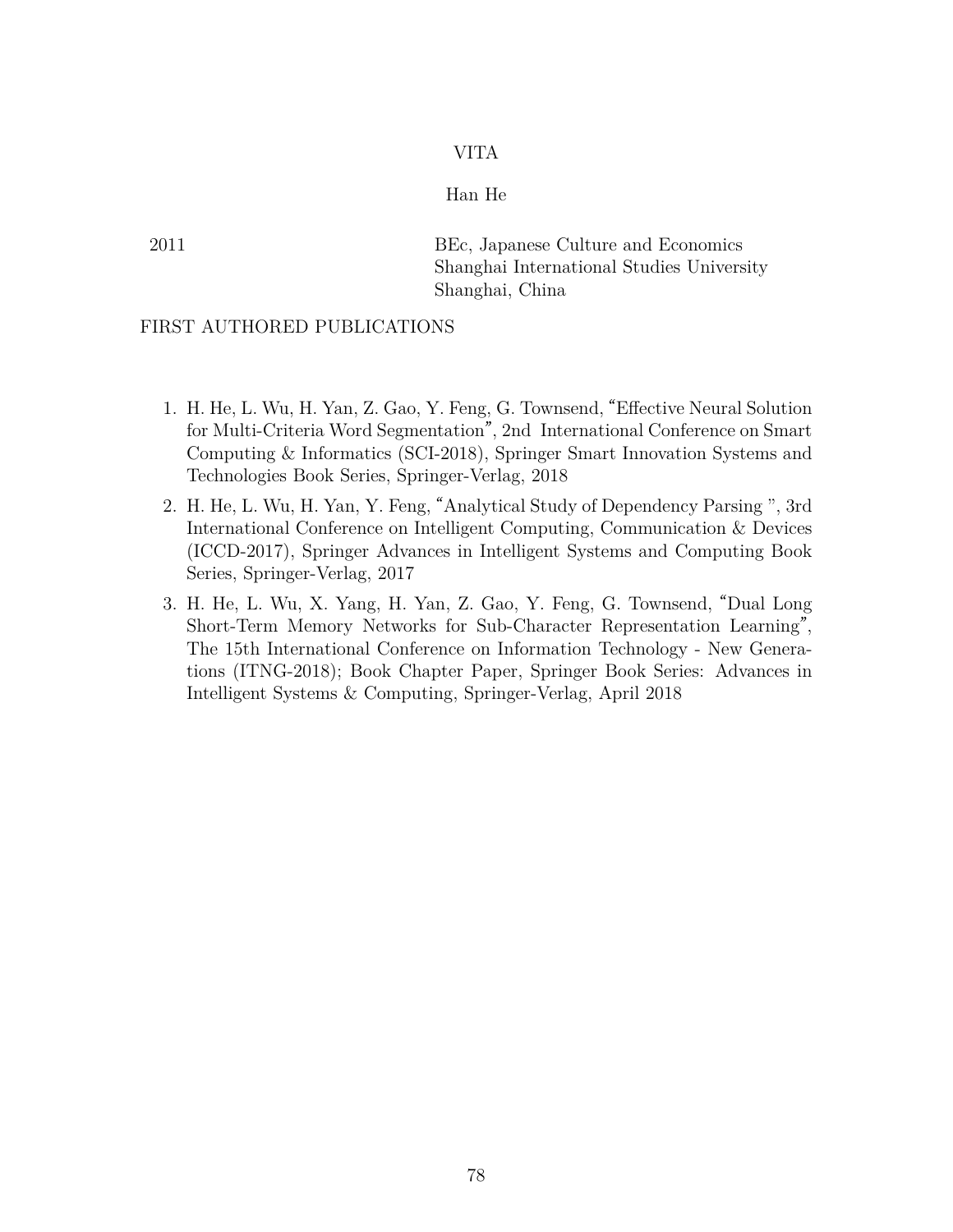# VITA

Han He

| | |
|---|---|
| 2011 | BEc, Japanese Culture and Economics<br>Shanghai International Studies University<br>Shanghai, China |

## FIRST AUTHORED PUBLICATIONS

1. H. He, L. Wu, H. Yan, Z. Gao, Y. Feng, G. Townsend, "Effective Neural Solution for Multi-Criteria Word Segmentation", 2nd International Conference on Smart Computing & Informatics (SCI-2018), Springer Smart Innovation Systems and Technologies Book Series, Springer-Verlag, 2018
2. H. He, L. Wu, H. Yan, Y. Feng, "Analytical Study of Dependency Parsing ", 3rd International Conference on Intelligent Computing, Communication & Devices (ICCD-2017), Springer Advances in Intelligent Systems and Computing Book Series, Springer-Verlag, 2017
3. H. He, L. Wu, X. Yang, H. Yan, Z. Gao, Y. Feng, G. Townsend, "Dual Long Short-Term Memory Networks for Sub-Character Representation Learning", The 15th International Conference on Information Technology - New Generations (ITNG-2018); Book Chapter Paper, Springer Book Series: Advances in Intelligent Systems & Computing, Springer-Verlag, April 2018